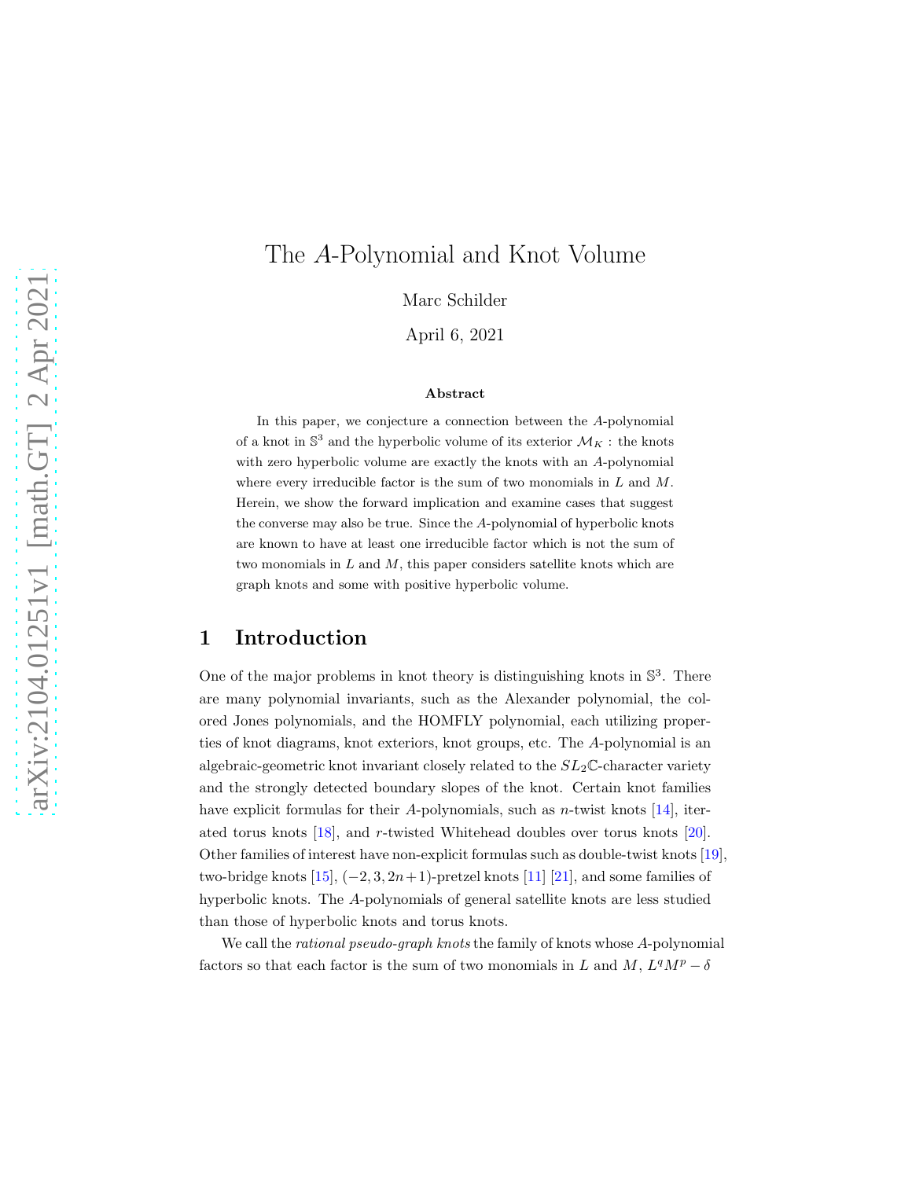# The $A$-Polynomial and Knot Volume

Marc Schilder

April 6, 2021

**Abstract**

In this paper, we conjecture a connection between the $A$-polynomial of a knot in $\mathbb{S}^3$ and the hyperbolic volume of its exterior $\mathcal{M}_K$ : the knots with zero hyperbolic volume are exactly the knots with an $A$-polynomial where every irreducible factor is the sum of two monomials in $L$ and $M$. Herein, we show the forward implication and examine cases that suggest the converse may also be true. Since the $A$-polynomial of hyperbolic knots are known to have at least one irreducible factor which is not the sum of two monomials in $L$ and $M$, this paper considers satellite knots which are graph knots and some with positive hyperbolic volume.

## 1 Introduction

One of the major problems in knot theory is distinguishing knots in $\mathbb{S}^3$. There are many polynomial invariants, such as the Alexander polynomial, the colored Jones polynomials, and the HOMFLY polynomial, each utilizing properties of knot diagrams, knot exteriors, knot groups, etc. The $A$-polynomial is an algebraic-geometric knot invariant closely related to the $SL_2\mathbb{C}$-character variety and the strongly detected boundary slopes of the knot. Certain knot families have explicit formulas for their $A$-polynomials, such as $n$-twist knots [14], iterated torus knots [18], and $r$-twisted Whitehead doubles over torus knots [20]. Other families of interest have non-explicit formulas such as double-twist knots [19], two-bridge knots [15], $(-2, 3, 2n+1)$-pretzel knots [11] [21], and some families of hyperbolic knots. The $A$-polynomials of general satellite knots are less studied than those of hyperbolic knots and torus knots.

We call the *rational pseudo-graph knots* the family of knots whose $A$-polynomial factors so that each factor is the sum of two monomials in $L$ and $M$, $L^qM^p - \delta$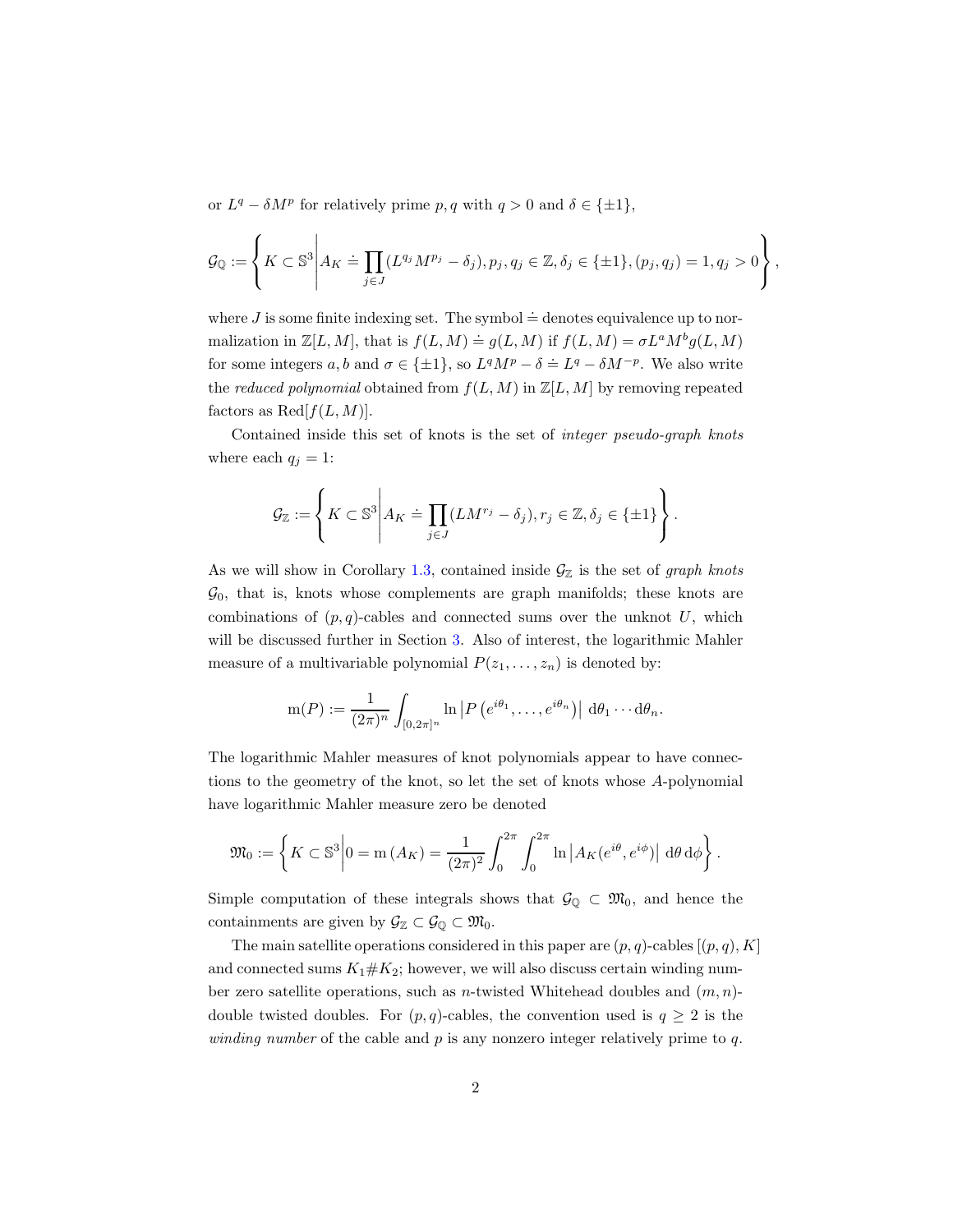or $L^q - \delta M^p$ for relatively prime $p, q$ with $q > 0$ and $\delta \in \{\pm 1\}$,

$$\mathcal{G}_{\mathbb{Q}} := \left\{ K \subset \mathbb{S}^3 \,\middle|\, A_K \doteq \prod_{j \in J} (L^{q_j} M^{p_j} - \delta_j), p_j, q_j \in \mathbb{Z}, \delta_j \in \{\pm 1\}, (p_j, q_j) = 1, q_j > 0 \right\},$$

where $J$ is some finite indexing set. The symbol $\doteq$ denotes equivalence up to normalization in $\mathbb{Z}[L, M]$, that is $f(L, M) \doteq g(L, M)$ if $f(L, M) = \sigma L^a M^b g(L, M)$ for some integers $a, b$ and $\sigma \in \{\pm 1\}$, so $L^q M^p - \delta \doteq L^q - \delta M^{-p}$. We also write the *reduced polynomial* obtained from $f(L, M)$ in $\mathbb{Z}[L, M]$ by removing repeated factors as $\mathrm{Red}[f(L, M)]$.

Contained inside this set of knots is the set of *integer pseudo-graph knots* where each $q_j = 1$:

$$\mathcal{G}_{\mathbb{Z}} := \left\{ K \subset \mathbb{S}^3 \,\middle|\, A_K \doteq \prod_{j \in J} (L M^{r_j} - \delta_j), r_j \in \mathbb{Z}, \delta_j \in \{\pm 1\} \right\}.$$

As we will show in Corollary 1.3, contained inside $\mathcal{G}_{\mathbb{Z}}$ is the set of *graph knots* $\mathcal{G}_0$, that is, knots whose complements are graph manifolds; these knots are combinations of $(p, q)$-cables and connected sums over the unknot $U$, which will be discussed further in Section 3. Also of interest, the logarithmic Mahler measure of a multivariable polynomial $P(z_1, \ldots, z_n)$ is denoted by:

$$\mathrm{m}(P) := \frac{1}{(2\pi)^n} \int_{[0, 2\pi]^n} \ln \left| P\left(e^{i\theta_1}, \ldots, e^{i\theta_n}\right) \right| \, \mathrm{d}\theta_1 \cdots \mathrm{d}\theta_n.$$

The logarithmic Mahler measures of knot polynomials appear to have connections to the geometry of the knot, so let the set of knots whose $A$-polynomial have logarithmic Mahler measure zero be denoted

$$\mathfrak{M}_0 := \left\{ K \subset \mathbb{S}^3 \,\middle|\, 0 = \mathrm{m}\left(A_K\right) = \frac{1}{(2\pi)^2} \int_0^{2\pi} \int_0^{2\pi} \ln \left| A_K(e^{i\theta}, e^{i\phi}) \right| \, \mathrm{d}\theta \, \mathrm{d}\phi \right\}.$$

Simple computation of these integrals shows that $\mathcal{G}_{\mathbb{Q}} \subset \mathfrak{M}_0$, and hence the containments are given by $\mathcal{G}_{\mathbb{Z}} \subset \mathcal{G}_{\mathbb{Q}} \subset \mathfrak{M}_0$.

The main satellite operations considered in this paper are $(p, q)$-cables $[(p, q), K]$ and connected sums $K_1 \# K_2$; however, we will also discuss certain winding number zero satellite operations, such as $n$-twisted Whitehead doubles and $(m, n)$-double twisted doubles. For $(p, q)$-cables, the convention used is $q \geq 2$ is the *winding number* of the cable and $p$ is any nonzero integer relatively prime to $q$.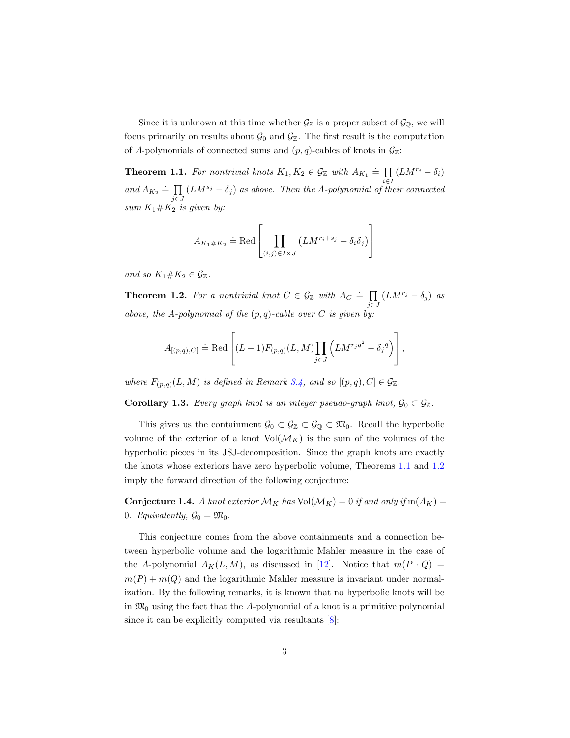Since it is unknown at this time whether $\mathcal{G}_{\mathbb{Z}}$ is a proper subset of $\mathcal{G}_{\mathbb{Q}}$, we will focus primarily on results about $\mathcal{G}_0$ and $\mathcal{G}_{\mathbb{Z}}$. The first result is the computation of $A$-polynomials of connected sums and $(p,q)$-cables of knots in $\mathcal{G}_{\mathbb{Z}}$:

**Theorem 1.1.** *For nontrivial knots $K_1, K_2 \in \mathcal{G}_{\mathbb{Z}}$ with $A_{K_1} \doteq \prod_{i\in I} (LM^{r_i} - \delta_i)$ and $A_{K_2} \doteq \prod_{j\in J} (LM^{s_j} - \delta_j)$ as above. Then the A-polynomial of their connected sum $K_1 \# K_2$ is given by:*

$$A_{K_1\#K_2} \doteq \mathrm{Red}\left[\prod_{(i,j)\in I\times J} \left(LM^{r_i+s_j} - \delta_i\delta_j\right)\right]$$

*and so $K_1 \# K_2 \in \mathcal{G}_{\mathbb{Z}}$.*

**Theorem 1.2.** *For a nontrivial knot $C \in \mathcal{G}_{\mathbb{Z}}$ with $A_C \doteq \prod_{j\in J} (LM^{r_j} - \delta_j)$ as above, the A-polynomial of the $(p,q)$-cable over $C$ is given by:*

$$A_{[(p,q),C]} \doteq \mathrm{Red}\left[(L-1)F_{(p,q)}(L,M)\prod_{j\in J}\left(LM^{r_j q^2} - {\delta_j}^q\right)\right],$$

*where $F_{(p,q)}(L,M)$ is defined in Remark 3.4, and so $[(p,q),C] \in \mathcal{G}_{\mathbb{Z}}$.*

**Corollary 1.3.** *Every graph knot is an integer pseudo-graph knot, $\mathcal{G}_0 \subset \mathcal{G}_{\mathbb{Z}}$.*

This gives us the containment $\mathcal{G}_0 \subset \mathcal{G}_{\mathbb{Z}} \subset \mathcal{G}_{\mathbb{Q}} \subset \mathfrak{M}_0$. Recall the hyperbolic volume of the exterior of a knot $\mathrm{Vol}(\mathcal{M}_K)$ is the sum of the volumes of the hyperbolic pieces in its JSJ-decomposition. Since the graph knots are exactly the knots whose exteriors have zero hyperbolic volume, Theorems 1.1 and 1.2 imply the forward direction of the following conjecture:

**Conjecture 1.4.** *A knot exterior $\mathcal{M}_K$ has $\mathrm{Vol}(\mathcal{M}_K) = 0$ if and only if $\mathrm{m}(A_K) = 0$. Equivalently, $\mathcal{G}_0 = \mathfrak{M}_0$.*

This conjecture comes from the above containments and a connection between hyperbolic volume and the logarithmic Mahler measure in the case of the $A$-polynomial $A_K(L,M)$, as discussed in [12]. Notice that $m(P \cdot Q) = m(P) + m(Q)$ and the logarithmic Mahler measure is invariant under normalization. By the following remarks, it is known that no hyperbolic knots will be in $\mathfrak{M}_0$ using the fact that the $A$-polynomial of a knot is a primitive polynomial since it can be explicitly computed via resultants [8]: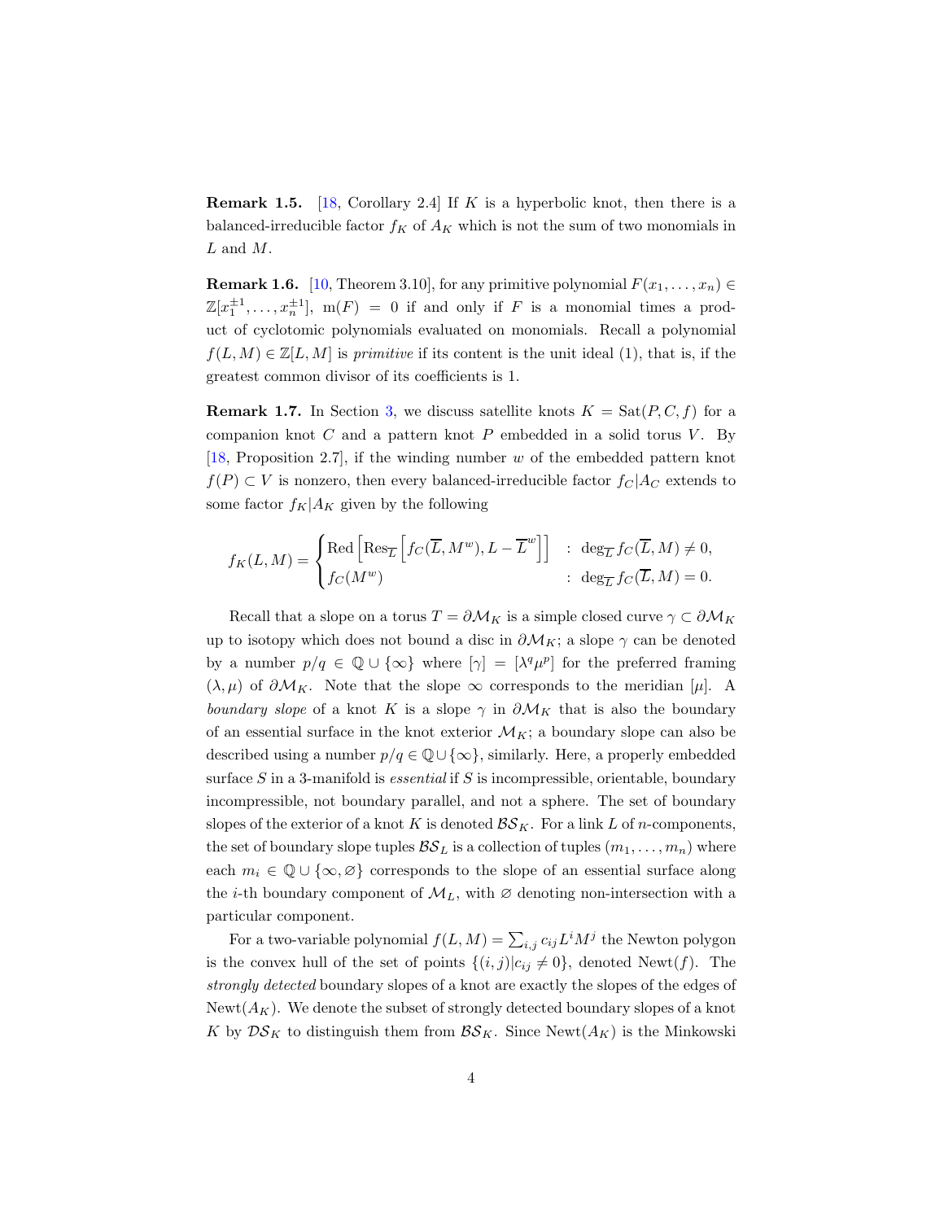**Remark 1.5.** [18, Corollary 2.4] If $K$ is a hyperbolic knot, then there is a balanced-irreducible factor $f_K$ of $A_K$ which is not the sum of two monomials in $L$ and $M$.

**Remark 1.6.** [10, Theorem 3.10], for any primitive polynomial $F(x_1, \dots, x_n) \in \mathbb{Z}[x_1^{\pm 1}, \dots, x_n^{\pm 1}]$, $\mathrm{m}(F) = 0$ if and only if $F$ is a monomial times a product of cyclotomic polynomials evaluated on monomials. Recall a polynomial $f(L, M) \in \mathbb{Z}[L, M]$ is *primitive* if its content is the unit ideal (1), that is, if the greatest common divisor of its coefficients is 1.

**Remark 1.7.** In Section 3, we discuss satellite knots $K = \mathrm{Sat}(P, C, f)$ for a companion knot $C$ and a pattern knot $P$ embedded in a solid torus $V$. By [18, Proposition 2.7], if the winding number $w$ of the embedded pattern knot $f(P) \subset V$ is nonzero, then every balanced-irreducible factor $f_C | A_C$ extends to some factor $f_K | A_K$ given by the following

$$f_K(L, M) = \begin{cases} \mathrm{Red}\left[\mathrm{Res}_{\overline{L}}\left[f_C(\overline{L}, M^w), L - \overline{L}^w\right]\right] & : \deg_{\overline{L}} f_C(\overline{L}, M) \neq 0, \\ f_C(M^w) & : \deg_{\overline{L}} f_C(\overline{L}, M) = 0. \end{cases}$$

Recall that a slope on a torus $T = \partial \mathcal{M}_K$ is a simple closed curve $\gamma \subset \partial \mathcal{M}_K$ up to isotopy which does not bound a disc in $\partial \mathcal{M}_K$; a slope $\gamma$ can be denoted by a number $p/q \in \mathbb{Q} \cup \{\infty\}$ where $[\gamma] = [\lambda^q \mu^p]$ for the preferred framing $(\lambda, \mu)$ of $\partial \mathcal{M}_K$. Note that the slope $\infty$ corresponds to the meridian $[\mu]$. A *boundary slope* of a knot $K$ is a slope $\gamma$ in $\partial \mathcal{M}_K$ that is also the boundary of an essential surface in the knot exterior $\mathcal{M}_K$; a boundary slope can also be described using a number $p/q \in \mathbb{Q} \cup \{\infty\}$, similarly. Here, a properly embedded surface $S$ in a 3-manifold is *essential* if $S$ is incompressible, orientable, boundary incompressible, not boundary parallel, and not a sphere. The set of boundary slopes of the exterior of a knot $K$ is denoted $\mathcal{BS}_K$. For a link $L$ of $n$-components, the set of boundary slope tuples $\mathcal{BS}_L$ is a collection of tuples $(m_1, \dots, m_n)$ where each $m_i \in \mathbb{Q} \cup \{\infty, \varnothing\}$ corresponds to the slope of an essential surface along the $i$-th boundary component of $\mathcal{M}_L$, with $\varnothing$ denoting non-intersection with a particular component.

For a two-variable polynomial $f(L, M) = \sum_{i,j} c_{ij} L^i M^j$ the Newton polygon is the convex hull of the set of points $\{(i, j) | c_{ij} \neq 0\}$, denoted $\mathrm{Newt}(f)$. The *strongly detected* boundary slopes of a knot are exactly the slopes of the edges of $\mathrm{Newt}(A_K)$. We denote the subset of strongly detected boundary slopes of a knot $K$ by $\mathcal{DS}_K$ to distinguish them from $\mathcal{BS}_K$. Since $\mathrm{Newt}(A_K)$ is the Minkowski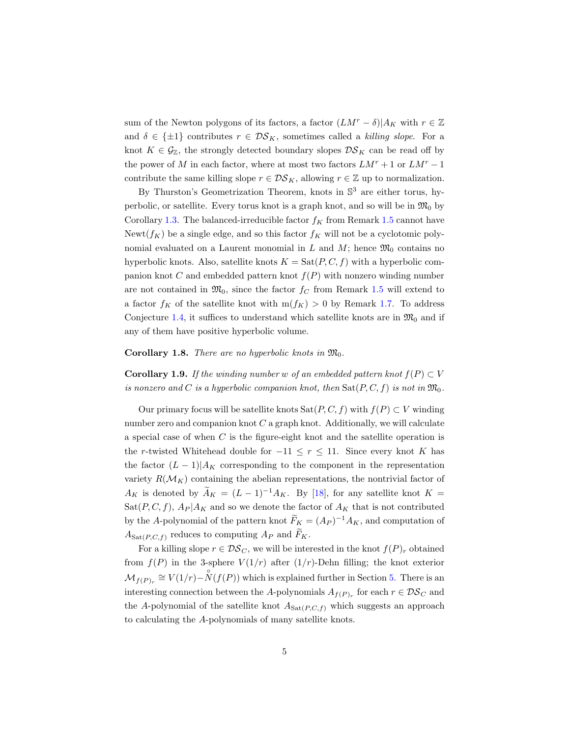sum of the Newton polygons of its factors, a factor $(LM^r - \delta)|A_K$ with $r \in \mathbb{Z}$ and $\delta \in \{\pm 1\}$ contributes $r \in \mathcal{DS}_K$, sometimes called a *killing slope*. For a knot $K \in \mathcal{G}_{\mathbb{Z}}$, the strongly detected boundary slopes $\mathcal{DS}_K$ can be read off by the power of $M$ in each factor, where at most two factors $LM^r + 1$ or $LM^r - 1$ contribute the same killing slope $r \in \mathcal{DS}_K$, allowing $r \in \mathbb{Z}$ up to normalization.

By Thurston's Geometrization Theorem, knots in $\mathbb{S}^3$ are either torus, hyperbolic, or satellite. Every torus knot is a graph knot, and so will be in $\mathfrak{M}_0$ by Corollary 1.3. The balanced-irreducible factor $f_K$ from Remark 1.5 cannot have $\text{Newt}(f_K)$ be a single edge, and so this factor $f_K$ will not be a cyclotomic polynomial evaluated on a Laurent monomial in $L$ and $M$; hence $\mathfrak{M}_0$ contains no hyperbolic knots. Also, satellite knots $K = \text{Sat}(P, C, f)$ with a hyperbolic companion knot $C$ and embedded pattern knot $f(P)$ with nonzero winding number are not contained in $\mathfrak{M}_0$, since the factor $f_C$ from Remark 1.5 will extend to a factor $f_K$ of the satellite knot with $\text{m}(f_K) > 0$ by Remark 1.7. To address Conjecture 1.4, it suffices to understand which satellite knots are in $\mathfrak{M}_0$ and if any of them have positive hyperbolic volume.

**Corollary 1.8.** *There are no hyperbolic knots in* $\mathfrak{M}_0$.

**Corollary 1.9.** *If the winding number $w$ of an embedded pattern knot $f(P) \subset V$ is nonzero and $C$ is a hyperbolic companion knot, then $\text{Sat}(P, C, f)$ is not in $\mathfrak{M}_0$.*

Our primary focus will be satellite knots $\text{Sat}(P, C, f)$ with $f(P) \subset V$ winding number zero and companion knot $C$ a graph knot. Additionally, we will calculate a special case of when $C$ is the figure-eight knot and the satellite operation is the $r$-twisted Whitehead double for $-11 \le r \le 11$. Since every knot $K$ has the factor $(L-1)|A_K$ corresponding to the component in the representation variety $R(\mathcal{M}_K)$ containing the abelian representations, the nontrivial factor of $A_K$ is denoted by $\widetilde{A}_K = (L-1)^{-1}A_K$. By [18], for any satellite knot $K = \text{Sat}(P, C, f)$, $A_P|A_K$ and so we denote the factor of $A_K$ that is not contributed by the $A$-polynomial of the pattern knot $\widetilde{F}_K = (A_P)^{-1}A_K$, and computation of $A_{\text{Sat}(P,C,f)}$ reduces to computing $A_P$ and $\widetilde{F}_K$.

For a killing slope $r \in \mathcal{DS}_C$, we will be interested in the knot $f(P)_r$ obtained from $f(P)$ in the 3-sphere $V(1/r)$ after $(1/r)$-Dehn filling; the knot exterior $\mathcal{M}_{f(P)_r} \cong V(1/r) - \overset{\circ}{N}(f(P))$ which is explained further in Section 5. There is an interesting connection between the $A$-polynomials $A_{f(P)_r}$ for each $r \in \mathcal{DS}_C$ and the $A$-polynomial of the satellite knot $A_{\text{Sat}(P,C,f)}$ which suggests an approach to calculating the $A$-polynomials of many satellite knots.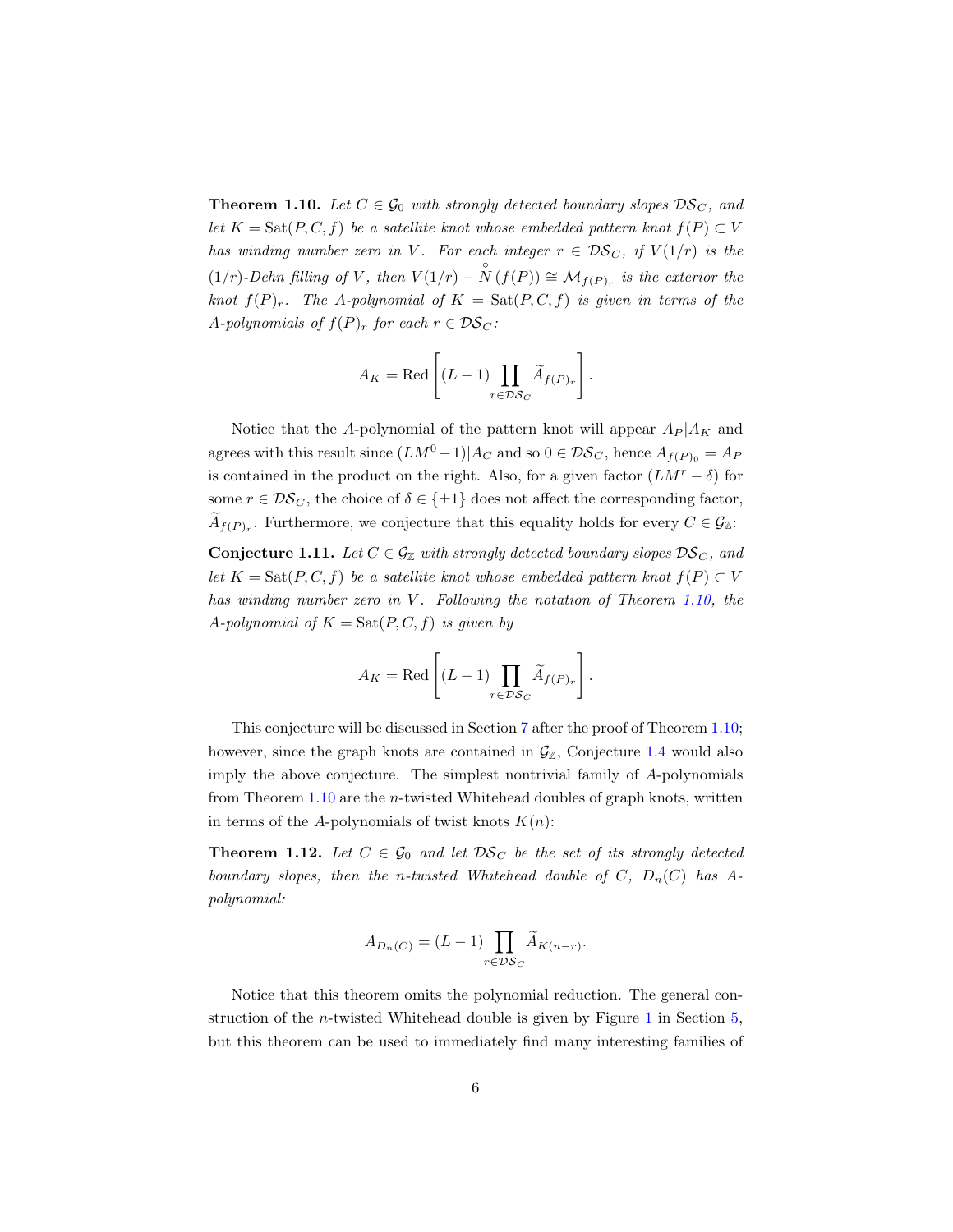**Theorem 1.10.** *Let $C \in \mathcal{G}_0$ with strongly detected boundary slopes $\mathcal{DS}_C$, and let $K = \mathrm{Sat}(P, C, f)$ be a satellite knot whose embedded pattern knot $f(P) \subset V$ has winding number zero in $V$. For each integer $r \in \mathcal{DS}_C$, if $V(1/r)$ is the $(1/r)$-Dehn filling of $V$, then $V(1/r) - \overset{\circ}{N}(f(P)) \cong \mathcal{M}_{f(P)_r}$ is the exterior the knot $f(P)_r$. The $A$-polynomial of $K = \mathrm{Sat}(P, C, f)$ is given in terms of the $A$-polynomials of $f(P)_r$ for each $r \in \mathcal{DS}_C$:*

$$A_K = \mathrm{Red}\left[(L-1)\prod_{r\in\mathcal{DS}_C}\widetilde{A}_{f(P)_r}\right].$$

Notice that the $A$-polynomial of the pattern knot will appear $A_P | A_K$ and agrees with this result since $(LM^0 - 1)|A_C$ and so $0 \in \mathcal{DS}_C$, hence $A_{f(P)_0} = A_P$ is contained in the product on the right. Also, for a given factor $(LM^r - \delta)$ for some $r \in \mathcal{DS}_C$, the choice of $\delta \in \{\pm 1\}$ does not affect the corresponding factor, $\widetilde{A}_{f(P)_r}$. Furthermore, we conjecture that this equality holds for every $C \in \mathcal{G}_{\mathbb{Z}}$:

**Conjecture 1.11.** *Let $C \in \mathcal{G}_{\mathbb{Z}}$ with strongly detected boundary slopes $\mathcal{DS}_C$, and let $K = \mathrm{Sat}(P, C, f)$ be a satellite knot whose embedded pattern knot $f(P) \subset V$ has winding number zero in $V$. Following the notation of Theorem 1.10, the $A$-polynomial of $K = \mathrm{Sat}(P, C, f)$ is given by*

$$A_K = \mathrm{Red}\left[(L-1)\prod_{r\in\mathcal{DS}_C}\widetilde{A}_{f(P)_r}\right].$$

This conjecture will be discussed in Section 7 after the proof of Theorem 1.10; however, since the graph knots are contained in $\mathcal{G}_{\mathbb{Z}}$, Conjecture 1.4 would also imply the above conjecture. The simplest nontrivial family of $A$-polynomials from Theorem 1.10 are the $n$-twisted Whitehead doubles of graph knots, written in terms of the $A$-polynomials of twist knots $K(n)$:

**Theorem 1.12.** *Let $C \in \mathcal{G}_0$ and let $\mathcal{DS}_C$ be the set of its strongly detected boundary slopes, then the $n$-twisted Whitehead double of $C$, $D_n(C)$ has $A$-polynomial:*

$$A_{D_n(C)} = (L-1)\prod_{r\in\mathcal{DS}_C}\widetilde{A}_{K(n-r)}.$$

Notice that this theorem omits the polynomial reduction. The general construction of the $n$-twisted Whitehead double is given by Figure 1 in Section 5, but this theorem can be used to immediately find many interesting families of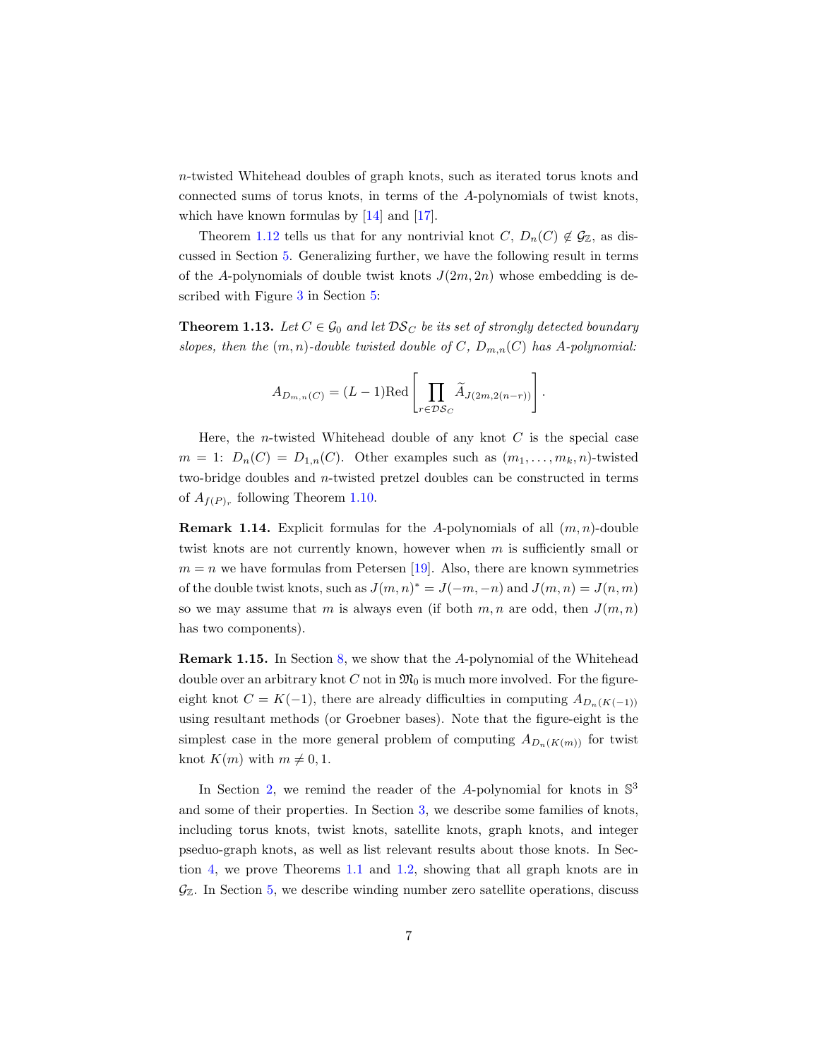$n$-twisted Whitehead doubles of graph knots, such as iterated torus knots and connected sums of torus knots, in terms of the $A$-polynomials of twist knots, which have known formulas by [14] and [17].

Theorem 1.12 tells us that for any nontrivial knot $C$, $D_n(C) \notin \mathcal{G}_{\mathbb{Z}}$, as discussed in Section 5. Generalizing further, we have the following result in terms of the $A$-polynomials of double twist knots $J(2m, 2n)$ whose embedding is described with Figure 3 in Section 5:

**Theorem 1.13.** *Let $C \in \mathcal{G}_0$ and let $\mathcal{DS}_C$ be its set of strongly detected boundary slopes, then the $(m,n)$-double twisted double of $C$, $D_{m,n}(C)$ has $A$-polynomial:*

$$A_{D_{m,n}(C)} = (L-1)\mathrm{Red}\left[\prod_{r \in \mathcal{DS}_C} \widetilde{A}_{J(2m,2(n-r))}\right].$$

Here, the $n$-twisted Whitehead double of any knot $C$ is the special case $m = 1$: $D_n(C) = D_{1,n}(C)$. Other examples such as $(m_1, \ldots, m_k, n)$-twisted two-bridge doubles and $n$-twisted pretzel doubles can be constructed in terms of $A_{f(P)_r}$ following Theorem 1.10.

**Remark 1.14.** Explicit formulas for the $A$-polynomials of all $(m,n)$-double twist knots are not currently known, however when $m$ is sufficiently small or $m = n$ we have formulas from Petersen [19]. Also, there are known symmetries of the double twist knots, such as $J(m,n)^* = J(-m,-n)$ and $J(m,n) = J(n,m)$ so we may assume that $m$ is always even (if both $m,n$ are odd, then $J(m,n)$ has two components).

**Remark 1.15.** In Section 8, we show that the $A$-polynomial of the Whitehead double over an arbitrary knot $C$ not in $\mathfrak{M}_0$ is much more involved. For the figure-eight knot $C = K(-1)$, there are already difficulties in computing $A_{D_n(K(-1))}$ using resultant methods (or Groebner bases). Note that the figure-eight is the simplest case in the more general problem of computing $A_{D_n(K(m))}$ for twist knot $K(m)$ with $m \neq 0, 1$.

In Section 2, we remind the reader of the $A$-polynomial for knots in $\mathbb{S}^3$ and some of their properties. In Section 3, we describe some families of knots, including torus knots, twist knots, satellite knots, graph knots, and integer pseduo-graph knots, as well as list relevant results about those knots. In Section 4, we prove Theorems 1.1 and 1.2, showing that all graph knots are in $\mathcal{G}_{\mathbb{Z}}$. In Section 5, we describe winding number zero satellite operations, discuss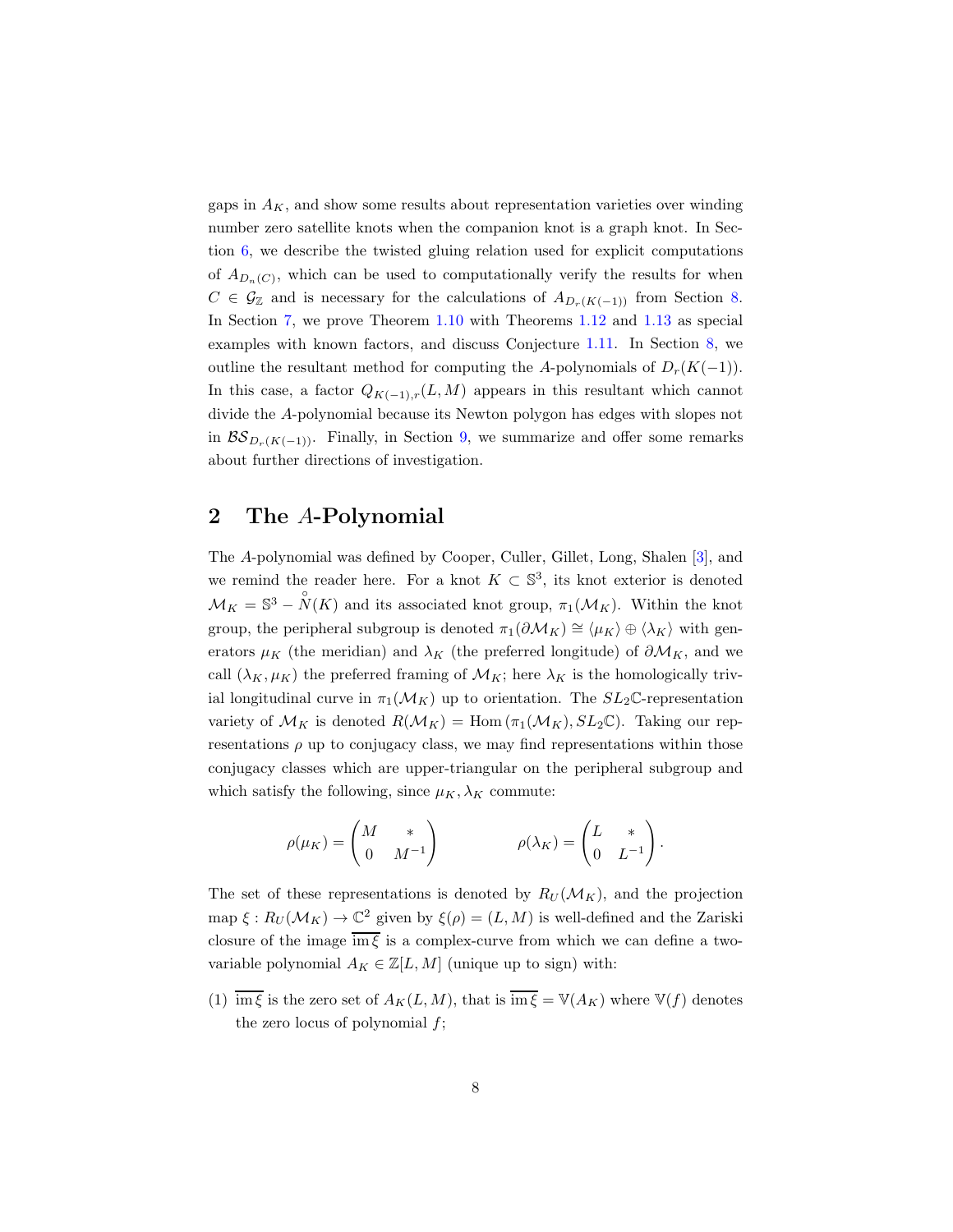gaps in $A_K$, and show some results about representation varieties over winding number zero satellite knots when the companion knot is a graph knot. In Section 6, we describe the twisted gluing relation used for explicit computations of $A_{D_n(C)}$, which can be used to computationally verify the results for when $C \in \mathcal{G}_{\mathbb{Z}}$ and is necessary for the calculations of $A_{D_r(K(-1))}$ from Section 8. In Section 7, we prove Theorem 1.10 with Theorems 1.12 and 1.13 as special examples with known factors, and discuss Conjecture 1.11. In Section 8, we outline the resultant method for computing the $A$-polynomials of $D_r(K(-1))$. In this case, a factor $Q_{K(-1),r}(L, M)$ appears in this resultant which cannot divide the $A$-polynomial because its Newton polygon has edges with slopes not in $\mathcal{BS}_{D_r(K(-1))}$. Finally, in Section 9, we summarize and offer some remarks about further directions of investigation.

## 2 The $A$-Polynomial

The $A$-polynomial was defined by Cooper, Culler, Gillet, Long, Shalen [3], and we remind the reader here. For a knot $K \subset \mathbb{S}^3$, its knot exterior is denoted $\mathcal{M}_K = \mathbb{S}^3 - \overset{\circ}{N}(K)$ and its associated knot group, $\pi_1(\mathcal{M}_K)$. Within the knot group, the peripheral subgroup is denoted $\pi_1(\partial \mathcal{M}_K) \cong \langle \mu_K \rangle \oplus \langle \lambda_K \rangle$ with generators $\mu_K$ (the meridian) and $\lambda_K$ (the preferred longitude) of $\partial \mathcal{M}_K$, and we call $(\lambda_K, \mu_K)$ the preferred framing of $\mathcal{M}_K$; here $\lambda_K$ is the homologically trivial longitudinal curve in $\pi_1(\mathcal{M}_K)$ up to orientation. The $SL_2\mathbb{C}$-representation variety of $\mathcal{M}_K$ is denoted $R(\mathcal{M}_K) = \mathrm{Hom}\,(\pi_1(\mathcal{M}_K), SL_2\mathbb{C})$. Taking our representations $\rho$ up to conjugacy class, we may find representations within those conjugacy classes which are upper-triangular on the peripheral subgroup and which satisfy the following, since $\mu_K, \lambda_K$ commute:

$$\rho(\mu_K) = \begin{pmatrix} M & * \\ 0 & M^{-1} \end{pmatrix} \qquad\qquad \rho(\lambda_K) = \begin{pmatrix} L & * \\ 0 & L^{-1} \end{pmatrix}.$$

The set of these representations is denoted by $R_U(\mathcal{M}_K)$, and the projection map $\xi : R_U(\mathcal{M}_K) \to \mathbb{C}^2$ given by $\xi(\rho) = (L, M)$ is well-defined and the Zariski closure of the image $\overline{\operatorname{im} \xi}$ is a complex-curve from which we can define a two-variable polynomial $A_K \in \mathbb{Z}[L, M]$ (unique up to sign) with:

(1) $\overline{\operatorname{im} \xi}$ is the zero set of $A_K(L, M)$, that is $\overline{\operatorname{im} \xi} = \mathbb{V}(A_K)$ where $\mathbb{V}(f)$ denotes the zero locus of polynomial $f$;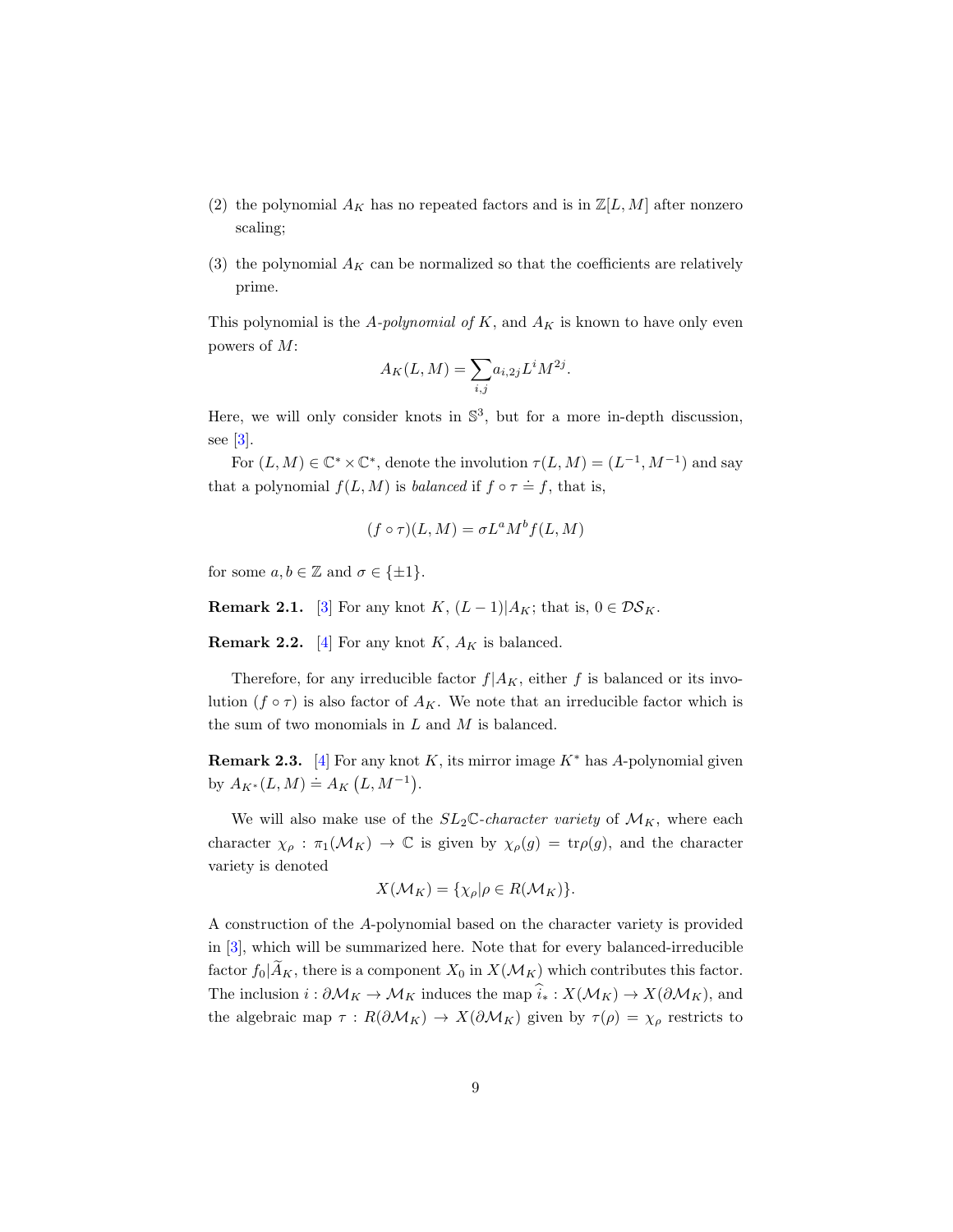(2) the polynomial $A_K$ has no repeated factors and is in $\mathbb{Z}[L, M]$ after nonzero scaling;

(3) the polynomial $A_K$ can be normalized so that the coefficients are relatively prime.

This polynomial is the *A-polynomial of* $K$, and $A_K$ is known to have only even powers of $M$:

$$A_K(L, M) = \sum_{i,j} a_{i,2j} L^i M^{2j}.$$

Here, we will only consider knots in $\mathbb{S}^3$, but for a more in-depth discussion, see [3].

For $(L, M) \in \mathbb{C}^* \times \mathbb{C}^*$, denote the involution $\tau(L, M) = (L^{-1}, M^{-1})$ and say that a polynomial $f(L, M)$ is *balanced* if $f \circ \tau \doteq f$, that is,

$$(f \circ \tau)(L, M) = \sigma L^a M^b f(L, M)$$

for some $a, b \in \mathbb{Z}$ and $\sigma \in \{\pm 1\}$.

**Remark 2.1.** [3] For any knot $K$, $(L - 1)|A_K$; that is, $0 \in \mathcal{DS}_K$.

**Remark 2.2.** [4] For any knot $K$, $A_K$ is balanced.

Therefore, for any irreducible factor $f|A_K$, either $f$ is balanced or its involution $(f \circ \tau)$ is also factor of $A_K$. We note that an irreducible factor which is the sum of two monomials in $L$ and $M$ is balanced.

**Remark 2.3.** [4] For any knot $K$, its mirror image $K^*$ has $A$-polynomial given by $A_{K^*}(L, M) \doteq A_K\left(L, M^{-1}\right)$.

We will also make use of the $SL_2\mathbb{C}$-*character variety* of $\mathcal{M}_K$, where each character $\chi_\rho : \pi_1(\mathcal{M}_K) \to \mathbb{C}$ is given by $\chi_\rho(g) = \text{tr}\rho(g)$, and the character variety is denoted

$$X(\mathcal{M}_K) = \{\chi_\rho | \rho \in R(\mathcal{M}_K)\}.$$

A construction of the $A$-polynomial based on the character variety is provided in [3], which will be summarized here. Note that for every balanced-irreducible factor $f_0|\widetilde{A}_K$, there is a component $X_0$ in $X(\mathcal{M}_K)$ which contributes this factor. The inclusion $i : \partial\mathcal{M}_K \to \mathcal{M}_K$ induces the map $\widehat{i}_* : X(\mathcal{M}_K) \to X(\partial\mathcal{M}_K)$, and the algebraic map $\tau : R(\partial\mathcal{M}_K) \to X(\partial\mathcal{M}_K)$ given by $\tau(\rho) = \chi_\rho$ restricts to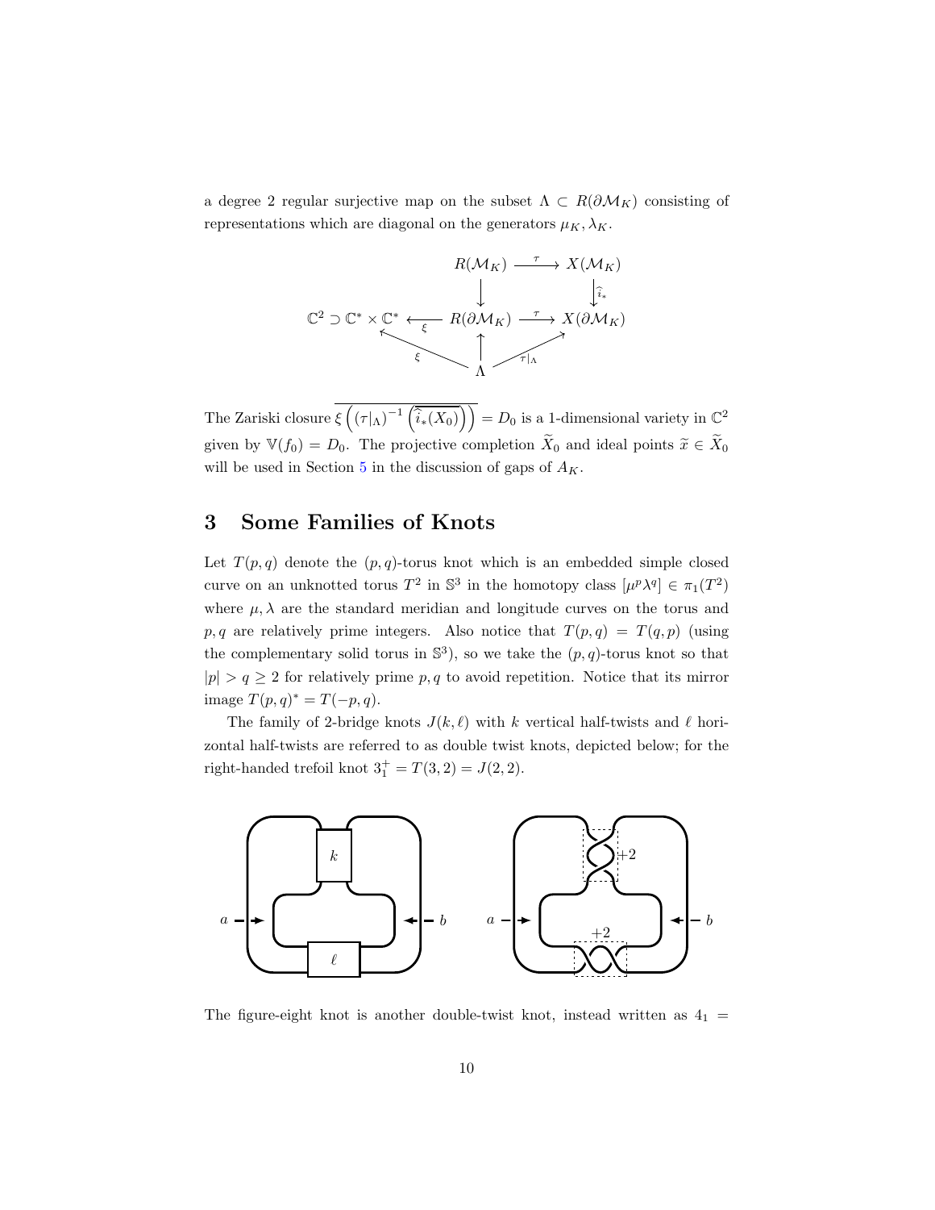a degree 2 regular surjective map on the subset $\Lambda \subset R(\partial\mathcal{M}_K)$ consisting of representations which are diagonal on the generators $\mu_K, \lambda_K$.

$$
\begin{array}{ccccc}
 & & R(\mathcal{M}_K) & \xrightarrow{\tau} & X(\mathcal{M}_K) \\
 & & \downarrow & & \downarrow \widehat{i}_* \\
\mathbb{C}^2 \supset \mathbb{C}^* \times \mathbb{C}^* & \xleftarrow{\xi} & R(\partial\mathcal{M}_K) & \xrightarrow{\tau} & X(\partial\mathcal{M}_K) \\
 & \nwarrow^{\xi} & \uparrow & \nearrow_{\tau|_\Lambda} & \\
 & & \Lambda & &
\end{array}
$$

The Zariski closure $\overline{\xi\left((\tau|_\Lambda)^{-1}\left(\overline{\widehat{i}_*(X_0)}\right)\right)} = D_0$ is a 1-dimensional variety in $\mathbb{C}^2$ given by $\mathbb{V}(f_0) = D_0$. The projective completion $\widetilde{X}_0$ and ideal points $\widetilde{x} \in \widetilde{X}_0$ will be used in Section 5 in the discussion of gaps of $A_K$.

## 3 Some Families of Knots

Let $T(p,q)$ denote the $(p,q)$-torus knot which is an embedded simple closed curve on an unknotted torus $T^2$ in $\mathbb{S}^3$ in the homotopy class $[\mu^p\lambda^q] \in \pi_1(T^2)$ where $\mu, \lambda$ are the standard meridian and longitude curves on the torus and $p, q$ are relatively prime integers. Also notice that $T(p,q) = T(q,p)$ (using the complementary solid torus in $\mathbb{S}^3$), so we take the $(p,q)$-torus knot so that $|p| > q \geq 2$ for relatively prime $p, q$ to avoid repetition. Notice that its mirror image $T(p,q)^* = T(-p,q)$.

The family of 2-bridge knots $J(k,\ell)$ with $k$ vertical half-twists and $\ell$ horizontal half-twists are referred to as double twist knots, depicted below; for the right-handed trefoil knot $3_1^+ = T(3,2) = J(2,2)$.

The figure-eight knot is another double-twist knot, instead written as $4_1$ =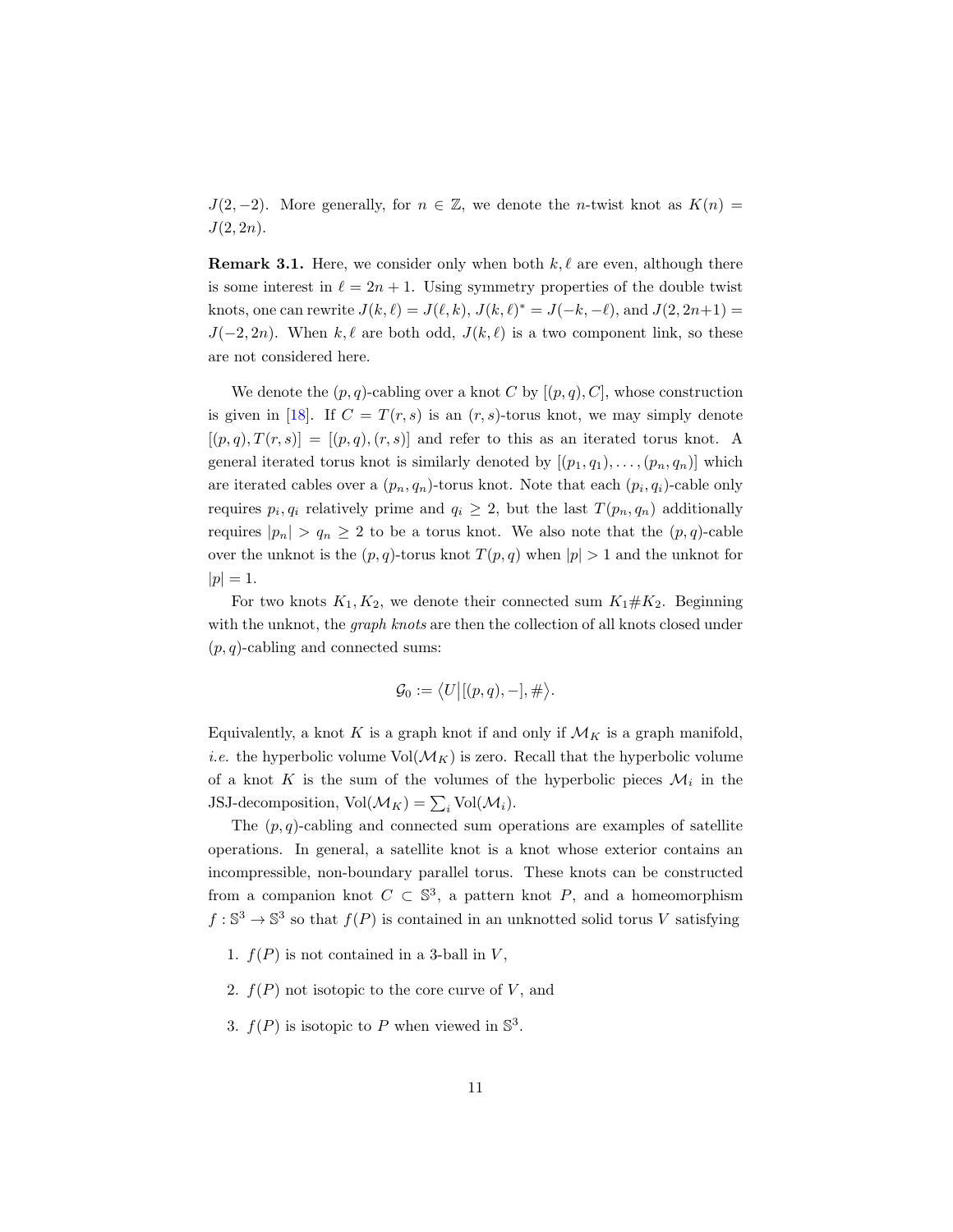$J(2, -2)$. More generally, for $n \in \mathbb{Z}$, we denote the $n$-twist knot as $K(n) = J(2, 2n)$.

**Remark 3.1.** Here, we consider only when both $k, \ell$ are even, although there is some interest in $\ell = 2n+1$. Using symmetry properties of the double twist knots, one can rewrite $J(k, \ell) = J(\ell, k)$, $J(k, \ell)^* = J(-k, -\ell)$, and $J(2, 2n+1) = J(-2, 2n)$. When $k, \ell$ are both odd, $J(k, \ell)$ is a two component link, so these are not considered here.

We denote the $(p, q)$-cabling over a knot $C$ by $[(p, q), C]$, whose construction is given in [18]. If $C = T(r, s)$ is an $(r, s)$-torus knot, we may simply denote $[(p, q), T(r, s)] = [(p, q), (r, s)]$ and refer to this as an iterated torus knot. A general iterated torus knot is similarly denoted by $[(p_1, q_1), \ldots, (p_n, q_n)]$ which are iterated cables over a $(p_n, q_n)$-torus knot. Note that each $(p_i, q_i)$-cable only requires $p_i, q_i$ relatively prime and $q_i \geq 2$, but the last $T(p_n, q_n)$ additionally requires $|p_n| > q_n \geq 2$ to be a torus knot. We also note that the $(p, q)$-cable over the unknot is the $(p, q)$-torus knot $T(p, q)$ when $|p| > 1$ and the unknot for $|p| = 1$.

For two knots $K_1, K_2$, we denote their connected sum $K_1 \# K_2$. Beginning with the unknot, the *graph knots* are then the collection of all knots closed under $(p, q)$-cabling and connected sums:

$$\mathcal{G}_0 := \langle U \big| [(p, q), -], \# \rangle.$$

Equivalently, a knot $K$ is a graph knot if and only if $\mathcal{M}_K$ is a graph manifold, *i.e.* the hyperbolic volume $\mathrm{Vol}(\mathcal{M}_K)$ is zero. Recall that the hyperbolic volume of a knot $K$ is the sum of the volumes of the hyperbolic pieces $\mathcal{M}_i$ in the JSJ-decomposition, $\mathrm{Vol}(\mathcal{M}_K) = \sum_i \mathrm{Vol}(\mathcal{M}_i)$.

The $(p, q)$-cabling and connected sum operations are examples of satellite operations. In general, a satellite knot is a knot whose exterior contains an incompressible, non-boundary parallel torus. These knots can be constructed from a companion knot $C \subset \mathbb{S}^3$, a pattern knot $P$, and a homeomorphism $f : \mathbb{S}^3 \to \mathbb{S}^3$ so that $f(P)$ is contained in an unknotted solid torus $V$ satisfying

1. $f(P)$ is not contained in a 3-ball in $V$,
2. $f(P)$ not isotopic to the core curve of $V$, and
3. $f(P)$ is isotopic to $P$ when viewed in $\mathbb{S}^3$.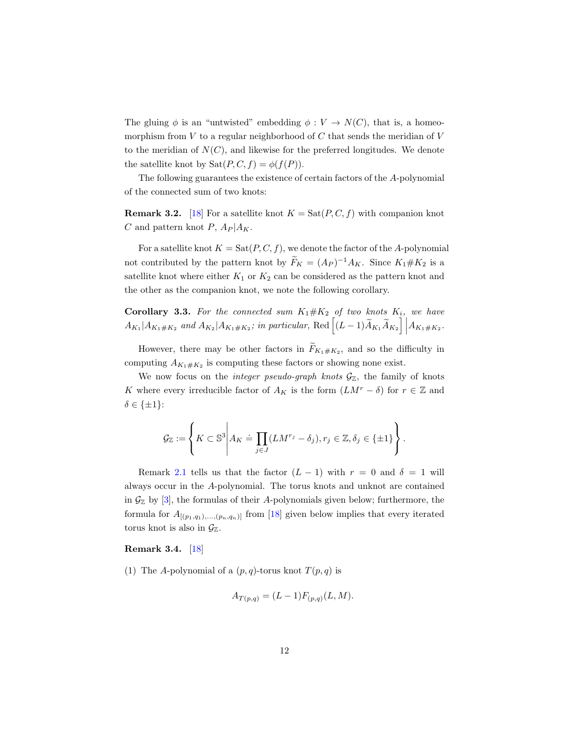The gluing $\phi$ is an "untwisted" embedding $\phi : V \to N(C)$, that is, a homeomorphism from $V$ to a regular neighborhood of $C$ that sends the meridian of $V$ to the meridian of $N(C)$, and likewise for the preferred longitudes. We denote the satellite knot by $\mathrm{Sat}(P, C, f) = \phi(f(P))$.

The following guarantees the existence of certain factors of the $A$-polynomial of the connected sum of two knots:

**Remark 3.2.** [18] For a satellite knot $K = \mathrm{Sat}(P, C, f)$ with companion knot $C$ and pattern knot $P$, $A_P | A_K$.

For a satellite knot $K = \mathrm{Sat}(P, C, f)$, we denote the factor of the $A$-polynomial not contributed by the pattern knot by $\widetilde{F}_K = (A_P)^{-1} A_K$. Since $K_1 \# K_2$ is a satellite knot where either $K_1$ or $K_2$ can be considered as the pattern knot and the other as the companion knot, we note the following corollary.

**Corollary 3.3.** *For the connected sum $K_1 \# K_2$ of two knots $K_i$, we have $A_{K_1} | A_{K_1 \# K_2}$ and $A_{K_2} | A_{K_1 \# K_2}$; in particular,* $\mathrm{Red}\left[(L-1)\widetilde{A}_{K_1}\widetilde{A}_{K_2}\right] \Big| A_{K_1 \# K_2}$.

However, there may be other factors in $\widetilde{F}_{K_1 \# K_2}$, and so the difficulty in computing $A_{K_1 \# K_2}$ is computing these factors or showing none exist.

We now focus on the *integer pseudo-graph knots* $\mathcal{G}_{\mathbb{Z}}$, the family of knots $K$ where every irreducible factor of $A_K$ is the form $(LM^r - \delta)$ for $r \in \mathbb{Z}$ and $\delta \in \{\pm 1\}$:

$$\mathcal{G}_{\mathbb{Z}} := \left\{ K \subset \mathbb{S}^3 \,\middle|\, A_K \doteq \prod_{j \in J} (LM^{r_j} - \delta_j), r_j \in \mathbb{Z}, \delta_j \in \{\pm 1\} \right\}.$$

Remark 2.1 tells us that the factor $(L-1)$ with $r = 0$ and $\delta = 1$ will always occur in the $A$-polynomial. The torus knots and unknot are contained in $\mathcal{G}_{\mathbb{Z}}$ by [3], the formulas of their $A$-polynomials given below; furthermore, the formula for $A_{[(p_1,q_1),\ldots,(p_n,q_n)]}$ from [18] given below implies that every iterated torus knot is also in $\mathcal{G}_{\mathbb{Z}}$.

**Remark 3.4.** [18]

(1) The $A$-polynomial of a $(p, q)$-torus knot $T(p, q)$ is

$$A_{T(p,q)} = (L-1) F_{(p,q)}(L, M).$$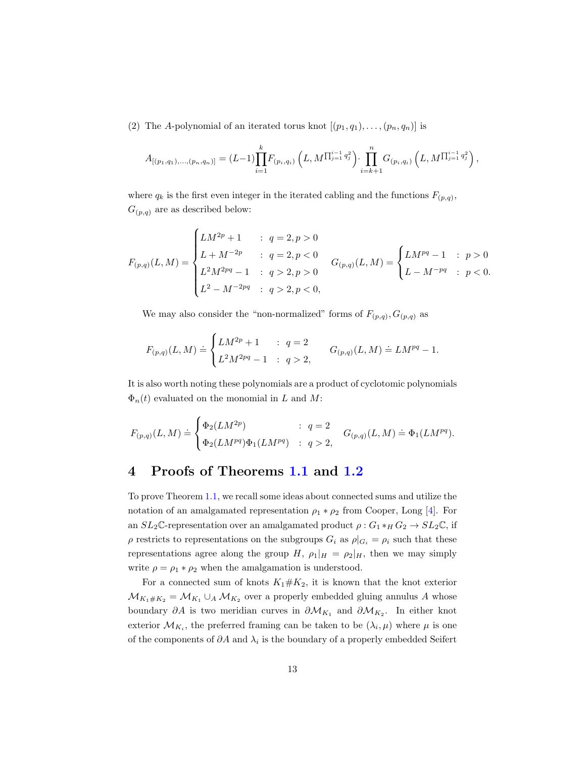(2) The $A$-polynomial of an iterated torus knot $[(p_1, q_1), \ldots, (p_n, q_n)]$ is

$$A_{[(p_1,q_1),\ldots,(p_n,q_n)]} = (L-1)\prod_{i=1}^{k} F_{(p_i,q_i)}\left(L, M^{\prod_{j=1}^{i-1} q_j^2}\right) \cdot \prod_{i=k+1}^{n} G_{(p_i,q_i)}\left(L, M^{\prod_{j=1}^{i-1} q_j^2}\right),$$

where $q_k$ is the first even integer in the iterated cabling and the functions $F_{(p,q)}$, $G_{(p,q)}$ are as described below:

$$F_{(p,q)}(L,M) = \begin{cases} LM^{2p}+1 & : \ q=2, p>0 \\ L+M^{-2p} & : \ q=2, p<0 \\ L^2M^{2pq}-1 & : \ q>2, p>0 \\ L^2 - M^{-2pq} & : \ q>2, p<0, \end{cases} \qquad G_{(p,q)}(L,M) = \begin{cases} LM^{pq}-1 & : \ p>0 \\ L - M^{-pq} & : \ p<0. \end{cases}$$

We may also consider the "non-normalized" forms of $F_{(p,q)}, G_{(p,q)}$ as

$$F_{(p,q)}(L,M) \doteq \begin{cases} LM^{2p}+1 & : \ q=2 \\ L^2M^{2pq}-1 & : \ q>2, \end{cases} \qquad G_{(p,q)}(L,M) \doteq LM^{pq}-1.$$

It is also worth noting these polynomials are a product of cyclotomic polynomials $\Phi_n(t)$ evaluated on the monomial in $L$ and $M$:

$$F_{(p,q)}(L,M) \doteq \begin{cases} \Phi_2(LM^{2p}) & : \ q=2 \\ \Phi_2(LM^{pq})\Phi_1(LM^{pq}) & : \ q>2, \end{cases} \quad G_{(p,q)}(L,M) \doteq \Phi_1(LM^{pq}).$$

# 4 Proofs of Theorems 1.1 and 1.2

To prove Theorem 1.1, we recall some ideas about connected sums and utilize the notation of an amalgamated representation $\rho_1 * \rho_2$ from Cooper, Long [4]. For an $SL_2\mathbb{C}$-representation over an amalgamated product $\rho : G_1 *_H G_2 \to SL_2\mathbb{C}$, if $\rho$ restricts to representations on the subgroups $G_i$ as $\rho|_{G_i} = \rho_i$ such that these representations agree along the group $H$, $\rho_1|_H = \rho_2|_H$, then we may simply write $\rho = \rho_1 * \rho_2$ when the amalgamation is understood.

For a connected sum of knots $K_1 \# K_2$, it is known that the knot exterior $\mathcal{M}_{K_1\#K_2} = \mathcal{M}_{K_1} \cup_A \mathcal{M}_{K_2}$ over a properly embedded gluing annulus $A$ whose boundary $\partial A$ is two meridian curves in $\partial\mathcal{M}_{K_1}$ and $\partial\mathcal{M}_{K_2}$. In either knot exterior $\mathcal{M}_{K_i}$, the preferred framing can be taken to be $(\lambda_i, \mu)$ where $\mu$ is one of the components of $\partial A$ and $\lambda_i$ is the boundary of a properly embedded Seifert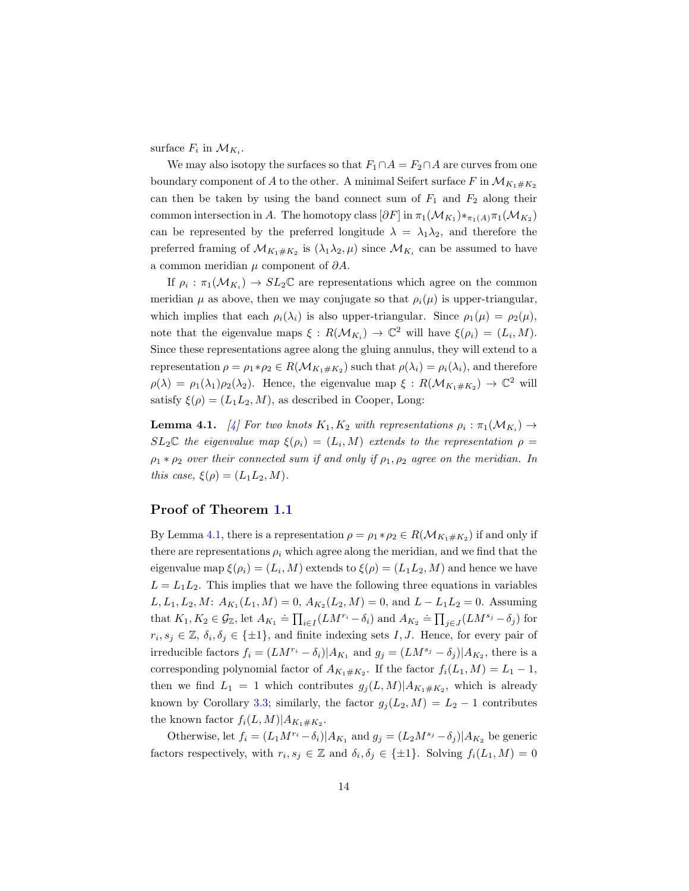surface $F_i$ in $\mathcal{M}_{K_i}$.

We may also isotopy the surfaces so that $F_1 \cap A = F_2 \cap A$ are curves from one boundary component of $A$ to the other. A minimal Seifert surface $F$ in $\mathcal{M}_{K_1 \# K_2}$ can then be taken by using the band connect sum of $F_1$ and $F_2$ along their common intersection in $A$. The homotopy class $[\partial F]$ in $\pi_1(\mathcal{M}_{K_1}) *_{\pi_1(A)} \pi_1(\mathcal{M}_{K_2})$ can be represented by the preferred longitude $\lambda = \lambda_1 \lambda_2$, and therefore the preferred framing of $\mathcal{M}_{K_1 \# K_2}$ is $(\lambda_1 \lambda_2, \mu)$ since $\mathcal{M}_{K_i}$ can be assumed to have a common meridian $\mu$ component of $\partial A$.

If $\rho_i : \pi_1(\mathcal{M}_{K_i}) \to SL_2\mathbb{C}$ are representations which agree on the common meridian $\mu$ as above, then we may conjugate so that $\rho_i(\mu)$ is upper-triangular, which implies that each $\rho_i(\lambda_i)$ is also upper-triangular. Since $\rho_1(\mu) = \rho_2(\mu)$, note that the eigenvalue maps $\xi : R(\mathcal{M}_{K_i}) \to \mathbb{C}^2$ will have $\xi(\rho_i) = (L_i, M)$. Since these representations agree along the gluing annulus, they will extend to a representation $\rho = \rho_1 * \rho_2 \in R(\mathcal{M}_{K_1 \# K_2})$ such that $\rho(\lambda_i) = \rho_i(\lambda_i)$, and therefore $\rho(\lambda) = \rho_1(\lambda_1)\rho_2(\lambda_2)$. Hence, the eigenvalue map $\xi : R(\mathcal{M}_{K_1 \# K_2}) \to \mathbb{C}^2$ will satisfy $\xi(\rho) = (L_1 L_2, M)$, as described in Cooper, Long:

**Lemma 4.1.** *[4] For two knots $K_1, K_2$ with representations $\rho_i : \pi_1(\mathcal{M}_{K_i}) \to SL_2\mathbb{C}$ the eigenvalue map $\xi(\rho_i) = (L_i, M)$ extends to the representation $\rho = \rho_1 * \rho_2$ over their connected sum if and only if $\rho_1, \rho_2$ agree on the meridian. In this case, $\xi(\rho) = (L_1 L_2, M)$.*

## Proof of Theorem 1.1

By Lemma 4.1, there is a representation $\rho = \rho_1 * \rho_2 \in R(\mathcal{M}_{K_1 \# K_2})$ if and only if there are representations $\rho_i$ which agree along the meridian, and we find that the eigenvalue map $\xi(\rho_i) = (L_i, M)$ extends to $\xi(\rho) = (L_1 L_2, M)$ and hence we have $L = L_1 L_2$. This implies that we have the following three equations in variables $L, L_1, L_2, M$: $A_{K_1}(L_1, M) = 0$, $A_{K_2}(L_2, M) = 0$, and $L - L_1 L_2 = 0$. Assuming that $K_1, K_2 \in \mathcal{G}_\mathbb{Z}$, let $A_{K_1} \doteq \prod_{i \in I}(LM^{r_i} - \delta_i)$ and $A_{K_2} \doteq \prod_{j \in J}(LM^{s_j} - \delta_j)$ for $r_i, s_j \in \mathbb{Z}$, $\delta_i, \delta_j \in \{\pm 1\}$, and finite indexing sets $I, J$. Hence, for every pair of irreducible factors $f_i = (LM^{r_i} - \delta_i) | A_{K_1}$ and $g_j = (LM^{s_j} - \delta_j) | A_{K_2}$, there is a corresponding polynomial factor of $A_{K_1 \# K_2}$. If the factor $f_i(L_1, M) = L_1 - 1$, then we find $L_1 = 1$ which contributes $g_j(L, M) | A_{K_1 \# K_2}$, which is already known by Corollary 3.3; similarly, the factor $g_j(L_2, M) = L_2 - 1$ contributes the known factor $f_i(L, M) | A_{K_1 \# K_2}$.

Otherwise, let $f_i = (L_1 M^{r_i} - \delta_i) | A_{K_1}$ and $g_j = (L_2 M^{s_j} - \delta_j) | A_{K_2}$ be generic factors respectively, with $r_i, s_j \in \mathbb{Z}$ and $\delta_i, \delta_j \in \{\pm 1\}$. Solving $f_i(L_1, M) = 0$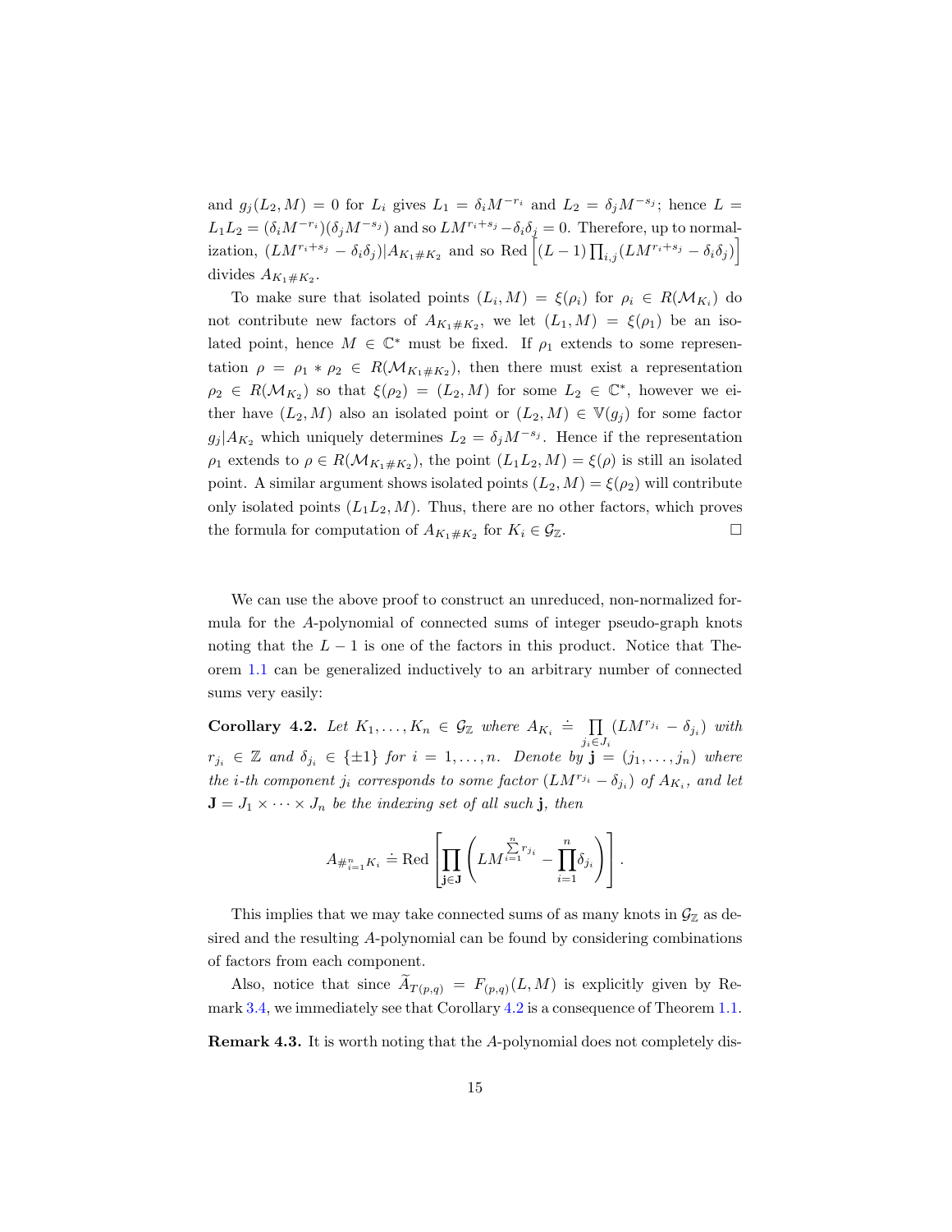and $g_j(L_2, M) = 0$ for $L_i$ gives $L_1 = \delta_i M^{-r_i}$ and $L_2 = \delta_j M^{-s_j}$; hence $L = L_1 L_2 = (\delta_i M^{-r_i})(\delta_j M^{-s_j})$ and so $LM^{r_i+s_j} - \delta_i\delta_j = 0$. Therefore, up to normalization, $(LM^{r_i+s_j} - \delta_i\delta_j)|A_{K_1\#K_2}$ and so $\mathrm{Red}\left[(L-1)\prod_{i,j}(LM^{r_i+s_j} - \delta_i\delta_j)\right]$ divides $A_{K_1\#K_2}$.

To make sure that isolated points $(L_i, M) = \xi(\rho_i)$ for $\rho_i \in R(\mathcal{M}_{K_i})$ do not contribute new factors of $A_{K_1\#K_2}$, we let $(L_1, M) = \xi(\rho_1)$ be an isolated point, hence $M \in \mathbb{C}^*$ must be fixed. If $\rho_1$ extends to some representation $\rho = \rho_1 * \rho_2 \in R(\mathcal{M}_{K_1\#K_2})$, then there must exist a representation $\rho_2 \in R(\mathcal{M}_{K_2})$ so that $\xi(\rho_2) = (L_2, M)$ for some $L_2 \in \mathbb{C}^*$, however we either have $(L_2, M)$ also an isolated point or $(L_2, M) \in \mathbb{V}(g_j)$ for some factor $g_j|A_{K_2}$ which uniquely determines $L_2 = \delta_j M^{-s_j}$. Hence if the representation $\rho_1$ extends to $\rho \in R(\mathcal{M}_{K_1\#K_2})$, the point $(L_1L_2, M) = \xi(\rho)$ is still an isolated point. A similar argument shows isolated points $(L_2, M) = \xi(\rho_2)$ will contribute only isolated points $(L_1L_2, M)$. Thus, there are no other factors, which proves the formula for computation of $A_{K_1\#K_2}$ for $K_i \in \mathcal{G}_{\mathbb{Z}}$. $\square$

We can use the above proof to construct an unreduced, non-normalized formula for the $A$-polynomial of connected sums of integer pseudo-graph knots noting that the $L - 1$ is one of the factors in this product. Notice that Theorem 1.1 can be generalized inductively to an arbitrary number of connected sums very easily:

**Corollary 4.2.** *Let $K_1, \ldots, K_n \in \mathcal{G}_{\mathbb{Z}}$ where $A_{K_i} \doteq \prod_{j_i \in J_i}(LM^{r_{j_i}} - \delta_{j_i})$ with $r_{j_i} \in \mathbb{Z}$ and $\delta_{j_i} \in \{\pm 1\}$ for $i = 1, \ldots, n$. Denote by $\mathbf{j} = (j_1, \ldots, j_n)$ where the $i$-th component $j_i$ corresponds to some factor $(LM^{r_{j_i}} - \delta_{j_i})$ of $A_{K_i}$, and let $\mathbf{J} = J_1 \times \cdots \times J_n$ be the indexing set of all such $\mathbf{j}$, then*

$$A_{\#_{i=1}^n K_i} \doteq \mathrm{Red}\left[\prod_{\mathbf{j}\in\mathbf{J}}\left(LM^{\sum_{i=1}^n r_{j_i}} - \prod_{i=1}^n \delta_{j_i}\right)\right].$$

This implies that we may take connected sums of as many knots in $\mathcal{G}_{\mathbb{Z}}$ as desired and the resulting $A$-polynomial can be found by considering combinations of factors from each component.

Also, notice that since $\widetilde{A}_{T(p,q)} = F_{(p,q)}(L, M)$ is explicitly given by Remark 3.4, we immediately see that Corollary 4.2 is a consequence of Theorem 1.1.

**Remark 4.3.** It is worth noting that the $A$-polynomial does not completely dis-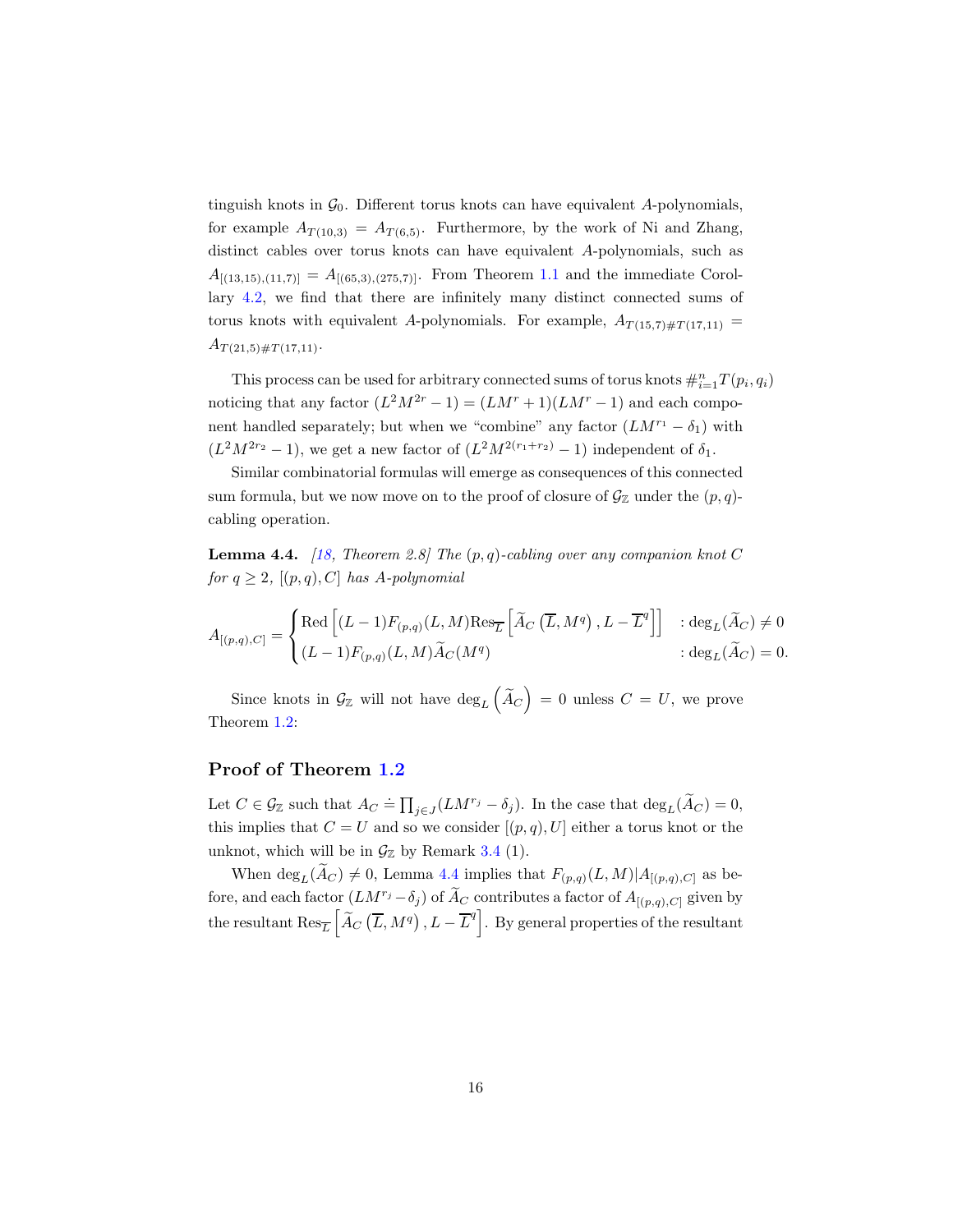tinguish knots in $\mathcal{G}_0$. Different torus knots can have equivalent $A$-polynomials, for example $A_{T(10,3)} = A_{T(6,5)}$. Furthermore, by the work of Ni and Zhang, distinct cables over torus knots can have equivalent $A$-polynomials, such as $A_{[(13,15),(11,7)]} = A_{[(65,3),(275,7)]}$. From Theorem 1.1 and the immediate Corollary 4.2, we find that there are infinitely many distinct connected sums of torus knots with equivalent $A$-polynomials. For example, $A_{T(15,7)\#T(17,11)} = A_{T(21,5)\#T(17,11)}$.

This process can be used for arbitrary connected sums of torus knots $\#_{i=1}^{n} T(p_i, q_i)$ noticing that any factor $(L^2M^{2r} - 1) = (LM^r + 1)(LM^r - 1)$ and each component handled separately; but when we "combine" any factor $(LM^{r_1} - \delta_1)$ with $(L^2M^{2r_2} - 1)$, we get a new factor of $(L^2M^{2(r_1+r_2)} - 1)$ independent of $\delta_1$.

Similar combinatorial formulas will emerge as consequences of this connected sum formula, but we now move on to the proof of closure of $\mathcal{G}_{\mathbb{Z}}$ under the $(p, q)$-cabling operation.

**Lemma 4.4.** *[18, Theorem 2.8] The $(p, q)$-cabling over any companion knot $C$ for $q \geq 2$, $[(p, q), C]$ has $A$-polynomial*

$$A_{[(p,q),C]} = \begin{cases} \text{Red}\left[(L-1)F_{(p,q)}(L,M)\text{Res}_{\overline{L}}\left[\widetilde{A}_C\left(\overline{L}, M^q\right), L - \overline{L}^q\right]\right] & : \deg_L(\widetilde{A}_C) \neq 0 \\ (L-1)F_{(p,q)}(L,M)\widetilde{A}_C(M^q) & : \deg_L(\widetilde{A}_C) = 0. \end{cases}$$

Since knots in $\mathcal{G}_{\mathbb{Z}}$ will not have $\deg_L\left(\widetilde{A}_C\right) = 0$ unless $C = U$, we prove Theorem 1.2:

## Proof of Theorem 1.2

Let $C \in \mathcal{G}_{\mathbb{Z}}$ such that $A_C \doteq \prod_{j \in J}(LM^{r_j} - \delta_j)$. In the case that $\deg_L(\widetilde{A}_C) = 0$, this implies that $C = U$ and so we consider $[(p, q), U]$ either a torus knot or the unknot, which will be in $\mathcal{G}_{\mathbb{Z}}$ by Remark 3.4 (1).

When $\deg_L(\widetilde{A}_C) \neq 0$, Lemma 4.4 implies that $F_{(p,q)}(L, M)|A_{[(p,q),C]}$ as before, and each factor $(LM^{r_j} - \delta_j)$ of $\widetilde{A}_C$ contributes a factor of $A_{[(p,q),C]}$ given by the resultant $\text{Res}_{\overline{L}}\left[\widetilde{A}_C\left(\overline{L}, M^q\right), L - \overline{L}^q\right]$. By general properties of the resultant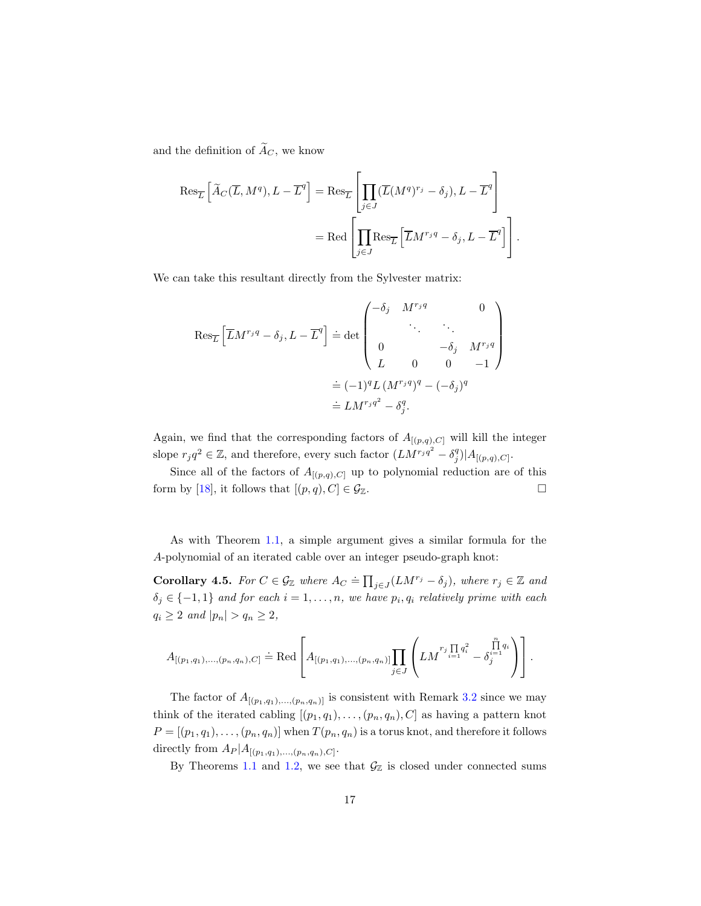and the definition of $\widetilde{A}_C$, we know

$$\begin{aligned}\operatorname{Res}_{\overline{L}}\left[\widetilde{A}_C(\overline{L}, M^q), L - \overline{L}^q\right] &= \operatorname{Res}_{\overline{L}}\left[\prod_{j\in J}(\overline{L}(M^q)^{r_j} - \delta_j), L - \overline{L}^q\right] \\ &= \operatorname{Red}\left[\prod_{j\in J}\operatorname{Res}_{\overline{L}}\left[\overline{L}M^{r_j q} - \delta_j, L - \overline{L}^q\right]\right].\end{aligned}$$

We can take this resultant directly from the Sylvester matrix:

$$\begin{aligned}\operatorname{Res}_{\overline{L}}\left[\overline{L}M^{r_j q} - \delta_j, L - \overline{L}^q\right] &\doteq \det\begin{pmatrix} -\delta_j & M^{r_j q} & & 0 \\ & \ddots & \ddots & \\ 0 & & -\delta_j & M^{r_j q} \\ L & 0 & 0 & -1 \end{pmatrix} \\ &\doteq (-1)^q L\,(M^{r_j q})^q - (-\delta_j)^q \\ &\doteq LM^{r_j q^2} - \delta_j^q.\end{aligned}$$

Again, we find that the corresponding factors of $A_{[(p,q),C]}$ will kill the integer slope $r_j q^2 \in \mathbb{Z}$, and therefore, every such factor $(LM^{r_j q^2} - \delta_j^q) | A_{[(p,q),C]}$.

Since all of the factors of $A_{[(p,q),C]}$ up to polynomial reduction are of this form by [18], it follows that $[(p,q), C] \in \mathcal{G}_{\mathbb{Z}}$. $\square$

As with Theorem 1.1, a simple argument gives a similar formula for the $A$-polynomial of an iterated cable over an integer pseudo-graph knot:

**Corollary 4.5.** *For $C \in \mathcal{G}_{\mathbb{Z}}$ where $A_C \doteq \prod_{j\in J}(LM^{r_j} - \delta_j)$, where $r_j \in \mathbb{Z}$ and $\delta_j \in \{-1, 1\}$ and for each $i = 1, \ldots, n$, we have $p_i, q_i$ relatively prime with each $q_i \geq 2$ and $|p_n| > q_n \geq 2$,*

$$A_{[(p_1,q_1),\ldots,(p_n,q_n),C]} \doteq \operatorname{Red}\left[A_{[(p_1,q_1),\ldots,(p_n,q_n)]}\prod_{j\in J}\left(LM^{r_j\prod\limits_{i=1}^{n} q_i^2} - \delta_j^{\prod\limits_{i=1}^{n} q_i}\right)\right].$$

The factor of $A_{[(p_1,q_1),\ldots,(p_n,q_n)]}$ is consistent with Remark 3.2 since we may think of the iterated cabling $[(p_1,q_1),\ldots,(p_n,q_n),C]$ as having a pattern knot $P = [(p_1,q_1),\ldots,(p_n,q_n)]$ when $T(p_n,q_n)$ is a torus knot, and therefore it follows directly from $A_P | A_{[(p_1,q_1),\ldots,(p_n,q_n),C]}$.

By Theorems 1.1 and 1.2, we see that $\mathcal{G}_{\mathbb{Z}}$ is closed under connected sums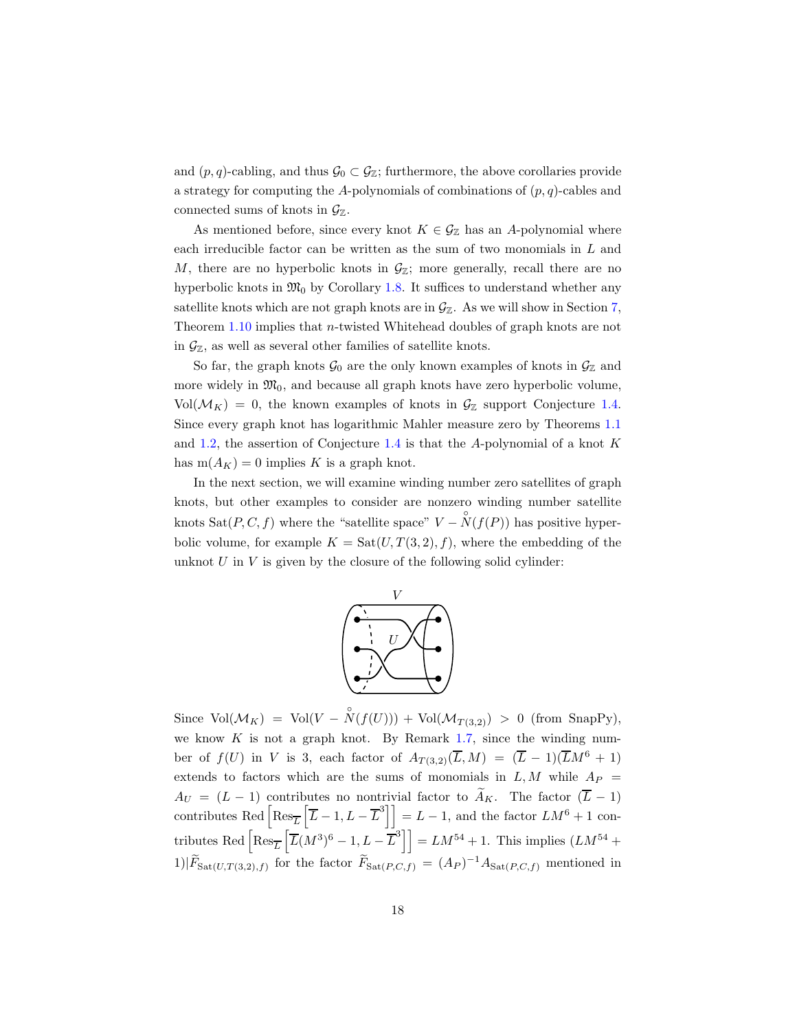and $(p,q)$-cabling, and thus $\mathcal{G}_0 \subset \mathcal{G}_{\mathbb{Z}}$; furthermore, the above corollaries provide a strategy for computing the $A$-polynomials of combinations of $(p,q)$-cables and connected sums of knots in $\mathcal{G}_{\mathbb{Z}}$.

As mentioned before, since every knot $K \in \mathcal{G}_{\mathbb{Z}}$ has an $A$-polynomial where each irreducible factor can be written as the sum of two monomials in $L$ and $M$, there are no hyperbolic knots in $\mathcal{G}_{\mathbb{Z}}$; more generally, recall there are no hyperbolic knots in $\mathfrak{M}_0$ by Corollary 1.8. It suffices to understand whether any satellite knots which are not graph knots are in $\mathcal{G}_{\mathbb{Z}}$. As we will show in Section 7, Theorem 1.10 implies that $n$-twisted Whitehead doubles of graph knots are not in $\mathcal{G}_{\mathbb{Z}}$, as well as several other families of satellite knots.

So far, the graph knots $\mathcal{G}_0$ are the only known examples of knots in $\mathcal{G}_{\mathbb{Z}}$ and more widely in $\mathfrak{M}_0$, and because all graph knots have zero hyperbolic volume, $\mathrm{Vol}(\mathcal{M}_K) = 0$, the known examples of knots in $\mathcal{G}_{\mathbb{Z}}$ support Conjecture 1.4. Since every graph knot has logarithmic Mahler measure zero by Theorems 1.1 and 1.2, the assertion of Conjecture 1.4 is that the $A$-polynomial of a knot $K$ has $\mathrm{m}(A_K) = 0$ implies $K$ is a graph knot.

In the next section, we will examine winding number zero satellites of graph knots, but other examples to consider are nonzero winding number satellite knots $\mathrm{Sat}(P, C, f)$ where the "satellite space" $V - \mathring{N}(f(P))$ has positive hyperbolic volume, for example $K = \mathrm{Sat}(U, T(3,2), f)$, where the embedding of the unknot $U$ in $V$ is given by the closure of the following solid cylinder:

Since $\mathrm{Vol}(\mathcal{M}_K) = \mathrm{Vol}(V - \mathring{N}(f(U))) + \mathrm{Vol}(\mathcal{M}_{T(3,2)}) > 0$ (from SnapPy), we know $K$ is not a graph knot. By Remark 1.7, since the winding number of $f(U)$ in $V$ is 3, each factor of $A_{T(3,2)}(\overline{L}, M) = (\overline{L} - 1)(\overline{L}M^6 + 1)$ extends to factors which are the sums of monomials in $L, M$ while $A_P = A_U = (L - 1)$ contributes no nontrivial factor to $\widetilde{A}_K$. The factor $(\overline{L} - 1)$ contributes $\mathrm{Red}\left[\mathrm{Res}_{\overline{L}}\left[\overline{L} - 1, L - \overline{L}^3\right]\right] = L - 1$, and the factor $LM^6 + 1$ contributes $\mathrm{Red}\left[\mathrm{Res}_{\overline{L}}\left[\overline{L}(M^3)^6 - 1, L - \overline{L}^3\right]\right] = LM^{54} + 1$. This implies $(LM^{54} + 1) | \widetilde{F}_{\mathrm{Sat}(U, T(3,2), f)}$ for the factor $\widetilde{F}_{\mathrm{Sat}(P,C,f)} = (A_P)^{-1} A_{\mathrm{Sat}(P,C,f)}$ mentioned in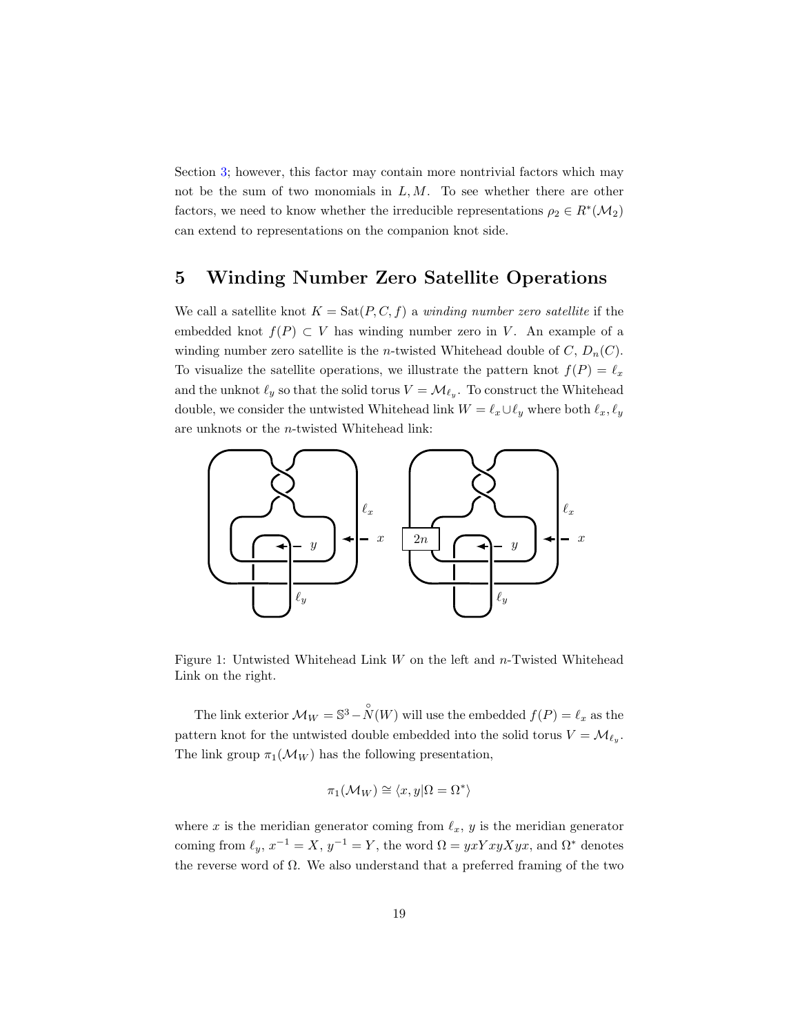Section 3; however, this factor may contain more nontrivial factors which may not be the sum of two monomials in $L, M$. To see whether there are other factors, we need to know whether the irreducible representations $\rho_2 \in R^*(\mathcal{M}_2)$ can extend to representations on the companion knot side.

## 5 Winding Number Zero Satellite Operations

We call a satellite knot $K = \mathrm{Sat}(P, C, f)$ a *winding number zero satellite* if the embedded knot $f(P) \subset V$ has winding number zero in $V$. An example of a winding number zero satellite is the $n$-twisted Whitehead double of $C$, $D_n(C)$. To visualize the satellite operations, we illustrate the pattern knot $f(P) = \ell_x$ and the unknot $\ell_y$ so that the solid torus $V = \mathcal{M}_{\ell_y}$. To construct the Whitehead double, we consider the untwisted Whitehead link $W = \ell_x \cup \ell_y$ where both $\ell_x, \ell_y$ are unknots or the $n$-twisted Whitehead link:

Figure 1: Untwisted Whitehead Link $W$ on the left and $n$-Twisted Whitehead Link on the right.

The link exterior $\mathcal{M}_W = \mathbb{S}^3 - \mathring{N}(W)$ will use the embedded $f(P) = \ell_x$ as the pattern knot for the untwisted double embedded into the solid torus $V = \mathcal{M}_{\ell_y}$. The link group $\pi_1(\mathcal{M}_W)$ has the following presentation,

$$\pi_1(\mathcal{M}_W) \cong \langle x, y | \Omega = \Omega^* \rangle$$

where $x$ is the meridian generator coming from $\ell_x$, $y$ is the meridian generator coming from $\ell_y$, $x^{-1} = X$, $y^{-1} = Y$, the word $\Omega = yxYxyXyx$, and $\Omega^*$ denotes the reverse word of $\Omega$. We also understand that a preferred framing of the two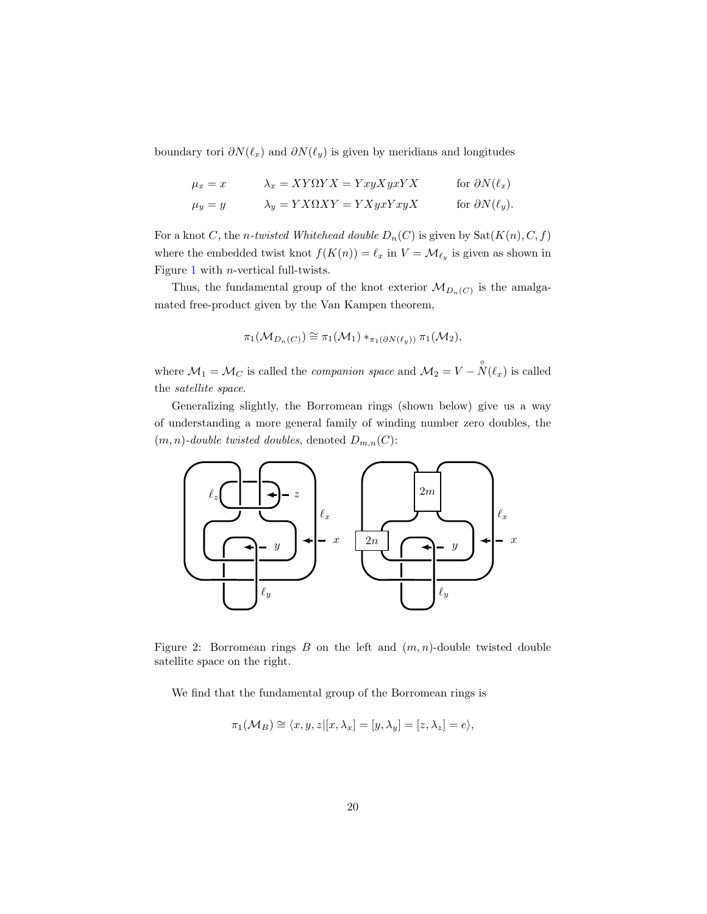boundary tori $\partial N(\ell_x)$ and $\partial N(\ell_y)$ is given by meridians and longitudes

$$\mu_x = x \qquad \lambda_x = XY\Omega YX = YxyXyxYX \qquad \text{for } \partial N(\ell_x)$$
$$\mu_y = y \qquad \lambda_y = YX\Omega XY = YXyxYxyX \qquad \text{for } \partial N(\ell_y).$$

For a knot $C$, the *n-twisted Whitehead double* $D_n(C)$ is given by $\text{Sat}(K(n), C, f)$ where the embedded twist knot $f(K(n)) = \ell_x$ in $V = \mathcal{M}_{\ell_y}$ is given as shown in Figure 1 with $n$-vertical full-twists.

Thus, the fundamental group of the knot exterior $\mathcal{M}_{D_n(C)}$ is the amalgamated free-product given by the Van Kampen theorem,

$$\pi_1(\mathcal{M}_{D_n(C)}) \cong \pi_1(\mathcal{M}_1) *_{\pi_1(\partial N(\ell_y))} \pi_1(\mathcal{M}_2),$$

where $\mathcal{M}_1 = \mathcal{M}_C$ is called the *companion space* and $\mathcal{M}_2 = V - \overset{\circ}{N}(\ell_x)$ is called the *satellite space*.

Generalizing slightly, the Borromean rings (shown below) give us a way of understanding a more general family of winding number zero doubles, the $(m,n)$-*double twisted doubles*, denoted $D_{m,n}(C)$:

Figure 2: Borromean rings $B$ on the left and $(m,n)$-double twisted double satellite space on the right.

We find that the fundamental group of the Borromean rings is

$$\pi_1(\mathcal{M}_B) \cong \langle x, y, z | [x, \lambda_x] = [y, \lambda_y] = [z, \lambda_z] = e \rangle,$$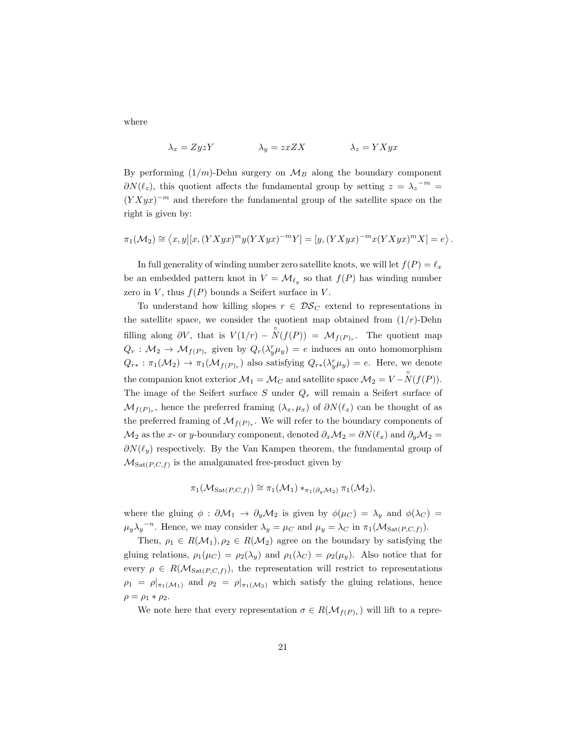where

$$\lambda_x = ZyzY \qquad\qquad \lambda_y = zxZX \qquad\qquad \lambda_z = YXyx$$

By performing $(1/m)$-Dehn surgery on $\mathcal{M}_B$ along the boundary component $\partial N(\ell_z)$, this quotient affects the fundamental group by setting $z = {\lambda_z}^{-m} = (YXyx)^{-m}$ and therefore the fundamental group of the satellite space on the right is given by:

$$\pi_1(\mathcal{M}_2) \cong \left\langle x, y \middle| [x, (YXyx)^m y (YXyx)^{-m} Y] = [y, (YXyx)^{-m} x (YXyx)^m X] = e \right\rangle.$$

In full generality of winding number zero satellite knots, we will let $f(P) = \ell_x$ be an embedded pattern knot in $V = \mathcal{M}_{\ell_y}$ so that $f(P)$ has winding number zero in $V$, thus $f(P)$ bounds a Seifert surface in $V$.

To understand how killing slopes $r \in \mathcal{DS}_C$ extend to representations in the satellite space, we consider the quotient map obtained from $(1/r)$-Dehn filling along $\partial V$, that is $V(1/r) - \overset{\circ}{N}(f(P)) = \mathcal{M}_{f(P)_r}$. The quotient map $Q_r : \mathcal{M}_2 \to \mathcal{M}_{f(P)_r}$ given by $Q_r(\lambda_y^r \mu_y) = e$ induces an onto homomorphism $Q_{r*} : \pi_1(\mathcal{M}_2) \to \pi_1(\mathcal{M}_{f(P)_r})$ also satisfying $Q_{r*}(\lambda_y^r \mu_y) = e$. Here, we denote the companion knot exterior $\mathcal{M}_1 = \mathcal{M}_C$ and satellite space $\mathcal{M}_2 = V - \overset{\circ}{N}(f(P))$. The image of the Seifert surface $S$ under $Q_r$ will remain a Seifert surface of $\mathcal{M}_{f(P)_r}$, hence the preferred framing $(\lambda_x, \mu_x)$ of $\partial N(\ell_x)$ can be thought of as the preferred framing of $\mathcal{M}_{f(P)_r}$. We will refer to the boundary components of $\mathcal{M}_2$ as the $x$- or $y$-boundary component, denoted $\partial_x \mathcal{M}_2 = \partial N(\ell_x)$ and $\partial_y \mathcal{M}_2 = \partial N(\ell_y)$ respectively. By the Van Kampen theorem, the fundamental group of $\mathcal{M}_{\mathrm{Sat}(P,C,f)}$ is the amalgamated free-product given by

$$\pi_1(\mathcal{M}_{\mathrm{Sat}(P,C,f)}) \cong \pi_1(\mathcal{M}_1) *_{\pi_1(\partial_y \mathcal{M}_2)} \pi_1(\mathcal{M}_2),$$

where the gluing $\phi : \partial \mathcal{M}_1 \to \partial_y \mathcal{M}_2$ is given by $\phi(\mu_C) = \lambda_y$ and $\phi(\lambda_C) = \mu_y {\lambda_y}^{-n}$. Hence, we may consider $\lambda_y = \mu_C$ and $\mu_y = \lambda_C$ in $\pi_1(\mathcal{M}_{\mathrm{Sat}(P,C,f)})$.

Then, $\rho_1 \in R(\mathcal{M}_1), \rho_2 \in R(\mathcal{M}_2)$ agree on the boundary by satisfying the gluing relations, $\rho_1(\mu_C) = \rho_2(\lambda_y)$ and $\rho_1(\lambda_C) = \rho_2(\mu_y)$. Also notice that for every $\rho \in R(\mathcal{M}_{\mathrm{Sat}(P,C,f)})$, the representation will restrict to representations $\rho_1 = \rho|_{\pi_1(\mathcal{M}_1)}$ and $\rho_2 = \rho|_{\pi_1(\mathcal{M}_2)}$ which satisfy the gluing relations, hence $\rho = \rho_1 * \rho_2$.

We note here that every representation $\sigma \in R(\mathcal{M}_{f(P)_r})$ will lift to a repre-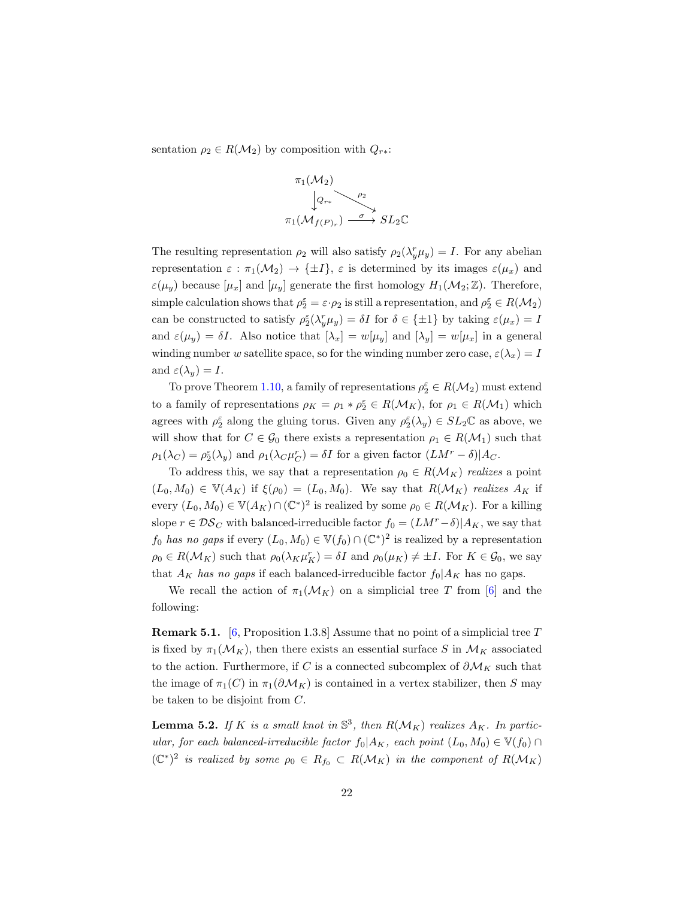sentation $\rho_2 \in R(\mathcal{M}_2)$ by composition with $Q_{r*}$:

$$\begin{array}{ccc} \pi_1(\mathcal{M}_2) & & \\ \downarrow Q_{r*} & \searrow \rho_2 & \\ \pi_1(\mathcal{M}_{f(P)_r}) & \xrightarrow{\sigma} & SL_2\mathbb{C} \end{array}$$

The resulting representation $\rho_2$ will also satisfy $\rho_2(\lambda_y^r \mu_y) = I$. For any abelian representation $\varepsilon : \pi_1(\mathcal{M}_2) \to \{\pm I\}$, $\varepsilon$ is determined by its images $\varepsilon(\mu_x)$ and $\varepsilon(\mu_y)$ because $[\mu_x]$ and $[\mu_y]$ generate the first homology $H_1(\mathcal{M}_2; \mathbb{Z})$. Therefore, simple calculation shows that $\rho_2^\varepsilon = \varepsilon \cdot \rho_2$ is still a representation, and $\rho_2^\varepsilon \in R(\mathcal{M}_2)$ can be constructed to satisfy $\rho_2^\varepsilon(\lambda_y^r \mu_y) = \delta I$ for $\delta \in \{\pm 1\}$ by taking $\varepsilon(\mu_x) = I$ and $\varepsilon(\mu_y) = \delta I$. Also notice that $[\lambda_x] = w[\mu_y]$ and $[\lambda_y] = w[\mu_x]$ in a general winding number $w$ satellite space, so for the winding number zero case, $\varepsilon(\lambda_x) = I$ and $\varepsilon(\lambda_y) = I$.

To prove Theorem 1.10, a family of representations $\rho_2^\varepsilon \in R(\mathcal{M}_2)$ must extend to a family of representations $\rho_K = \rho_1 * \rho_2^\varepsilon \in R(\mathcal{M}_K)$, for $\rho_1 \in R(\mathcal{M}_1)$ which agrees with $\rho_2^\varepsilon$ along the gluing torus. Given any $\rho_2^\varepsilon(\lambda_y) \in SL_2\mathbb{C}$ as above, we will show that for $C \in \mathcal{G}_0$ there exists a representation $\rho_1 \in R(\mathcal{M}_1)$ such that $\rho_1(\lambda_C) = \rho_2^\varepsilon(\lambda_y)$ and $\rho_1(\lambda_C \mu_C^r) = \delta I$ for a given factor $(LM^r - \delta)|A_C$.

To address this, we say that a representation $\rho_0 \in R(\mathcal{M}_K)$ *realizes* a point $(L_0, M_0) \in \mathbb{V}(A_K)$ if $\xi(\rho_0) = (L_0, M_0)$. We say that $R(\mathcal{M}_K)$ *realizes* $A_K$ if every $(L_0, M_0) \in \mathbb{V}(A_K) \cap (\mathbb{C}^*)^2$ is realized by some $\rho_0 \in R(\mathcal{M}_K)$. For a killing slope $r \in \mathcal{DS}_C$ with balanced-irreducible factor $f_0 = (LM^r - \delta)|A_K$, we say that $f_0$ *has no gaps* if every $(L_0, M_0) \in \mathbb{V}(f_0) \cap (\mathbb{C}^*)^2$ is realized by a representation $\rho_0 \in R(\mathcal{M}_K)$ such that $\rho_0(\lambda_K \mu_K^r) = \delta I$ and $\rho_0(\mu_K) \neq \pm I$. For $K \in \mathcal{G}_0$, we say that $A_K$ *has no gaps* if each balanced-irreducible factor $f_0|A_K$ has no gaps.

We recall the action of $\pi_1(\mathcal{M}_K)$ on a simplicial tree $T$ from [6] and the following:

**Remark 5.1.** [6, Proposition 1.3.8] Assume that no point of a simplicial tree $T$ is fixed by $\pi_1(\mathcal{M}_K)$, then there exists an essential surface $S$ in $\mathcal{M}_K$ associated to the action. Furthermore, if $C$ is a connected subcomplex of $\partial\mathcal{M}_K$ such that the image of $\pi_1(C)$ in $\pi_1(\partial\mathcal{M}_K)$ is contained in a vertex stabilizer, then $S$ may be taken to be disjoint from $C$.

**Lemma 5.2.** *If $K$ is a small knot in $\mathbb{S}^3$, then $R(\mathcal{M}_K)$ realizes $A_K$. In particular, for each balanced-irreducible factor $f_0|A_K$, each point $(L_0, M_0) \in \mathbb{V}(f_0) \cap (\mathbb{C}^*)^2$ is realized by some $\rho_0 \in R_{f_0} \subset R(\mathcal{M}_K)$ in the component of $R(\mathcal{M}_K)$*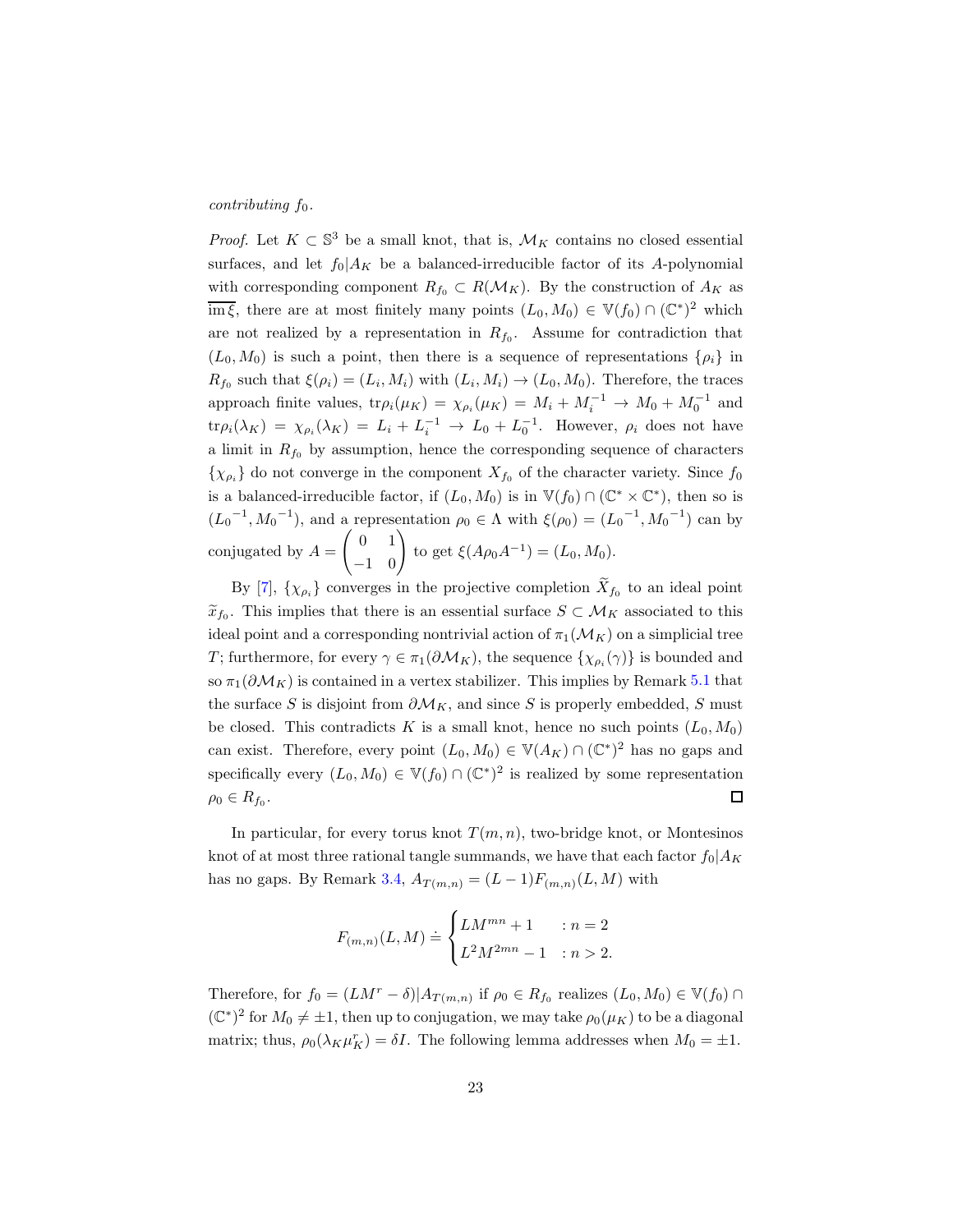*contributing* $f_0$.

*Proof.* Let $K \subset \mathbb{S}^3$ be a small knot, that is, $\mathcal{M}_K$ contains no closed essential surfaces, and let $f_0 | A_K$ be a balanced-irreducible factor of its $A$-polynomial with corresponding component $R_{f_0} \subset R(\mathcal{M}_K)$. By the construction of $A_K$ as $\overline{\operatorname{im} \xi}$, there are at most finitely many points $(L_0, M_0) \in \mathbb{V}(f_0) \cap (\mathbb{C}^*)^2$ which are not realized by a representation in $R_{f_0}$. Assume for contradiction that $(L_0, M_0)$ is such a point, then there is a sequence of representations $\{\rho_i\}$ in $R_{f_0}$ such that $\xi(\rho_i) = (L_i, M_i)$ with $(L_i, M_i) \to (L_0, M_0)$. Therefore, the traces approach finite values, $\mathrm{tr}\rho_i(\mu_K) = \chi_{\rho_i}(\mu_K) = M_i + M_i^{-1} \to M_0 + M_0^{-1}$ and $\mathrm{tr}\rho_i(\lambda_K) = \chi_{\rho_i}(\lambda_K) = L_i + L_i^{-1} \to L_0 + L_0^{-1}$. However, $\rho_i$ does not have a limit in $R_{f_0}$ by assumption, hence the corresponding sequence of characters $\{\chi_{\rho_i}\}$ do not converge in the component $X_{f_0}$ of the character variety. Since $f_0$ is a balanced-irreducible factor, if $(L_0, M_0)$ is in $\mathbb{V}(f_0) \cap (\mathbb{C}^* \times \mathbb{C}^*)$, then so is $({L_0}^{-1}, {M_0}^{-1})$, and a representation $\rho_0 \in \Lambda$ with $\xi(\rho_0) = ({L_0}^{-1}, {M_0}^{-1})$ can by conjugated by $A = \begin{pmatrix} 0 & 1 \\ -1 & 0 \end{pmatrix}$ to get $\xi(A\rho_0 A^{-1}) = (L_0, M_0)$.

By [7], $\{\chi_{\rho_i}\}$ converges in the projective completion $\widetilde{X}_{f_0}$ to an ideal point $\widetilde{x}_{f_0}$. This implies that there is an essential surface $S \subset \mathcal{M}_K$ associated to this ideal point and a corresponding nontrivial action of $\pi_1(\mathcal{M}_K)$ on a simplicial tree $T$; furthermore, for every $\gamma \in \pi_1(\partial\mathcal{M}_K)$, the sequence $\{\chi_{\rho_i}(\gamma)\}$ is bounded and so $\pi_1(\partial\mathcal{M}_K)$ is contained in a vertex stabilizer. This implies by Remark 5.1 that the surface $S$ is disjoint from $\partial\mathcal{M}_K$, and since $S$ is properly embedded, $S$ must be closed. This contradicts $K$ is a small knot, hence no such points $(L_0, M_0)$ can exist. Therefore, every point $(L_0, M_0) \in \mathbb{V}(A_K) \cap (\mathbb{C}^*)^2$ has no gaps and specifically every $(L_0, M_0) \in \mathbb{V}(f_0) \cap (\mathbb{C}^*)^2$ is realized by some representation $\rho_0 \in R_{f_0}$. ◻

In particular, for every torus knot $T(m,n)$, two-bridge knot, or Montesinos knot of at most three rational tangle summands, we have that each factor $f_0 | A_K$ has no gaps. By Remark 3.4, $A_{T(m,n)} = (L-1)F_{(m,n)}(L,M)$ with

$$F_{(m,n)}(L,M) \doteq \begin{cases} LM^{mn} + 1 & : n = 2 \\ L^2 M^{2mn} - 1 & : n > 2. \end{cases}$$

Therefore, for $f_0 = (LM^r - \delta) | A_{T(m,n)}$ if $\rho_0 \in R_{f_0}$ realizes $(L_0, M_0) \in \mathbb{V}(f_0) \cap (\mathbb{C}^*)^2$ for $M_0 \neq \pm 1$, then up to conjugation, we may take $\rho_0(\mu_K)$ to be a diagonal matrix; thus, $\rho_0(\lambda_K \mu_K^r) = \delta I$. The following lemma addresses when $M_0 = \pm 1$.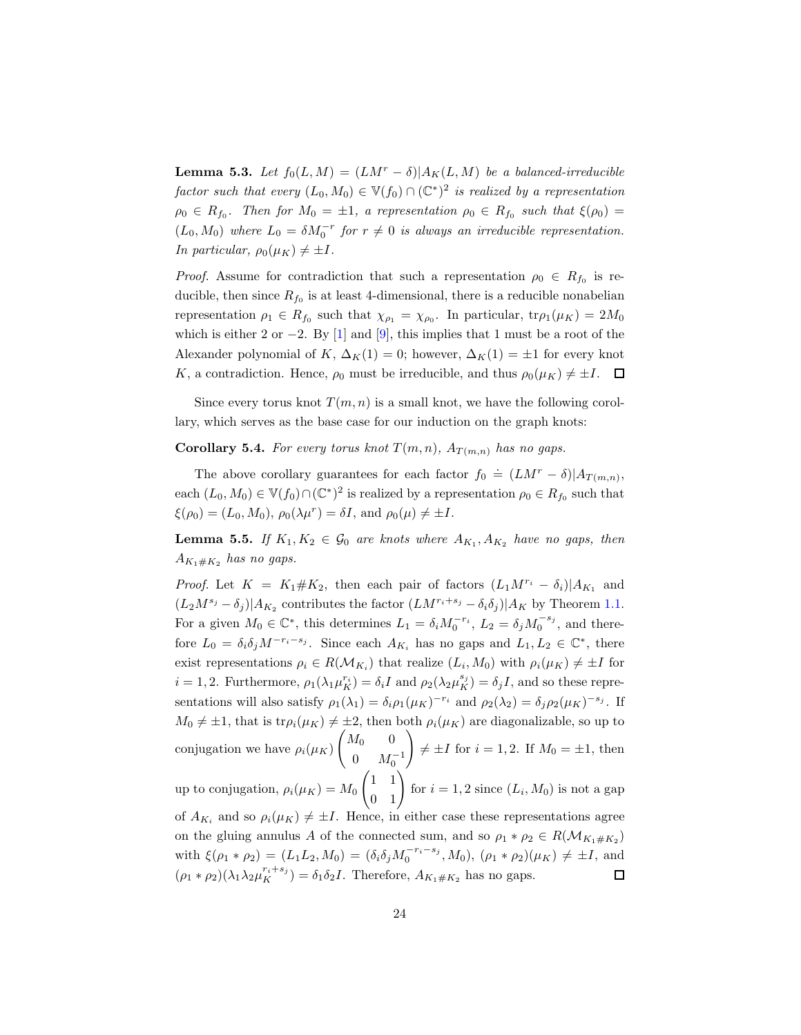**Lemma 5.3.** *Let $f_0(L, M) = (LM^r - \delta)|A_K(L, M)$ be a balanced-irreducible factor such that every $(L_0, M_0) \in \mathbb{V}(f_0) \cap (\mathbb{C}^*)^2$ is realized by a representation $\rho_0 \in R_{f_0}$. Then for $M_0 = \pm 1$, a representation $\rho_0 \in R_{f_0}$ such that $\xi(\rho_0) = (L_0, M_0)$ where $L_0 = \delta M_0^{-r}$ for $r \neq 0$ is always an irreducible representation. In particular, $\rho_0(\mu_K) \neq \pm I$.*

*Proof.* Assume for contradiction that such a representation $\rho_0 \in R_{f_0}$ is reducible, then since $R_{f_0}$ is at least 4-dimensional, there is a reducible nonabelian representation $\rho_1 \in R_{f_0}$ such that $\chi_{\rho_1} = \chi_{\rho_0}$. In particular, $\text{tr}\rho_1(\mu_K) = 2M_0$ which is either 2 or $-2$. By [1] and [9], this implies that 1 must be a root of the Alexander polynomial of $K$, $\Delta_K(1) = 0$; however, $\Delta_K(1) = \pm 1$ for every knot $K$, a contradiction. Hence, $\rho_0$ must be irreducible, and thus $\rho_0(\mu_K) \neq \pm I$. □

Since every torus knot $T(m, n)$ is a small knot, we have the following corollary, which serves as the base case for our induction on the graph knots:

**Corollary 5.4.** *For every torus knot $T(m, n)$, $A_{T(m,n)}$ has no gaps.*

The above corollary guarantees for each factor $f_0 \doteq (LM^r - \delta)|A_{T(m,n)}$, each $(L_0, M_0) \in \mathbb{V}(f_0) \cap (\mathbb{C}^*)^2$ is realized by a representation $\rho_0 \in R_{f_0}$ such that $\xi(\rho_0) = (L_0, M_0)$, $\rho_0(\lambda\mu^r) = \delta I$, and $\rho_0(\mu) \neq \pm I$.

**Lemma 5.5.** *If $K_1, K_2 \in \mathcal{G}_0$ are knots where $A_{K_1}, A_{K_2}$ have no gaps, then $A_{K_1 \# K_2}$ has no gaps.*

*Proof.* Let $K = K_1 \# K_2$, then each pair of factors $(L_1 M^{r_i} - \delta_i)|A_{K_1}$ and $(L_2 M^{s_j} - \delta_j)|A_{K_2}$ contributes the factor $(LM^{r_i + s_j} - \delta_i \delta_j)|A_K$ by Theorem 1.1. For a given $M_0 \in \mathbb{C}^*$, this determines $L_1 = \delta_i M_0^{-r_i}$, $L_2 = \delta_j M_0^{-s_j}$, and therefore $L_0 = \delta_i \delta_j M^{-r_i - s_j}$. Since each $A_{K_i}$ has no gaps and $L_1, L_2 \in \mathbb{C}^*$, there exist representations $\rho_i \in R(\mathcal{M}_{K_i})$ that realize $(L_i, M_0)$ with $\rho_i(\mu_K) \neq \pm I$ for $i = 1, 2$. Furthermore, $\rho_1(\lambda_1 \mu_K^{r_i}) = \delta_i I$ and $\rho_2(\lambda_2 \mu_K^{s_j}) = \delta_j I$, and so these representations will also satisfy $\rho_1(\lambda_1) = \delta_i \rho_1(\mu_K)^{-r_i}$ and $\rho_2(\lambda_2) = \delta_j \rho_2(\mu_K)^{-s_j}$. If $M_0 \neq \pm 1$, that is $\text{tr}\rho_i(\mu_K) \neq \pm 2$, then both $\rho_i(\mu_K)$ are diagonalizable, so up to conjugation we have $\rho_i(\mu_K) \begin{pmatrix} M_0 & 0 \\ 0 & M_0^{-1} \end{pmatrix} \neq \pm I$ for $i = 1, 2$. If $M_0 = \pm 1$, then up to conjugation, $\rho_i(\mu_K) = M_0 \begin{pmatrix} 1 & 1 \\ 0 & 1 \end{pmatrix}$ for $i = 1, 2$ since $(L_i, M_0)$ is not a gap of $A_{K_i}$ and so $\rho_i(\mu_K) \neq \pm I$. Hence, in either case these representations agree on the gluing annulus $A$ of the connected sum, and so $\rho_1 * \rho_2 \in R(\mathcal{M}_{K_1 \# K_2})$ with $\xi(\rho_1 * \rho_2) = (L_1 L_2, M_0) = (\delta_i \delta_j M_0^{-r_i - s_j}, M_0)$, $(\rho_1 * \rho_2)(\mu_K) \neq \pm I$, and $(\rho_1 * \rho_2)(\lambda_1 \lambda_2 \mu_K^{r_i + s_j}) = \delta_1 \delta_2 I$. Therefore, $A_{K_1 \# K_2}$ has no gaps. □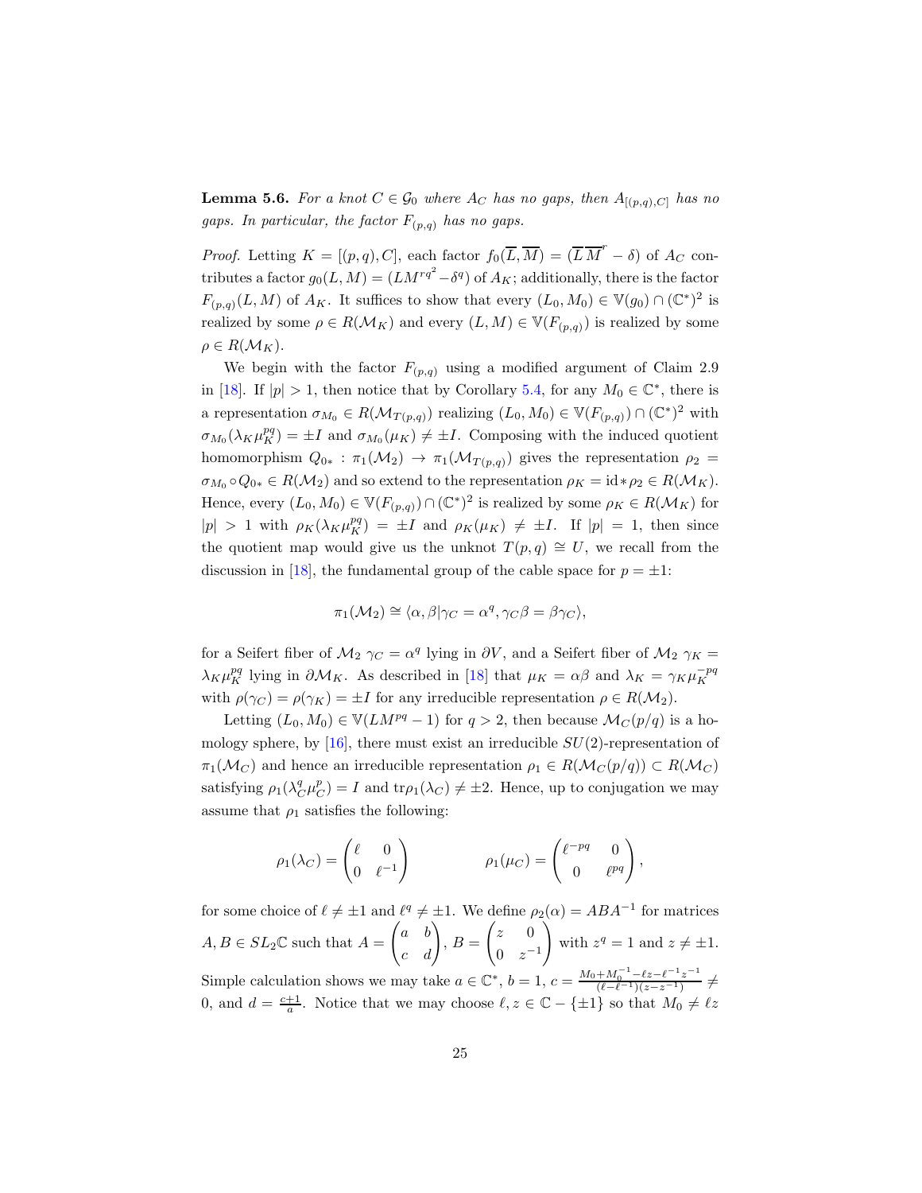**Lemma 5.6.** *For a knot $C \in \mathcal{G}_0$ where $A_C$ has no gaps, then $A_{[(p,q),C]}$ has no gaps. In particular, the factor $F_{(p,q)}$ has no gaps.*

*Proof.* Letting $K = [(p,q), C]$, each factor $f_0(\overline{L}, \overline{M}) = (\overline{L}\,\overline{M}^r - \delta)$ of $A_C$ contributes a factor $g_0(L, M) = (LM^{rq^2} - \delta^q)$ of $A_K$; additionally, there is the factor $F_{(p,q)}(L, M)$ of $A_K$. It suffices to show that every $(L_0, M_0) \in \mathbb{V}(g_0) \cap (\mathbb{C}^*)^2$ is realized by some $\rho \in R(\mathcal{M}_K)$ and every $(L, M) \in \mathbb{V}(F_{(p,q)})$ is realized by some $\rho \in R(\mathcal{M}_K)$.

We begin with the factor $F_{(p,q)}$ using a modified argument of Claim 2.9 in [18]. If $|p| > 1$, then notice that by Corollary 5.4, for any $M_0 \in \mathbb{C}^*$, there is a representation $\sigma_{M_0} \in R(\mathcal{M}_{T(p,q)})$ realizing $(L_0, M_0) \in \mathbb{V}(F_{(p,q)}) \cap (\mathbb{C}^*)^2$ with $\sigma_{M_0}(\lambda_K \mu_K^{pq}) = \pm I$ and $\sigma_{M_0}(\mu_K) \neq \pm I$. Composing with the induced quotient homomorphism $Q_{0*} : \pi_1(\mathcal{M}_2) \to \pi_1(\mathcal{M}_{T(p,q)})$ gives the representation $\rho_2 = \sigma_{M_0} \circ Q_{0*} \in R(\mathcal{M}_2)$ and so extend to the representation $\rho_K = \mathrm{id} * \rho_2 \in R(\mathcal{M}_K)$. Hence, every $(L_0, M_0) \in \mathbb{V}(F_{(p,q)}) \cap (\mathbb{C}^*)^2$ is realized by some $\rho_K \in R(\mathcal{M}_K)$ for $|p| > 1$ with $\rho_K(\lambda_K \mu_K^{pq}) = \pm I$ and $\rho_K(\mu_K) \neq \pm I$. If $|p| = 1$, then since the quotient map would give us the unknot $T(p,q) \cong U$, we recall from the discussion in [18], the fundamental group of the cable space for $p = \pm 1$:

$$\pi_1(\mathcal{M}_2) \cong \langle \alpha, \beta | \gamma_C = \alpha^q, \gamma_C \beta = \beta \gamma_C \rangle,$$

for a Seifert fiber of $\mathcal{M}_2$ $\gamma_C = \alpha^q$ lying in $\partial V$, and a Seifert fiber of $\mathcal{M}_2$ $\gamma_K = \lambda_K \mu_K^{pq}$ lying in $\partial \mathcal{M}_K$. As described in [18] that $\mu_K = \alpha\beta$ and $\lambda_K = \gamma_K \mu_K^{-pq}$ with $\rho(\gamma_C) = \rho(\gamma_K) = \pm I$ for any irreducible representation $\rho \in R(\mathcal{M}_2)$.

Letting $(L_0, M_0) \in \mathbb{V}(LM^{pq} - 1)$ for $q > 2$, then because $\mathcal{M}_C(p/q)$ is a homology sphere, by [16], there must exist an irreducible $SU(2)$-representation of $\pi_1(\mathcal{M}_C)$ and hence an irreducible representation $\rho_1 \in R(\mathcal{M}_C(p/q)) \subset R(\mathcal{M}_C)$ satisfying $\rho_1(\lambda_C^q \mu_C^p) = I$ and $\mathrm{tr}\rho_1(\lambda_C) \neq \pm 2$. Hence, up to conjugation we may assume that $\rho_1$ satisfies the following:

$$\rho_1(\lambda_C) = \begin{pmatrix} \ell & 0 \\ 0 & \ell^{-1} \end{pmatrix} \qquad\qquad \rho_1(\mu_C) = \begin{pmatrix} \ell^{-pq} & 0 \\ 0 & \ell^{pq} \end{pmatrix},$$

for some choice of $\ell \neq \pm 1$ and $\ell^q \neq \pm 1$. We define $\rho_2(\alpha) = ABA^{-1}$ for matrices $A, B \in SL_2\mathbb{C}$ such that $A = \begin{pmatrix} a & b \\ c & d \end{pmatrix}$, $B = \begin{pmatrix} z & 0 \\ 0 & z^{-1} \end{pmatrix}$ with $z^q = 1$ and $z \neq \pm 1$. Simple calculation shows we may take $a \in \mathbb{C}^*$, $b = 1$, $c = \frac{M_0 + M_0^{-1} - \ell z - \ell^{-1} z^{-1}}{(\ell - \ell^{-1})(z - z^{-1})} \neq 0$, and $d = \frac{c+1}{a}$. Notice that we may choose $\ell, z \in \mathbb{C} - \{\pm 1\}$ so that $M_0 \neq \ell z$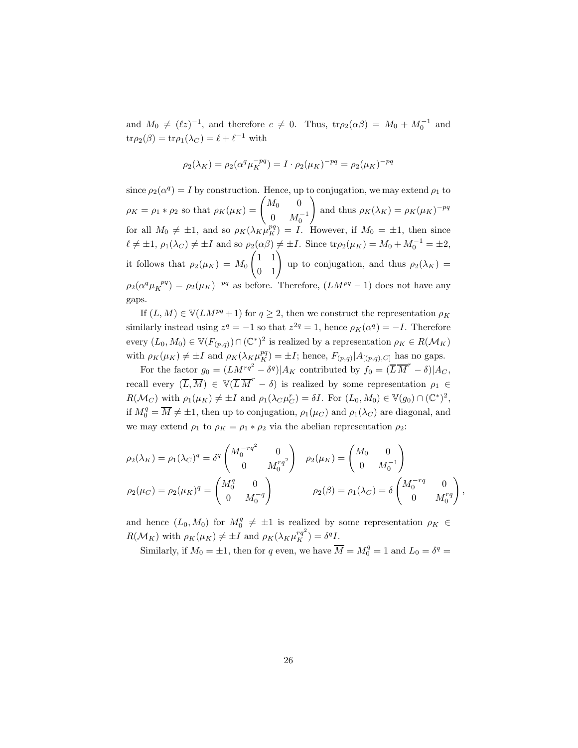and $M_0 \neq (\ell z)^{-1}$, and therefore $c \neq 0$. Thus, $\mathrm{tr}\rho_2(\alpha\beta) = M_0 + M_0^{-1}$ and $\mathrm{tr}\rho_2(\beta) = \mathrm{tr}\rho_1(\lambda_C) = \ell + \ell^{-1}$ with

$$\rho_2(\lambda_K) = \rho_2(\alpha^q \mu_K^{-pq}) = I \cdot \rho_2(\mu_K)^{-pq} = \rho_2(\mu_K)^{-pq}$$

since $\rho_2(\alpha^q) = I$ by construction. Hence, up to conjugation, we may extend $\rho_1$ to $\rho_K = \rho_1 * \rho_2$ so that $\rho_K(\mu_K) = \begin{pmatrix} M_0 & 0 \\ 0 & M_0^{-1} \end{pmatrix}$ and thus $\rho_K(\lambda_K) = \rho_K(\mu_K)^{-pq}$ for all $M_0 \neq \pm 1$, and so $\rho_K(\lambda_K \mu_K^{pq}) = I$. However, if $M_0 = \pm 1$, then since $\ell \neq \pm 1$, $\rho_1(\lambda_C) \neq \pm I$ and so $\rho_2(\alpha\beta) \neq \pm I$. Since $\mathrm{tr}\rho_2(\mu_K) = M_0 + M_0^{-1} = \pm 2$, it follows that $\rho_2(\mu_K) = M_0 \begin{pmatrix} 1 & 1 \\ 0 & 1 \end{pmatrix}$ up to conjugation, and thus $\rho_2(\lambda_K) = \rho_2(\alpha^q \mu_K^{-pq}) = \rho_2(\mu_K)^{-pq}$ as before. Therefore, $(LM^{pq} - 1)$ does not have any gaps.

If $(L, M) \in \mathbb{V}(LM^{pq} + 1)$ for $q \geq 2$, then we construct the representation $\rho_K$ similarly instead using $z^q = -1$ so that $z^{2q} = 1$, hence $\rho_K(\alpha^q) = -I$. Therefore every $(L_0, M_0) \in \mathbb{V}(F_{(p,q)}) \cap (\mathbb{C}^*)^2$ is realized by a representation $\rho_K \in R(\mathcal{M}_K)$ with $\rho_K(\mu_K) \neq \pm I$ and $\rho_K(\lambda_K \mu_K^{pq}) = \pm I$; hence, $F_{(p,q)}|A_{[(p,q),C]}$ has no gaps.

For the factor $g_0 = (LM^{rq^2} - \delta^q)|A_K$ contributed by $f_0 = (\overline{L}\,\overline{M}^r - \delta)|A_C$, recall every $(\overline{L}, \overline{M}) \in \mathbb{V}(\overline{L}\,\overline{M}^r - \delta)$ is realized by some representation $\rho_1 \in R(\mathcal{M}_C)$ with $\rho_1(\mu_K) \neq \pm I$ and $\rho_1(\lambda_C \mu_C^r) = \delta I$. For $(L_0, M_0) \in \mathbb{V}(g_0) \cap (\mathbb{C}^*)^2$, if $M_0^q = \overline{M} \neq \pm 1$, then up to conjugation, $\rho_1(\mu_C)$ and $\rho_1(\lambda_C)$ are diagonal, and we may extend $\rho_1$ to $\rho_K = \rho_1 * \rho_2$ via the abelian representation $\rho_2$:

$$\rho_2(\lambda_K) = \rho_1(\lambda_C)^q = \delta^q \begin{pmatrix} M_0^{-rq^2} & 0 \\ 0 & M_0^{rq^2} \end{pmatrix} \quad \rho_2(\mu_K) = \begin{pmatrix} M_0 & 0 \\ 0 & M_0^{-1} \end{pmatrix}$$

$$\rho_2(\mu_C) = \rho_2(\mu_K)^q = \begin{pmatrix} M_0^q & 0 \\ 0 & M_0^{-q} \end{pmatrix} \qquad \rho_2(\beta) = \rho_1(\lambda_C) = \delta \begin{pmatrix} M_0^{-rq} & 0 \\ 0 & M_0^{rq} \end{pmatrix},$$

and hence $(L_0, M_0)$ for $M_0^q \neq \pm 1$ is realized by some representation $\rho_K \in R(\mathcal{M}_K)$ with $\rho_K(\mu_K) \neq \pm I$ and $\rho_K(\lambda_K \mu_K^{rq^2}) = \delta^q I$.

Similarly, if $M_0 = \pm 1$, then for $q$ even, we have $\overline{M} = M_0^q = 1$ and $L_0 = \delta^q =$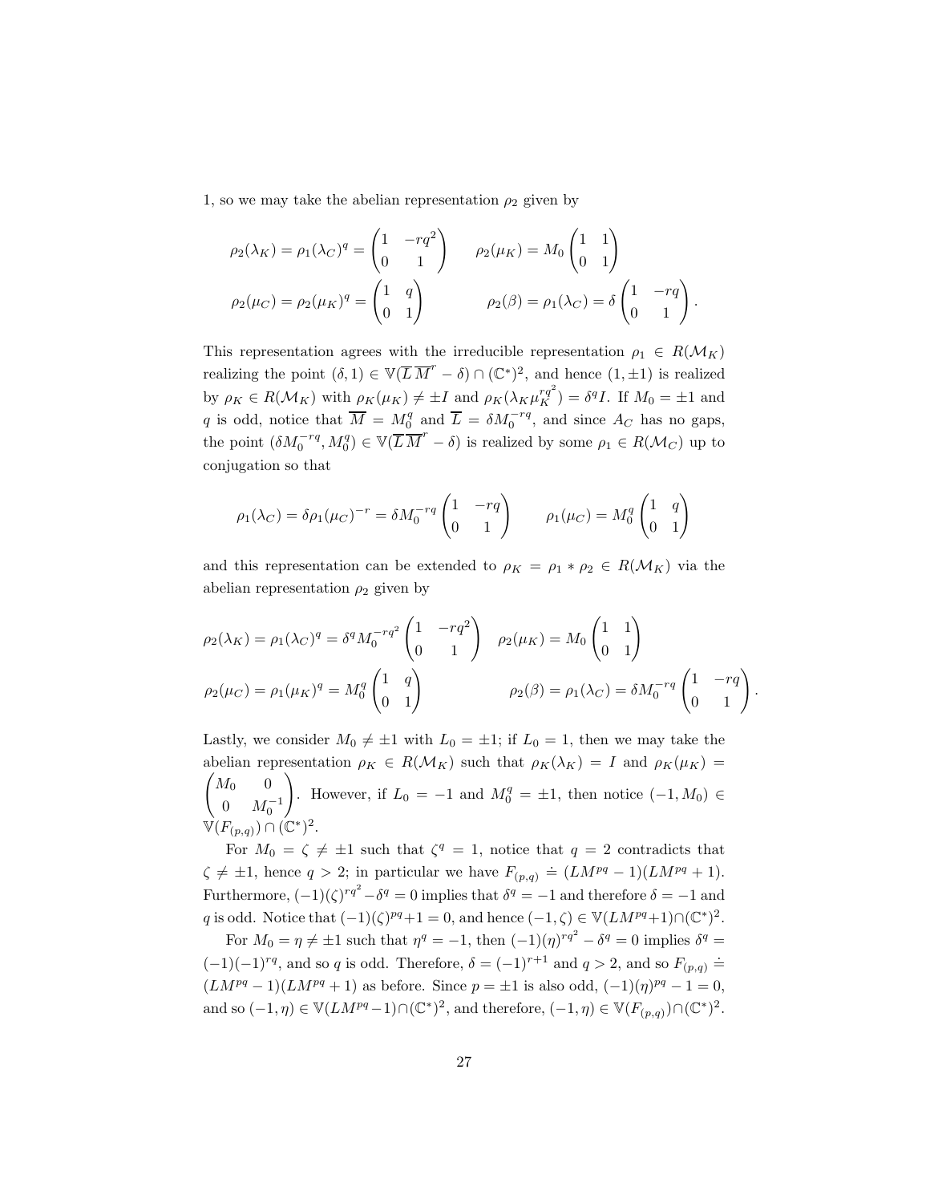1, so we may take the abelian representation $\rho_2$ given by

$$\rho_2(\lambda_K) = \rho_1(\lambda_C)^q = \begin{pmatrix} 1 & -rq^2 \\ 0 & 1 \end{pmatrix} \qquad \rho_2(\mu_K) = M_0 \begin{pmatrix} 1 & 1 \\ 0 & 1 \end{pmatrix}$$

$$\rho_2(\mu_C) = \rho_2(\mu_K)^q = \begin{pmatrix} 1 & q \\ 0 & 1 \end{pmatrix} \qquad \rho_2(\beta) = \rho_1(\lambda_C) = \delta \begin{pmatrix} 1 & -rq \\ 0 & 1 \end{pmatrix}.$$

This representation agrees with the irreducible representation $\rho_1 \in R(\mathcal{M}_K)$ realizing the point $(\delta, 1) \in \mathbb{V}(\overline{L}\,\overline{M}^r - \delta) \cap (\mathbb{C}^*)^2$, and hence $(1, \pm 1)$ is realized by $\rho_K \in R(\mathcal{M}_K)$ with $\rho_K(\mu_K) \neq \pm I$ and $\rho_K(\lambda_K \mu_K^{rq^2}) = \delta^q I$. If $M_0 = \pm 1$ and $q$ is odd, notice that $\overline{M} = M_0^q$ and $\overline{L} = \delta M_0^{-rq}$, and since $A_C$ has no gaps, the point $(\delta M_0^{-rq}, M_0^q) \in \mathbb{V}(\overline{L}\,\overline{M}^r - \delta)$ is realized by some $\rho_1 \in R(\mathcal{M}_C)$ up to conjugation so that

$$\rho_1(\lambda_C) = \delta \rho_1(\mu_C)^{-r} = \delta M_0^{-rq} \begin{pmatrix} 1 & -rq \\ 0 & 1 \end{pmatrix} \qquad \rho_1(\mu_C) = M_0^q \begin{pmatrix} 1 & q \\ 0 & 1 \end{pmatrix}$$

and this representation can be extended to $\rho_K = \rho_1 * \rho_2 \in R(\mathcal{M}_K)$ via the abelian representation $\rho_2$ given by

$$\rho_2(\lambda_K) = \rho_1(\lambda_C)^q = \delta^q M_0^{-rq^2} \begin{pmatrix} 1 & -rq^2 \\ 0 & 1 \end{pmatrix} \quad \rho_2(\mu_K) = M_0 \begin{pmatrix} 1 & 1 \\ 0 & 1 \end{pmatrix}$$

$$\rho_2(\mu_C) = \rho_1(\mu_K)^q = M_0^q \begin{pmatrix} 1 & q \\ 0 & 1 \end{pmatrix} \qquad \rho_2(\beta) = \rho_1(\lambda_C) = \delta M_0^{-rq} \begin{pmatrix} 1 & -rq \\ 0 & 1 \end{pmatrix}.$$

Lastly, we consider $M_0 \neq \pm 1$ with $L_0 = \pm 1$; if $L_0 = 1$, then we may take the abelian representation $\rho_K \in R(\mathcal{M}_K)$ such that $\rho_K(\lambda_K) = I$ and $\rho_K(\mu_K) = \begin{pmatrix} M_0 & 0 \\ 0 & M_0^{-1} \end{pmatrix}$. However, if $L_0 = -1$ and $M_0^q = \pm 1$, then notice $(-1, M_0) \in \mathbb{V}(F_{(p,q)}) \cap (\mathbb{C}^*)^2$.

For $M_0 = \zeta \neq \pm 1$ such that $\zeta^q = 1$, notice that $q = 2$ contradicts that $\zeta \neq \pm 1$, hence $q > 2$; in particular we have $F_{(p,q)} \doteq (LM^{pq} - 1)(LM^{pq} + 1)$. Furthermore, $(-1)(\zeta)^{rq^2} - \delta^q = 0$ implies that $\delta^q = -1$ and therefore $\delta = -1$ and $q$ is odd. Notice that $(-1)(\zeta)^{pq} + 1 = 0$, and hence $(-1, \zeta) \in \mathbb{V}(LM^{pq} + 1) \cap (\mathbb{C}^*)^2$.

For $M_0 = \eta \neq \pm 1$ such that $\eta^q = -1$, then $(-1)(\eta)^{rq^2} - \delta^q = 0$ implies $\delta^q = (-1)(-1)^{rq}$, and so $q$ is odd. Therefore, $\delta = (-1)^{r+1}$ and $q > 2$, and so $F_{(p,q)} \doteq (LM^{pq} - 1)(LM^{pq} + 1)$ as before. Since $p = \pm 1$ is also odd, $(-1)(\eta)^{pq} - 1 = 0$, and so $(-1, \eta) \in \mathbb{V}(LM^{pq} - 1) \cap (\mathbb{C}^*)^2$, and therefore, $(-1, \eta) \in \mathbb{V}(F_{(p,q)}) \cap (\mathbb{C}^*)^2$.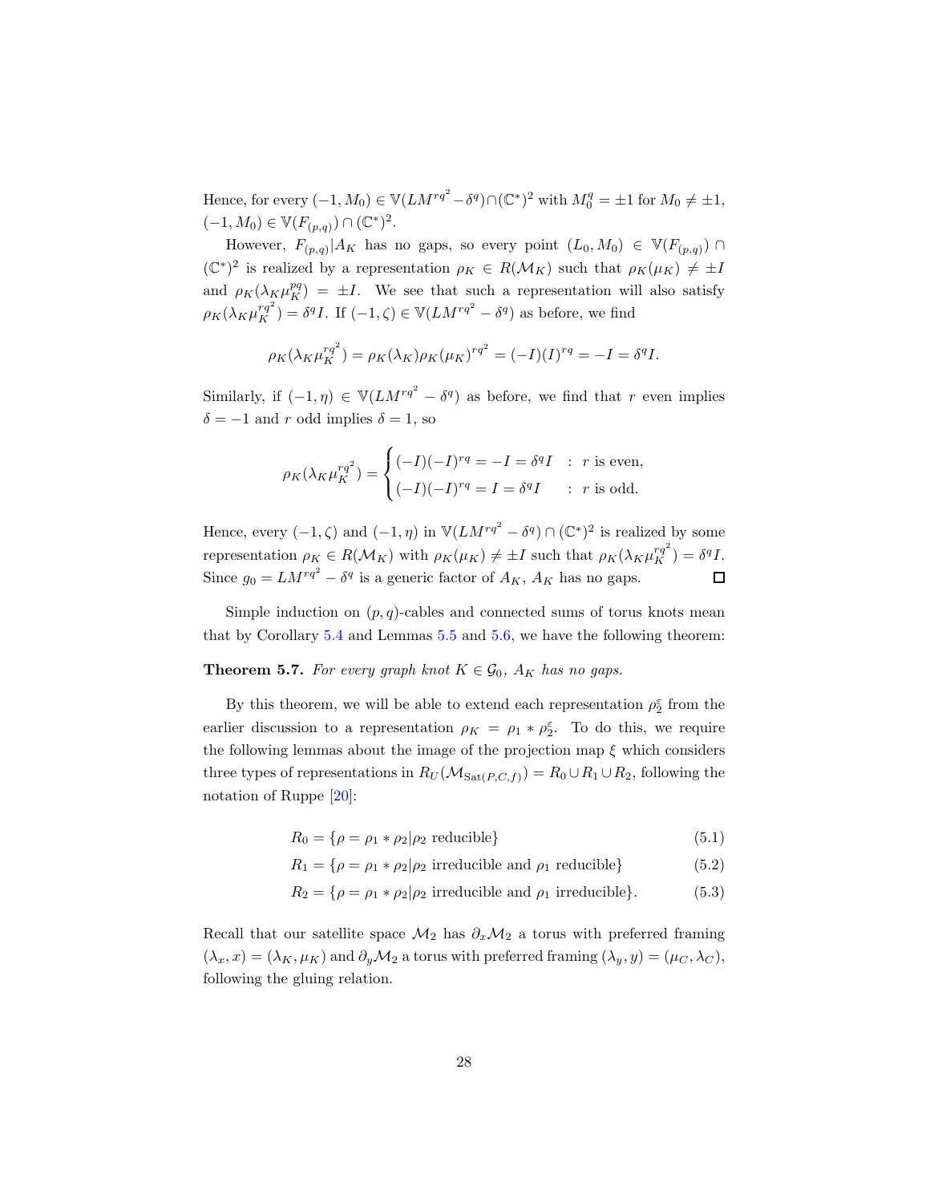Hence, for every $(-1, M_0) \in \mathbb{V}(LM^{rq^2} - \delta^q) \cap (\mathbb{C}^*)^2$ with $M_0^q = \pm 1$ for $M_0 \neq \pm 1$, $(-1, M_0) \in \mathbb{V}(F_{(p,q)}) \cap (\mathbb{C}^*)^2$.

However, $F_{(p,q)}|A_K$ has no gaps, so every point $(L_0, M_0) \in \mathbb{V}(F_{(p,q)}) \cap (\mathbb{C}^*)^2$ is realized by a representation $\rho_K \in R(\mathcal{M}_K)$ such that $\rho_K(\mu_K) \neq \pm I$ and $\rho_K(\lambda_K \mu_K^{pq}) = \pm I$. We see that such a representation will also satisfy $\rho_K(\lambda_K \mu_K^{rq^2}) = \delta^q I$. If $(-1, \zeta) \in \mathbb{V}(LM^{rq^2} - \delta^q)$ as before, we find

$$\rho_K(\lambda_K \mu_K^{rq^2}) = \rho_K(\lambda_K)\rho_K(\mu_K)^{rq^2} = (-I)(I)^{rq} = -I = \delta^q I.$$

Similarly, if $(-1, \eta) \in \mathbb{V}(LM^{rq^2} - \delta^q)$ as before, we find that $r$ even implies $\delta = -1$ and $r$ odd implies $\delta = 1$, so

$$\rho_K(\lambda_K \mu_K^{rq^2}) = \begin{cases} (-I)(-I)^{rq} = -I = \delta^q I & : \ r \text{ is even,} \\ (-I)(-I)^{rq} = I = \delta^q I & : \ r \text{ is odd.} \end{cases}$$

Hence, every $(-1, \zeta)$ and $(-1, \eta)$ in $\mathbb{V}(LM^{rq^2} - \delta^q) \cap (\mathbb{C}^*)^2$ is realized by some representation $\rho_K \in R(\mathcal{M}_K)$ with $\rho_K(\mu_K) \neq \pm I$ such that $\rho_K(\lambda_K \mu_K^{rq^2}) = \delta^q I$. Since $g_0 = LM^{rq^2} - \delta^q$ is a generic factor of $A_K$, $A_K$ has no gaps. ∎

Simple induction on $(p, q)$-cables and connected sums of torus knots mean that by Corollary 5.4 and Lemmas 5.5 and 5.6, we have the following theorem:

**Theorem 5.7.** *For every graph knot $K \in \mathcal{G}_0$, $A_K$ has no gaps.*

By this theorem, we will be able to extend each representation $\rho_2^\xi$ from the earlier discussion to a representation $\rho_K = \rho_1 * \rho_2^\xi$. To do this, we require the following lemmas about the image of the projection map $\xi$ which considers three types of representations in $R_U(\mathcal{M}_{\mathrm{Sat}(P,C,f)}) = R_0 \cup R_1 \cup R_2$, following the notation of Ruppe [20]:

$$R_0 = \{\rho = \rho_1 * \rho_2 | \rho_2 \text{ reducible}\} \tag{5.1}$$

$$R_1 = \{\rho = \rho_1 * \rho_2 | \rho_2 \text{ irreducible and } \rho_1 \text{ reducible}\} \tag{5.2}$$

$$R_2 = \{\rho = \rho_1 * \rho_2 | \rho_2 \text{ irreducible and } \rho_1 \text{ irreducible}\}. \tag{5.3}$$

Recall that our satellite space $\mathcal{M}_2$ has $\partial_x \mathcal{M}_2$ a torus with preferred framing $(\lambda_x, x) = (\lambda_K, \mu_K)$ and $\partial_y \mathcal{M}_2$ a torus with preferred framing $(\lambda_y, y) = (\mu_C, \lambda_C)$, following the gluing relation.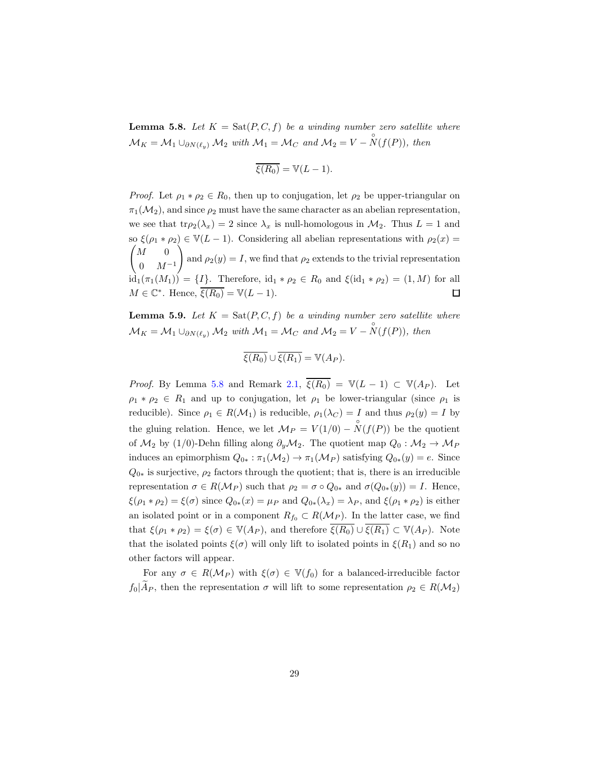**Lemma 5.8.** *Let $K = \text{Sat}(P, C, f)$ be a winding number zero satellite where $\mathcal{M}_K = \mathcal{M}_1 \cup_{\partial N(\ell_y)} \mathcal{M}_2$ with $\mathcal{M}_1 = \mathcal{M}_C$ and $\mathcal{M}_2 = V - \overset{\circ}{N}(f(P))$, then*

$$\overline{\xi(R_0)} = \mathbb{V}(L-1).$$

*Proof.* Let $\rho_1 * \rho_2 \in R_0$, then up to conjugation, let $\rho_2$ be upper-triangular on $\pi_1(\mathcal{M}_2)$, and since $\rho_2$ must have the same character as an abelian representation, we see that $\text{tr}\rho_2(\lambda_x) = 2$ since $\lambda_x$ is null-homologous in $\mathcal{M}_2$. Thus $L = 1$ and so $\xi(\rho_1 * \rho_2) \in \mathbb{V}(L-1)$. Considering all abelian representations with $\rho_2(x) = \begin{pmatrix} M & 0 \\ 0 & M^{-1} \end{pmatrix}$ and $\rho_2(y) = I$, we find that $\rho_2$ extends to the trivial representation $\text{id}_1(\pi_1(M_1)) = \{I\}$. Therefore, $\text{id}_1 * \rho_2 \in R_0$ and $\xi(\text{id}_1 * \rho_2) = (1, M)$ for all $M \in \mathbb{C}^*$. Hence, $\overline{\xi(R_0)} = \mathbb{V}(L-1)$. $\square$

**Lemma 5.9.** *Let $K = \text{Sat}(P, C, f)$ be a winding number zero satellite where $\mathcal{M}_K = \mathcal{M}_1 \cup_{\partial N(\ell_y)} \mathcal{M}_2$ with $\mathcal{M}_1 = \mathcal{M}_C$ and $\mathcal{M}_2 = V - \overset{\circ}{N}(f(P))$, then*

$$\overline{\xi(R_0)} \cup \overline{\xi(R_1)} = \mathbb{V}(A_P).$$

*Proof.* By Lemma 5.8 and Remark 2.1, $\overline{\xi(R_0)} = \mathbb{V}(L-1) \subset \mathbb{V}(A_P)$. Let $\rho_1 * \rho_2 \in R_1$ and up to conjugation, let $\rho_1$ be lower-triangular (since $\rho_1$ is reducible). Since $\rho_1 \in R(\mathcal{M}_1)$ is reducible, $\rho_1(\lambda_C) = I$ and thus $\rho_2(y) = I$ by the gluing relation. Hence, we let $\mathcal{M}_P = V(1/0) - \overset{\circ}{N}(f(P))$ be the quotient of $\mathcal{M}_2$ by $(1/0)$-Dehn filling along $\partial_y \mathcal{M}_2$. The quotient map $Q_0 : \mathcal{M}_2 \to \mathcal{M}_P$ induces an epimorphism $Q_{0*} : \pi_1(\mathcal{M}_2) \to \pi_1(\mathcal{M}_P)$ satisfying $Q_{0*}(y) = e$. Since $Q_{0*}$ is surjective, $\rho_2$ factors through the quotient; that is, there is an irreducible representation $\sigma \in R(\mathcal{M}_P)$ such that $\rho_2 = \sigma \circ Q_{0*}$ and $\sigma(Q_{0*}(y)) = I$. Hence, $\xi(\rho_1 * \rho_2) = \xi(\sigma)$ since $Q_{0*}(x) = \mu_P$ and $Q_{0*}(\lambda_x) = \lambda_P$, and $\xi(\rho_1 * \rho_2)$ is either an isolated point or in a component $R_{f_0} \subset R(\mathcal{M}_P)$. In the latter case, we find that $\xi(\rho_1 * \rho_2) = \xi(\sigma) \in \mathbb{V}(A_P)$, and therefore $\overline{\xi(R_0)} \cup \overline{\xi(R_1)} \subset \mathbb{V}(A_P)$. Note that the isolated points $\xi(\sigma)$ will only lift to isolated points in $\xi(R_1)$ and so no other factors will appear.

For any $\sigma \in R(\mathcal{M}_P)$ with $\xi(\sigma) \in \mathbb{V}(f_0)$ for a balanced-irreducible factor $f_0 | \widetilde{A}_P$, then the representation $\sigma$ will lift to some representation $\rho_2 \in R(\mathcal{M}_2)$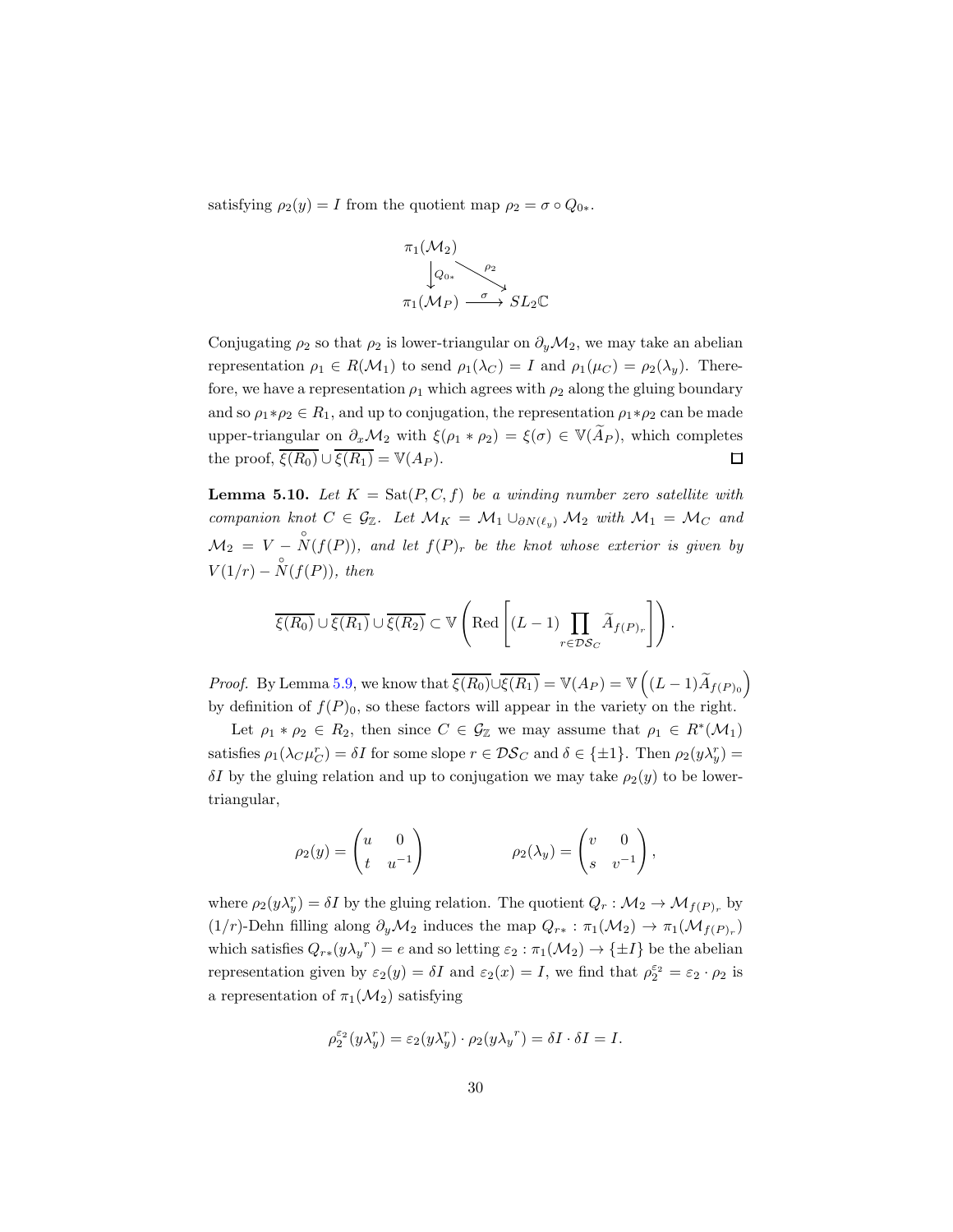satisfying $\rho_2(y) = I$ from the quotient map $\rho_2 = \sigma \circ Q_{0*}$.

$$
\begin{array}{ccc}
\pi_1(\mathcal{M}_2) & & \\
\downarrow Q_{0*} & \searrow^{\rho_2} & \\
\pi_1(\mathcal{M}_P) & \xrightarrow{\sigma} & SL_2\mathbb{C}
\end{array}
$$

Conjugating $\rho_2$ so that $\rho_2$ is lower-triangular on $\partial_y \mathcal{M}_2$, we may take an abelian representation $\rho_1 \in R(\mathcal{M}_1)$ to send $\rho_1(\lambda_C) = I$ and $\rho_1(\mu_C) = \rho_2(\lambda_y)$. Therefore, we have a representation $\rho_1$ which agrees with $\rho_2$ along the gluing boundary and so $\rho_1 * \rho_2 \in R_1$, and up to conjugation, the representation $\rho_1 * \rho_2$ can be made upper-triangular on $\partial_x \mathcal{M}_2$ with $\xi(\rho_1 * \rho_2) = \xi(\sigma) \in \mathbb{V}(\widetilde{A}_P)$, which completes the proof, $\overline{\xi(R_0)} \cup \overline{\xi(R_1)} = \mathbb{V}(A_P)$. ∎

**Lemma 5.10.** *Let $K = \mathrm{Sat}(P, C, f)$ be a winding number zero satellite with companion knot $C \in \mathcal{G}_{\mathbb{Z}}$. Let $\mathcal{M}_K = \mathcal{M}_1 \cup_{\partial N(\ell_y)} \mathcal{M}_2$ with $\mathcal{M}_1 = \mathcal{M}_C$ and $\mathcal{M}_2 = V - \mathring{N}(f(P))$, and let $f(P)_r$ be the knot whose exterior is given by $V(1/r) - \mathring{N}(f(P))$, then*

$$
\overline{\xi(R_0)} \cup \overline{\xi(R_1)} \cup \overline{\xi(R_2)} \subset \mathbb{V}\left(\mathrm{Red}\left[(L-1)\prod_{r \in \mathcal{DS}_C} \widetilde{A}_{f(P)_r}\right]\right).
$$

*Proof.* By Lemma 5.9, we know that $\overline{\xi(R_0)} \cup \overline{\xi(R_1)} = \mathbb{V}(A_P) = \mathbb{V}\left((L-1)\widetilde{A}_{f(P)_0}\right)$ by definition of $f(P)_0$, so these factors will appear in the variety on the right.

Let $\rho_1 * \rho_2 \in R_2$, then since $C \in \mathcal{G}_{\mathbb{Z}}$ we may assume that $\rho_1 \in R^*(\mathcal{M}_1)$ satisfies $\rho_1(\lambda_C \mu_C^r) = \delta I$ for some slope $r \in \mathcal{DS}_C$ and $\delta \in \{\pm 1\}$. Then $\rho_2(y\lambda_y^r) = \delta I$ by the gluing relation and up to conjugation we may take $\rho_2(y)$ to be lower-triangular,

$$
\rho_2(y) = \begin{pmatrix} u & 0 \\ t & u^{-1} \end{pmatrix} \qquad\qquad \rho_2(\lambda_y) = \begin{pmatrix} v & 0 \\ s & v^{-1} \end{pmatrix},
$$

where $\rho_2(y\lambda_y^r) = \delta I$ by the gluing relation. The quotient $Q_r : \mathcal{M}_2 \to \mathcal{M}_{f(P)_r}$ by $(1/r)$-Dehn filling along $\partial_y \mathcal{M}_2$ induces the map $Q_{r*} : \pi_1(\mathcal{M}_2) \to \pi_1(\mathcal{M}_{f(P)_r})$ which satisfies $Q_{r*}(y{\lambda_y}^r) = e$ and so letting $\varepsilon_2 : \pi_1(\mathcal{M}_2) \to \{\pm I\}$ be the abelian representation given by $\varepsilon_2(y) = \delta I$ and $\varepsilon_2(x) = I$, we find that $\rho_2^{\varepsilon_2} = \varepsilon_2 \cdot \rho_2$ is a representation of $\pi_1(\mathcal{M}_2)$ satisfying

$$
\rho_2^{\varepsilon_2}(y\lambda_y^r) = \varepsilon_2(y\lambda_y^r) \cdot \rho_2(y{\lambda_y}^r) = \delta I \cdot \delta I = I.
$$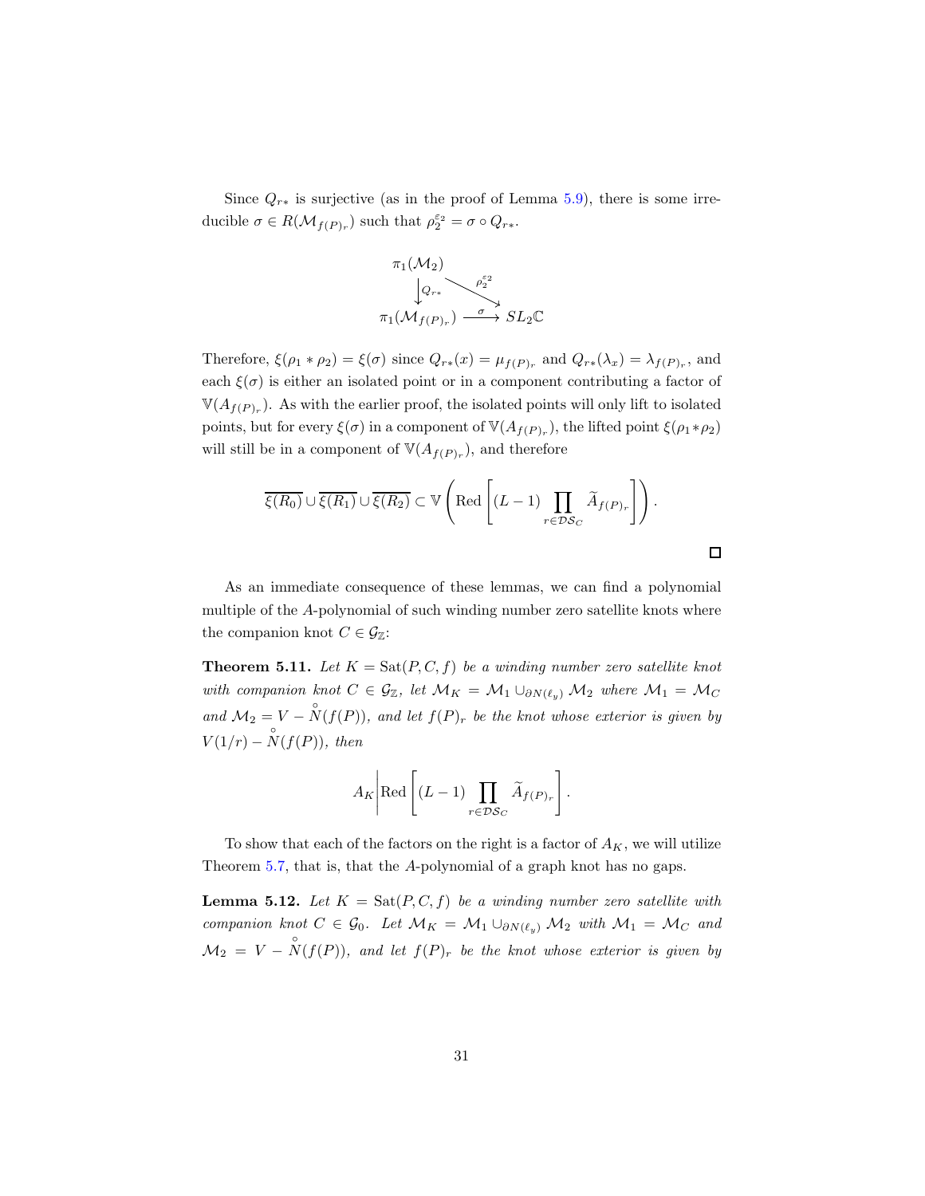Since $Q_{r*}$ is surjective (as in the proof of Lemma 5.9), there is some irreducible $\sigma \in R(\mathcal{M}_{f(P)_r})$ such that $\rho_2^{\varepsilon_2} = \sigma \circ Q_{r*}$.

$$\begin{array}{ccc} \pi_1(\mathcal{M}_2) & & \\ \big\downarrow Q_{r*} & \searrow^{\rho_2^{\varepsilon_2}} & \\ \pi_1(\mathcal{M}_{f(P)_r}) & \xrightarrow{\sigma} & SL_2\mathbb{C} \end{array}$$

Therefore, $\xi(\rho_1 * \rho_2) = \xi(\sigma)$ since $Q_{r*}(x) = \mu_{f(P)_r}$ and $Q_{r*}(\lambda_x) = \lambda_{f(P)_r}$, and each $\xi(\sigma)$ is either an isolated point or in a component contributing a factor of $\mathbb{V}(A_{f(P)_r})$. As with the earlier proof, the isolated points will only lift to isolated points, but for every $\xi(\sigma)$ in a component of $\mathbb{V}(A_{f(P)_r})$, the lifted point $\xi(\rho_1 * \rho_2)$ will still be in a component of $\mathbb{V}(A_{f(P)_r})$, and therefore

$$\overline{\xi(R_0)} \cup \overline{\xi(R_1)} \cup \overline{\xi(R_2)} \subset \mathbb{V}\left(\mathrm{Red}\left[(L-1)\prod_{r \in \mathcal{DS}_C} \widetilde{A}_{f(P)_r}\right]\right).$$

□

As an immediate consequence of these lemmas, we can find a polynomial multiple of the $A$-polynomial of such winding number zero satellite knots where the companion knot $C \in \mathcal{G}_{\mathbb{Z}}$:

**Theorem 5.11.** *Let $K = \mathrm{Sat}(P, C, f)$ be a winding number zero satellite knot with companion knot $C \in \mathcal{G}_{\mathbb{Z}}$, let $\mathcal{M}_K = \mathcal{M}_1 \cup_{\partial N(\ell_y)} \mathcal{M}_2$ where $\mathcal{M}_1 = \mathcal{M}_C$ and $\mathcal{M}_2 = V - \mathring{N}(f(P))$, and let $f(P)_r$ be the knot whose exterior is given by $V(1/r) - \mathring{N}(f(P))$, then*

$$A_K \left| \mathrm{Red}\left[(L-1)\prod_{r \in \mathcal{DS}_C} \widetilde{A}_{f(P)_r}\right]\right. .$$

To show that each of the factors on the right is a factor of $A_K$, we will utilize Theorem 5.7, that is, that the $A$-polynomial of a graph knot has no gaps.

**Lemma 5.12.** *Let $K = \mathrm{Sat}(P, C, f)$ be a winding number zero satellite with companion knot $C \in \mathcal{G}_0$. Let $\mathcal{M}_K = \mathcal{M}_1 \cup_{\partial N(\ell_y)} \mathcal{M}_2$ with $\mathcal{M}_1 = \mathcal{M}_C$ and $\mathcal{M}_2 = V - \mathring{N}(f(P))$, and let $f(P)_r$ be the knot whose exterior is given by*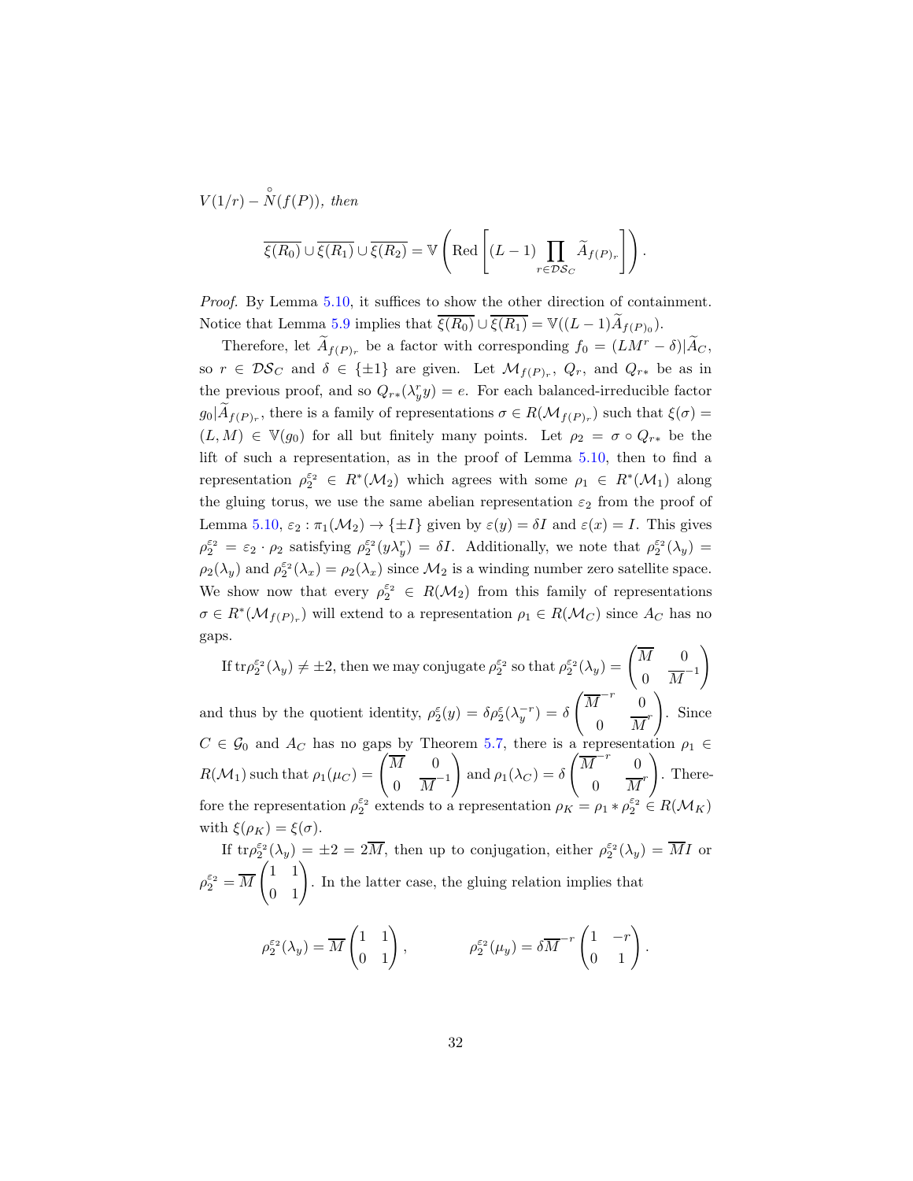$V(1/r) - \mathring{N}(f(P))$, *then*

$$\overline{\xi(R_0)} \cup \overline{\xi(R_1)} \cup \overline{\xi(R_2)} = \mathbb{V}\left(\operatorname{Red}\left[(L-1)\prod_{r\in\mathcal{DS}_C}\widetilde{A}_{f(P)_r}\right]\right).$$

*Proof.* By Lemma 5.10, it suffices to show the other direction of containment. Notice that Lemma 5.9 implies that $\overline{\xi(R_0)} \cup \overline{\xi(R_1)} = \mathbb{V}((L-1)\widetilde{A}_{f(P)_0})$.

Therefore, let $\widetilde{A}_{f(P)_r}$ be a factor with corresponding $f_0 = (LM^r - \delta)|\widetilde{A}_C$, so $r \in \mathcal{DS}_C$ and $\delta \in \{\pm 1\}$ are given. Let $\mathcal{M}_{f(P)_r}$, $Q_r$, and $Q_{r*}$ be as in the previous proof, and so $Q_{r*}(\lambda_y^r y) = e$. For each balanced-irreducible factor $g_0|\widetilde{A}_{f(P)_r}$, there is a family of representations $\sigma \in R(\mathcal{M}_{f(P)_r})$ such that $\xi(\sigma) = (L, M) \in \mathbb{V}(g_0)$ for all but finitely many points. Let $\rho_2 = \sigma \circ Q_{r*}$ be the lift of such a representation, as in the proof of Lemma 5.10, then to find a representation $\rho_2^{\varepsilon_2} \in R^*(\mathcal{M}_2)$ which agrees with some $\rho_1 \in R^*(\mathcal{M}_1)$ along the gluing torus, we use the same abelian representation $\varepsilon_2$ from the proof of Lemma 5.10, $\varepsilon_2 : \pi_1(\mathcal{M}_2) \to \{\pm I\}$ given by $\varepsilon(y) = \delta I$ and $\varepsilon(x) = I$. This gives $\rho_2^{\varepsilon_2} = \varepsilon_2 \cdot \rho_2$ satisfying $\rho_2^{\varepsilon_2}(y\lambda_y^r) = \delta I$. Additionally, we note that $\rho_2^{\varepsilon_2}(\lambda_y) = \rho_2(\lambda_y)$ and $\rho_2^{\varepsilon_2}(\lambda_x) = \rho_2(\lambda_x)$ since $\mathcal{M}_2$ is a winding number zero satellite space. We show now that every $\rho_2^{\varepsilon_2} \in R(\mathcal{M}_2)$ from this family of representations $\sigma \in R^*(\mathcal{M}_{f(P)_r})$ will extend to a representation $\rho_1 \in R(\mathcal{M}_C)$ since $A_C$ has no gaps.

If $\operatorname{tr}\rho_2^{\varepsilon_2}(\lambda_y) \neq \pm 2$, then we may conjugate $\rho_2^{\varepsilon_2}$ so that $\rho_2^{\varepsilon_2}(\lambda_y) = \begin{pmatrix} \overline{M} & 0 \\ 0 & \overline{M}^{-1} \end{pmatrix}$ and thus by the quotient identity, $\rho_2^{\varepsilon}(y) = \delta\rho_2^{\varepsilon}(\lambda_y^{-r}) = \delta \begin{pmatrix} \overline{M}^{-r} & 0 \\ 0 & \overline{M}^{r} \end{pmatrix}$. Since $C \in \mathcal{G}_0$ and $A_C$ has no gaps by Theorem 5.7, there is a representation $\rho_1 \in R(\mathcal{M}_1)$ such that $\rho_1(\mu_C) = \begin{pmatrix} \overline{M} & 0 \\ 0 & \overline{M}^{-1} \end{pmatrix}$ and $\rho_1(\lambda_C) = \delta \begin{pmatrix} \overline{M}^{-r} & 0 \\ 0 & \overline{M}^{r} \end{pmatrix}$. Therefore the representation $\rho_2^{\varepsilon_2}$ extends to a representation $\rho_K = \rho_1 * \rho_2^{\varepsilon_2} \in R(\mathcal{M}_K)$ with $\xi(\rho_K) = \xi(\sigma)$.

If $\operatorname{tr}\rho_2^{\varepsilon_2}(\lambda_y) = \pm 2 = 2\overline{M}$, then up to conjugation, either $\rho_2^{\varepsilon_2}(\lambda_y) = \overline{M}I$ or $\rho_2^{\varepsilon_2} = \overline{M}\begin{pmatrix} 1 & 1 \\ 0 & 1 \end{pmatrix}$. In the latter case, the gluing relation implies that

$$\rho_2^{\varepsilon_2}(\lambda_y) = \overline{M}\begin{pmatrix} 1 & 1 \\ 0 & 1 \end{pmatrix}, \qquad \rho_2^{\varepsilon_2}(\mu_y) = \delta\overline{M}^{-r}\begin{pmatrix} 1 & -r \\ 0 & 1 \end{pmatrix}.$$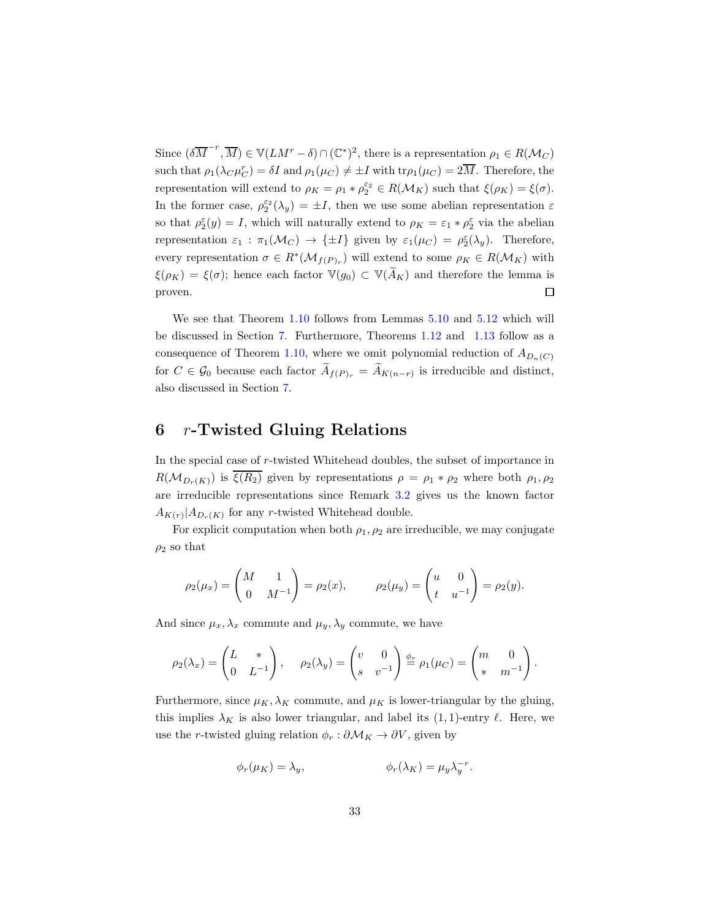Since $(\delta\overline{M}^{-r}, \overline{M}) \in \mathbb{V}(LM^r - \delta) \cap (\mathbb{C}^*)^2$, there is a representation $\rho_1 \in R(\mathcal{M}_C)$ such that $\rho_1(\lambda_C \mu_C^r) = \delta I$ and $\rho_1(\mu_C) \neq \pm I$ with $\text{tr}\rho_1(\mu_C) = 2\overline{M}$. Therefore, the representation will extend to $\rho_K = \rho_1 * \rho_2^{\varepsilon_2} \in R(\mathcal{M}_K)$ such that $\xi(\rho_K) = \xi(\sigma)$. In the former case, $\rho_2^{\varepsilon_2}(\lambda_y) = \pm I$, then we use some abelian representation $\varepsilon$ so that $\rho_2^{\varepsilon}(y) = I$, which will naturally extend to $\rho_K = \varepsilon_1 * \rho_2^{\varepsilon}$ via the abelian representation $\varepsilon_1 : \pi_1(\mathcal{M}_C) \to \{\pm I\}$ given by $\varepsilon_1(\mu_C) = \rho_2^{\varepsilon}(\lambda_y)$. Therefore, every representation $\sigma \in R^*(\mathcal{M}_{f(P)_r})$ will extend to some $\rho_K \in R(\mathcal{M}_K)$ with $\xi(\rho_K) = \xi(\sigma)$; hence each factor $\mathbb{V}(g_0) \subset \mathbb{V}(\widetilde{A}_K)$ and therefore the lemma is proven. □

We see that Theorem 1.10 follows from Lemmas 5.10 and 5.12 which will be discussed in Section 7. Furthermore, Theorems 1.12 and 1.13 follow as a consequence of Theorem 1.10, where we omit polynomial reduction of $A_{D_n(C)}$ for $C \in \mathcal{G}_0$ because each factor $\widetilde{A}_{f(P)_r} = \widetilde{A}_{K(n-r)}$ is irreducible and distinct, also discussed in Section 7.

# 6 $r$-Twisted Gluing Relations

In the special case of $r$-twisted Whitehead doubles, the subset of importance in $R(\mathcal{M}_{D_r(K)})$ is $\overline{\xi(R_2)}$ given by representations $\rho = \rho_1 * \rho_2$ where both $\rho_1, \rho_2$ are irreducible representations since Remark 3.2 gives us the known factor $A_{K(r)} | A_{D_r(K)}$ for any $r$-twisted Whitehead double.

For explicit computation when both $\rho_1, \rho_2$ are irreducible, we may conjugate $\rho_2$ so that

$$\rho_2(\mu_x) = \begin{pmatrix} M & 1 \\ 0 & M^{-1} \end{pmatrix} = \rho_2(x), \qquad \rho_2(\mu_y) = \begin{pmatrix} u & 0 \\ t & u^{-1} \end{pmatrix} = \rho_2(y).$$

And since $\mu_x, \lambda_x$ commute and $\mu_y, \lambda_y$ commute, we have

$$\rho_2(\lambda_x) = \begin{pmatrix} L & * \\ 0 & L^{-1} \end{pmatrix}, \quad \rho_2(\lambda_y) = \begin{pmatrix} v & 0 \\ s & v^{-1} \end{pmatrix} \overset{\phi_r}{=} \rho_1(\mu_C) = \begin{pmatrix} m & 0 \\ * & m^{-1} \end{pmatrix}.$$

Furthermore, since $\mu_K, \lambda_K$ commute, and $\mu_K$ is lower-triangular by the gluing, this implies $\lambda_K$ is also lower triangular, and label its $(1,1)$-entry $\ell$. Here, we use the $r$-twisted gluing relation $\phi_r : \partial\mathcal{M}_K \to \partial V$, given by

$$\phi_r(\mu_K) = \lambda_y, \qquad\qquad \phi_r(\lambda_K) = \mu_y \lambda_y^{-r}.$$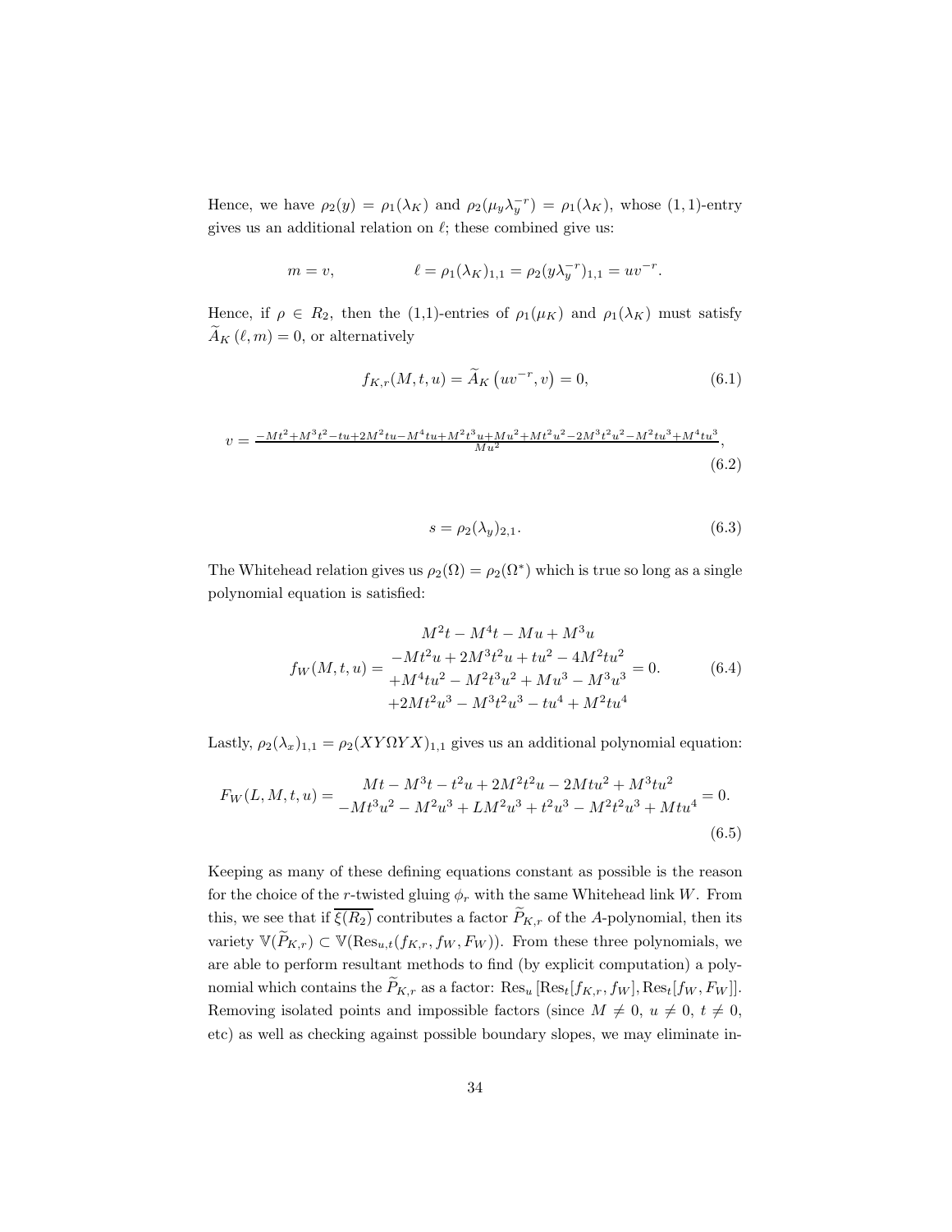Hence, we have $\rho_2(y) = \rho_1(\lambda_K)$ and $\rho_2(\mu_y \lambda_y^{-r}) = \rho_1(\lambda_K)$, whose $(1,1)$-entry gives us an additional relation on $\ell$; these combined give us:

$$m = v, \qquad\qquad \ell = \rho_1(\lambda_K)_{1,1} = \rho_2(y\lambda_y^{-r})_{1,1} = uv^{-r}.$$

Hence, if $\rho \in R_2$, then the (1,1)-entries of $\rho_1(\mu_K)$ and $\rho_1(\lambda_K)$ must satisfy $\widetilde{A}_K(\ell, m) = 0$, or alternatively

$$f_{K,r}(M,t,u) = \widetilde{A}_K\left(uv^{-r}, v\right) = 0, \tag{6.1}$$

$$v = \frac{-Mt^2+M^3t^2-tu+2M^2tu-M^4tu+M^2t^3u+Mu^2+Mt^2u^2-2M^3t^2u^2-M^2tu^3+M^4tu^3}{Mu^2}, \tag{6.2}$$

$$s = \rho_2(\lambda_y)_{2,1}. \tag{6.3}$$

The Whitehead relation gives us $\rho_2(\Omega) = \rho_2(\Omega^*)$ which is true so long as a single polynomial equation is satisfied:

$$f_W(M,t,u) = \begin{array}{c} M^2t - M^4t - Mu + M^3u \\ -Mt^2u + 2M^3t^2u + tu^2 - 4M^2tu^2 \\ +M^4tu^2 - M^2t^3u^2 + Mu^3 - M^3u^3 \\ +2Mt^2u^3 - M^3t^2u^3 - tu^4 + M^2tu^4 \end{array} = 0. \tag{6.4}$$

Lastly, $\rho_2(\lambda_x)_{1,1} = \rho_2(XY\Omega YX)_{1,1}$ gives us an additional polynomial equation:

$$F_W(L,M,t,u) = \begin{array}{c} Mt - M^3t - t^2u + 2M^2t^2u - 2Mtu^2 + M^3tu^2 \\ -Mt^3u^2 - M^2u^3 + LM^2u^3 + t^2u^3 - M^2t^2u^3 + Mtu^4 \end{array} = 0. \tag{6.5}$$

Keeping as many of these defining equations constant as possible is the reason for the choice of the $r$-twisted gluing $\phi_r$ with the same Whitehead link $W$. From this, we see that if $\overline{\xi(R_2)}$ contributes a factor $\widetilde{P}_{K,r}$ of the $A$-polynomial, then its variety $\mathbb{V}(\widetilde{P}_{K,r}) \subset \mathbb{V}(\mathrm{Res}_{u,t}(f_{K,r}, f_W, F_W))$. From these three polynomials, we are able to perform resultant methods to find (by explicit computation) a polynomial which contains the $\widetilde{P}_{K,r}$ as a factor: $\mathrm{Res}_u\left[\mathrm{Res}_t[f_{K,r}, f_W], \mathrm{Res}_t[f_W, F_W]\right]$. Removing isolated points and impossible factors (since $M \neq 0$, $u \neq 0$, $t \neq 0$, etc) as well as checking against possible boundary slopes, we may eliminate in-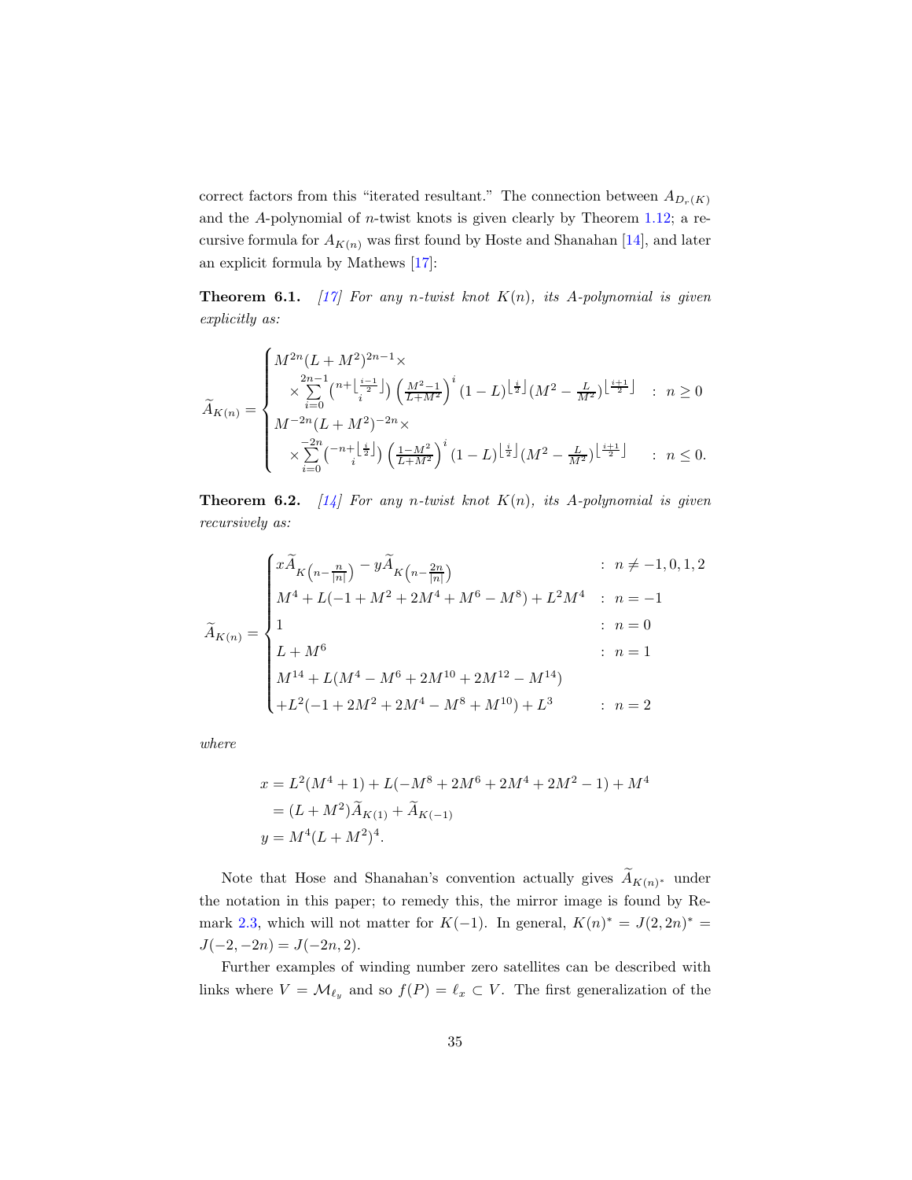correct factors from this "iterated resultant." The connection between $A_{D_r(K)}$ and the $A$-polynomial of $n$-twist knots is given clearly by Theorem 1.12; a recursive formula for $A_{K(n)}$ was first found by Hoste and Shanahan [14], and later an explicit formula by Mathews [17]:

**Theorem 6.1.** *[17] For any $n$-twist knot $K(n)$, its A-polynomial is given explicitly as:*

$$
\widetilde{A}_{K(n)} = \begin{cases} M^{2n}(L+M^2)^{2n-1} \times \\ \quad \times \sum\limits_{i=0}^{2n-1} \binom{n+\lfloor \frac{i-1}{2} \rfloor}{i} \left(\frac{M^2-1}{L+M^2}\right)^i (1-L)^{\lfloor \frac{i}{2} \rfloor} (M^2 - \frac{L}{M^2})^{\lfloor \frac{i+1}{2} \rfloor} & : \ n \geq 0 \\ M^{-2n}(L+M^2)^{-2n} \times \\ \quad \times \sum\limits_{i=0}^{-2n} \binom{-n+\lfloor \frac{i}{2} \rfloor}{i} \left(\frac{1-M^2}{L+M^2}\right)^i (1-L)^{\lfloor \frac{i}{2} \rfloor} (M^2 - \frac{L}{M^2})^{\lfloor \frac{i+1}{2} \rfloor} & : \ n \leq 0. \end{cases}
$$

**Theorem 6.2.** *[14] For any $n$-twist knot $K(n)$, its A-polynomial is given recursively as:*

$$
\widetilde{A}_{K(n)} = \begin{cases} x\widetilde{A}_{K\left(n - \frac{n}{|n|}\right)} - y\widetilde{A}_{K\left(n - \frac{2n}{|n|}\right)} & : \ n \neq -1, 0, 1, 2 \\ M^4 + L(-1 + M^2 + 2M^4 + M^6 - M^8) + L^2 M^4 & : \ n = -1 \\ 1 & : \ n = 0 \\ L + M^6 & : \ n = 1 \\ M^{14} + L(M^4 - M^6 + 2M^{10} + 2M^{12} - M^{14}) \\ +L^2(-1 + 2M^2 + 2M^4 - M^8 + M^{10}) + L^3 & : \ n = 2 \end{cases}
$$

*where*

$$
\begin{aligned}
x &= L^2(M^4+1) + L(-M^8 + 2M^6 + 2M^4 + 2M^2 - 1) + M^4 \\
&= (L + M^2)\widetilde{A}_{K(1)} + \widetilde{A}_{K(-1)} \\
y &= M^4(L+M^2)^4.
\end{aligned}
$$

Note that Hose and Shanahan's convention actually gives $\widetilde{A}_{K(n)^*}$ under the notation in this paper; to remedy this, the mirror image is found by Remark 2.3, which will not matter for $K(-1)$. In general, $K(n)^* = J(2, 2n)^* = J(-2, -2n) = J(-2n, 2)$.

Further examples of winding number zero satellites can be described with links where $V = \mathcal{M}_{\ell_y}$ and so $f(P) = \ell_x \subset V$. The first generalization of the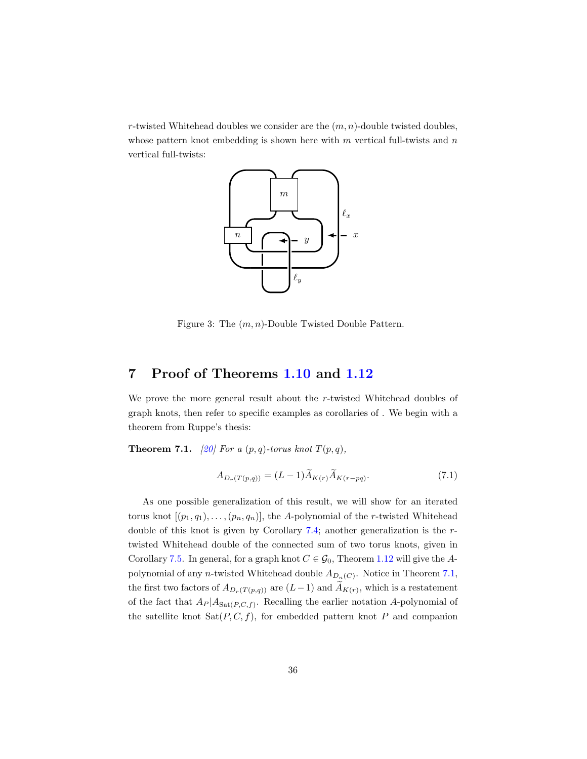$r$-twisted Whitehead doubles we consider are the $(m, n)$-double twisted doubles, whose pattern knot embedding is shown here with $m$ vertical full-twists and $n$ vertical full-twists:

Figure 3: The $(m, n)$-Double Twisted Double Pattern.

# 7 Proof of Theorems 1.10 and 1.12

We prove the more general result about the $r$-twisted Whitehead doubles of graph knots, then refer to specific examples as corollaries of . We begin with a theorem from Ruppe's thesis:

**Theorem 7.1.** *[20] For a $(p, q)$-torus knot $T(p, q)$,*

$$A_{D_r(T(p,q))} = (L-1)\widetilde{A}_{K(r)}\widetilde{A}_{K(r-pq)}. \tag{7.1}$$

As one possible generalization of this result, we will show for an iterated torus knot $[(p_1, q_1), \ldots, (p_n, q_n)]$, the $A$-polynomial of the $r$-twisted Whitehead double of this knot is given by Corollary 7.4; another generalization is the $r$-twisted Whitehead double of the connected sum of two torus knots, given in Corollary 7.5. In general, for a graph knot $C \in \mathcal{G}_0$, Theorem 1.12 will give the $A$-polynomial of any $n$-twisted Whitehead double $A_{D_n(C)}$. Notice in Theorem 7.1, the first two factors of $A_{D_r(T(p,q))}$ are $(L-1)$ and $\widetilde{A}_{K(r)}$, which is a restatement of the fact that $A_P | A_{\mathrm{Sat}(P,C,f)}$. Recalling the earlier notation $A$-polynomial of the satellite knot $\mathrm{Sat}(P, C, f)$, for embedded pattern knot $P$ and companion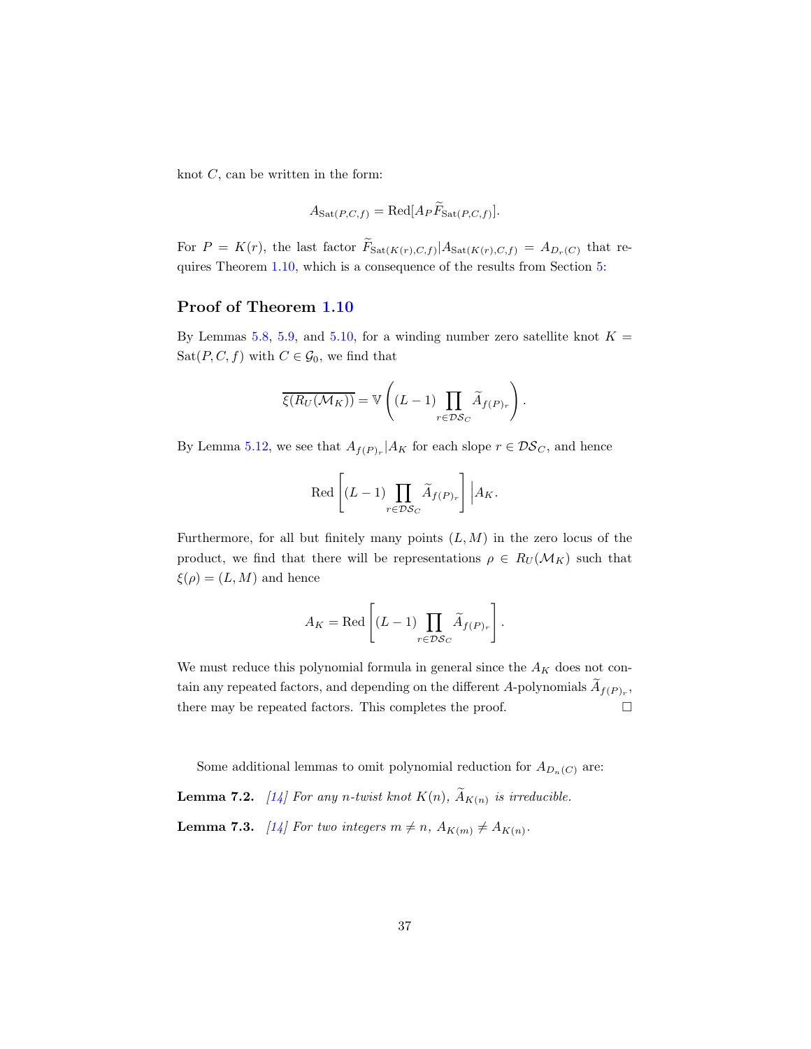knot $C$, can be written in the form:

$$A_{\mathrm{Sat}(P,C,f)} = \mathrm{Red}[A_P \widetilde{F}_{\mathrm{Sat}(P,C,f)}].$$

For $P = K(r)$, the last factor $\widetilde{F}_{\mathrm{Sat}(K(r),C,f)} | A_{\mathrm{Sat}(K(r),C,f)} = A_{D_r(C)}$ that requires Theorem 1.10, which is a consequence of the results from Section 5:

### Proof of Theorem 1.10

By Lemmas 5.8, 5.9, and 5.10, for a winding number zero satellite knot $K = \mathrm{Sat}(P, C, f)$ with $C \in \mathcal{G}_0$, we find that

$$\overline{\xi(R_U(\mathcal{M}_K))} = \mathbb{V}\left((L-1)\prod_{r\in\mathcal{DS}_C} \widetilde{A}_{f(P)_r}\right).$$

By Lemma 5.12, we see that $A_{f(P)_r} | A_K$ for each slope $r \in \mathcal{DS}_C$, and hence

$$\mathrm{Red}\left[(L-1)\prod_{r\in\mathcal{DS}_C} \widetilde{A}_{f(P)_r}\right] \Big| A_K.$$

Furthermore, for all but finitely many points $(L, M)$ in the zero locus of the product, we find that there will be representations $\rho \in R_U(\mathcal{M}_K)$ such that $\xi(\rho) = (L, M)$ and hence

$$A_K = \mathrm{Red}\left[(L-1)\prod_{r\in\mathcal{DS}_C} \widetilde{A}_{f(P)_r}\right].$$

We must reduce this polynomial formula in general since the $A_K$ does not contain any repeated factors, and depending on the different $A$-polynomials $\widetilde{A}_{f(P)_r}$, there may be repeated factors. This completes the proof. □

Some additional lemmas to omit polynomial reduction for $A_{D_n(C)}$ are:

**Lemma 7.2.** *[14] For any $n$-twist knot $K(n)$, $\widetilde{A}_{K(n)}$ is irreducible.*

**Lemma 7.3.** *[14] For two integers $m \neq n$, $A_{K(m)} \neq A_{K(n)}$.*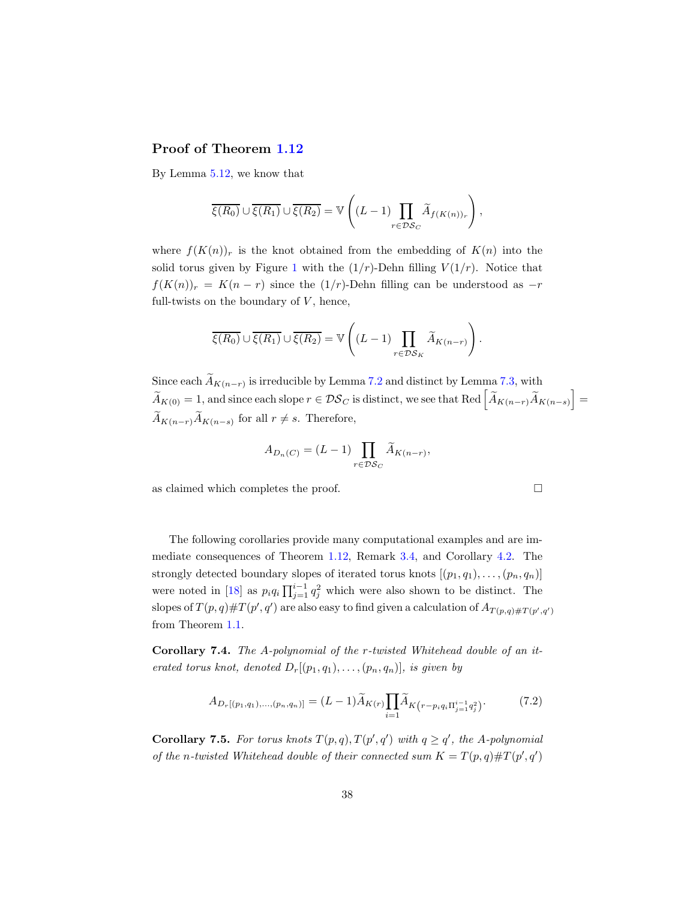## Proof of Theorem 1.12

By Lemma 5.12, we know that

$$\overline{\xi(R_0)} \cup \overline{\xi(R_1)} \cup \overline{\xi(R_2)} = \mathbb{V}\left((L-1)\prod_{r\in\mathcal{DS}_C} \widetilde{A}_{f(K(n))_r}\right),$$

where $f(K(n))_r$ is the knot obtained from the embedding of $K(n)$ into the solid torus given by Figure 1 with the $(1/r)$-Dehn filling $V(1/r)$. Notice that $f(K(n))_r = K(n-r)$ since the $(1/r)$-Dehn filling can be understood as $-r$ full-twists on the boundary of $V$, hence,

$$\overline{\xi(R_0)} \cup \overline{\xi(R_1)} \cup \overline{\xi(R_2)} = \mathbb{V}\left((L-1)\prod_{r\in\mathcal{DS}_K} \widetilde{A}_{K(n-r)}\right).$$

Since each $\widetilde{A}_{K(n-r)}$ is irreducible by Lemma 7.2 and distinct by Lemma 7.3, with $\widetilde{A}_{K(0)} = 1$, and since each slope $r \in \mathcal{DS}_C$ is distinct, we see that $\text{Red}\left[\widetilde{A}_{K(n-r)}\widetilde{A}_{K(n-s)}\right] = \widetilde{A}_{K(n-r)}\widetilde{A}_{K(n-s)}$ for all $r \neq s$. Therefore,

$$A_{D_n(C)} = (L-1)\prod_{r\in\mathcal{DS}_C} \widetilde{A}_{K(n-r)},$$

as claimed which completes the proof. □

The following corollaries provide many computational examples and are immediate consequences of Theorem 1.12, Remark 3.4, and Corollary 4.2. The strongly detected boundary slopes of iterated torus knots $[(p_1, q_1), \ldots, (p_n, q_n)]$ were noted in [18] as $p_i q_i \prod_{j=1}^{i-1} q_j^2$ which were also shown to be distinct. The slopes of $T(p,q)\#T(p',q')$ are also easy to find given a calculation of $A_{T(p,q)\#T(p',q')}$ from Theorem 1.1.

**Corollary 7.4.** *The A-polynomial of the r-twisted Whitehead double of an iterated torus knot, denoted $D_r[(p_1, q_1), \ldots, (p_n, q_n)]$, is given by*

$$A_{D_r[(p_1,q_1),\ldots,(p_n,q_n)]} = (L-1)\widetilde{A}_{K(r)}\prod_{i=1}\widetilde{A}_{K\left(r - p_i q_i \Pi_{j=1}^{i-1} q_j^2\right)}. \tag{7.2}$$

**Corollary 7.5.** *For torus knots $T(p,q), T(p',q')$ with $q \geq q'$, the A-polynomial of the n-twisted Whitehead double of their connected sum $K = T(p,q)\#T(p',q')$*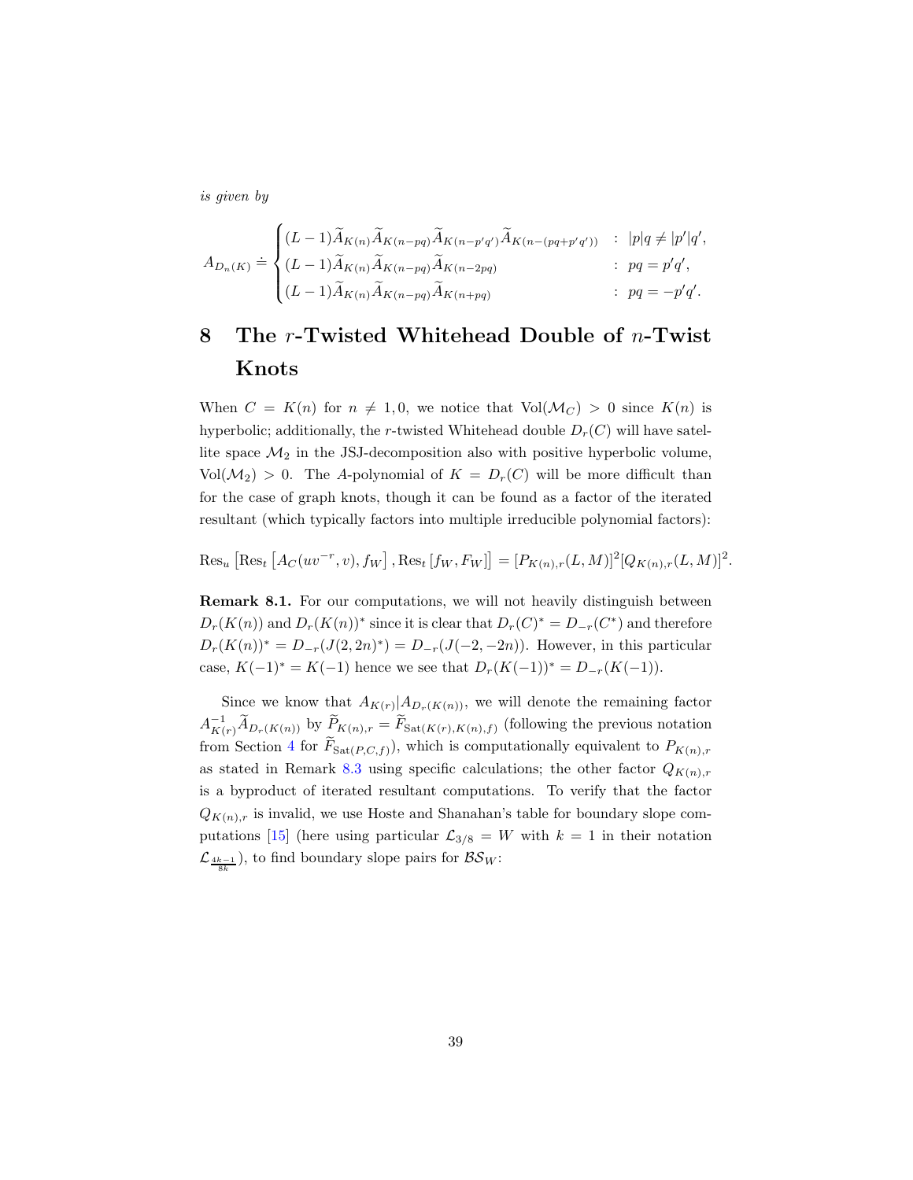*is given by*

$$A_{D_n(K)} \doteq \begin{cases} (L-1)\widetilde{A}_{K(n)}\widetilde{A}_{K(n-pq)}\widetilde{A}_{K(n-p'q')}\widetilde{A}_{K(n-(pq+p'q'))} & : \ |p|q \neq |p'|q', \\ (L-1)\widetilde{A}_{K(n)}\widetilde{A}_{K(n-pq)}\widetilde{A}_{K(n-2pq)} & : \ pq = p'q', \\ (L-1)\widetilde{A}_{K(n)}\widetilde{A}_{K(n-pq)}\widetilde{A}_{K(n+pq)} & : \ pq = -p'q'. \end{cases}$$

# 8 The $r$-Twisted Whitehead Double of $n$-Twist Knots

When $C = K(n)$ for $n \neq 1, 0$, we notice that $\mathrm{Vol}(\mathcal{M}_C) > 0$ since $K(n)$ is hyperbolic; additionally, the $r$-twisted Whitehead double $D_r(C)$ will have satellite space $\mathcal{M}_2$ in the JSJ-decomposition also with positive hyperbolic volume, $\mathrm{Vol}(\mathcal{M}_2) > 0$. The $A$-polynomial of $K = D_r(C)$ will be more difficult than for the case of graph knots, though it can be found as a factor of the iterated resultant (which typically factors into multiple irreducible polynomial factors):

$$\mathrm{Res}_u\left[\mathrm{Res}_t\left[A_C(uv^{-r}, v), f_W\right], \mathrm{Res}_t\left[f_W, F_W\right]\right] = [P_{K(n),r}(L,M)]^2[Q_{K(n),r}(L,M)]^2.$$

**Remark 8.1.** For our computations, we will not heavily distinguish between $D_r(K(n))$ and $D_r(K(n))^*$ since it is clear that $D_r(C)^* = D_{-r}(C^*)$ and therefore $D_r(K(n))^* = D_{-r}(J(2,2n)^*) = D_{-r}(J(-2,-2n))$. However, in this particular case, $K(-1)^* = K(-1)$ hence we see that $D_r(K(-1))^* = D_{-r}(K(-1))$.

Since we know that $A_{K(r)}|A_{D_r(K(n))}$, we will denote the remaining factor $A^{-1}_{K(r)}\widetilde{A}_{D_r(K(n))}$ by $\widetilde{P}_{K(n),r} = \widetilde{F}_{\mathrm{Sat}(K(r),K(n),f)}$ (following the previous notation from Section 4 for $\widetilde{F}_{\mathrm{Sat}(P,C,f)}$), which is computationally equivalent to $P_{K(n),r}$ as stated in Remark 8.3 using specific calculations; the other factor $Q_{K(n),r}$ is a byproduct of iterated resultant computations. To verify that the factor $Q_{K(n),r}$ is invalid, we use Hoste and Shanahan's table for boundary slope computations [15] (here using particular $\mathcal{L}_{3/8} = W$ with $k = 1$ in their notation $\mathcal{L}_{\frac{4k-1}{8k}}$), to find boundary slope pairs for $\mathcal{BS}_W$: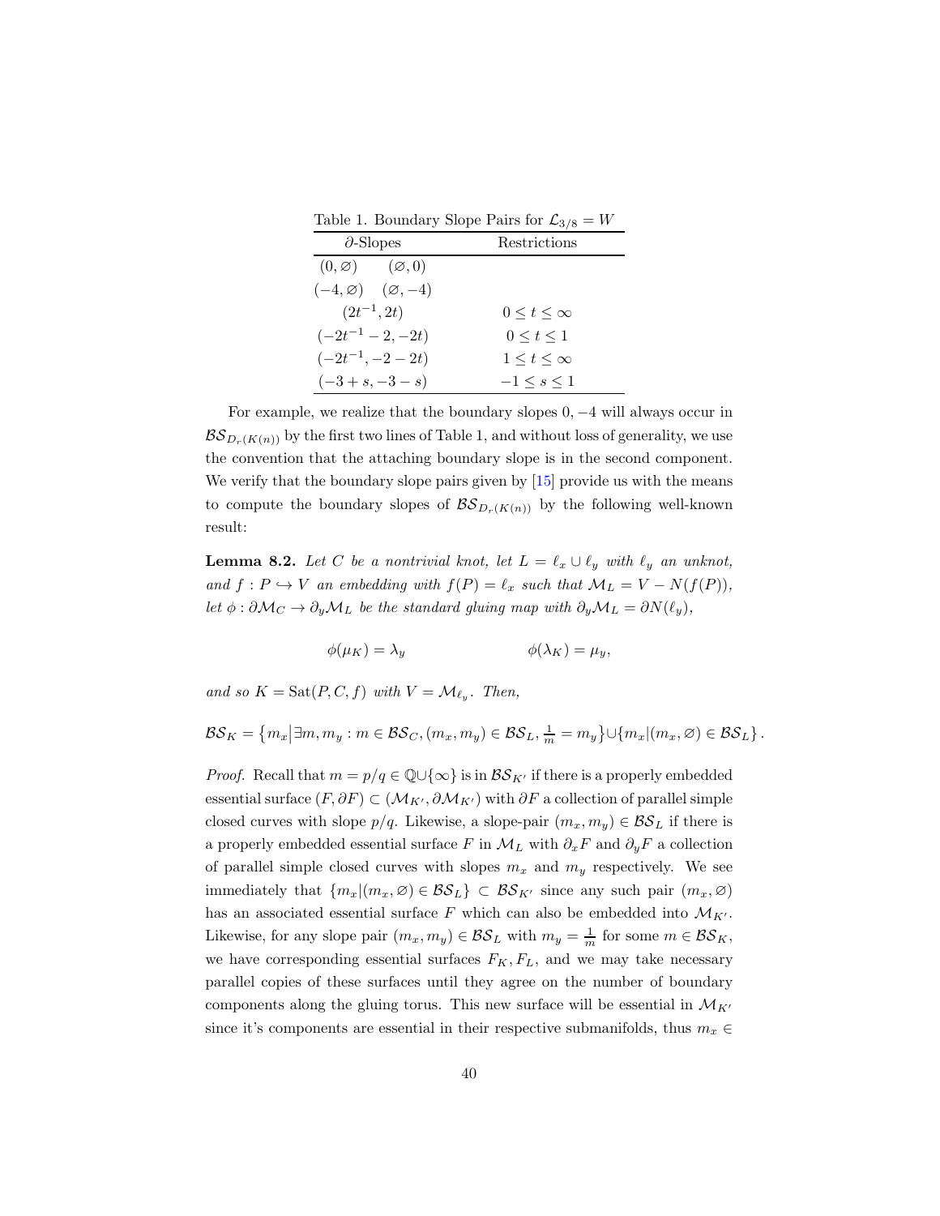Table 1. Boundary Slope Pairs for $\mathcal{L}_{3/8} = W$

| $\partial$-Slopes | Restrictions |
|---|---|
| $(0, \varnothing)$ $\quad$ $(\varnothing, 0)$ | |
| $(-4, \varnothing)$ $\quad$ $(\varnothing, -4)$ | |
| $(2t^{-1}, 2t)$ | $0 \leq t \leq \infty$ |
| $(-2t^{-1} - 2, -2t)$ | $0 \leq t \leq 1$ |
| $(-2t^{-1}, -2 - 2t)$ | $1 \leq t \leq \infty$ |
| $(-3 + s, -3 - s)$ | $-1 \leq s \leq 1$ |

For example, we realize that the boundary slopes $0, -4$ will always occur in $\mathcal{BS}_{D_r(K(n))}$ by the first two lines of Table 1, and without loss of generality, we use the convention that the attaching boundary slope is in the second component. We verify that the boundary slope pairs given by [15] provide us with the means to compute the boundary slopes of $\mathcal{BS}_{D_r(K(n))}$ by the following well-known result:

**Lemma 8.2.** *Let $C$ be a nontrivial knot, let $L = \ell_x \cup \ell_y$ with $\ell_y$ an unknot, and $f : P \hookrightarrow V$ an embedding with $f(P) = \ell_x$ such that $\mathcal{M}_L = V - N(f(P))$, let $\phi : \partial\mathcal{M}_C \to \partial_y \mathcal{M}_L$ be the standard gluing map with $\partial_y \mathcal{M}_L = \partial N(\ell_y)$,*

$$\phi(\mu_K) = \lambda_y \qquad\qquad \phi(\lambda_K) = \mu_y,$$

*and so $K = \mathrm{Sat}(P, C, f)$ with $V = \mathcal{M}_{\ell_y}$. Then,*

$$\mathcal{BS}_K = \left\{ m_x \middle| \exists m, m_y : m \in \mathcal{BS}_C, (m_x, m_y) \in \mathcal{BS}_L, \tfrac{1}{m} = m_y \right\} \cup \{ m_x | (m_x, \varnothing) \in \mathcal{BS}_L \}.$$

*Proof.* Recall that $m = p/q \in \mathbb{Q} \cup \{\infty\}$ is in $\mathcal{BS}_{K'}$ if there is a properly embedded essential surface $(F, \partial F) \subset (\mathcal{M}_{K'}, \partial\mathcal{M}_{K'})$ with $\partial F$ a collection of parallel simple closed curves with slope $p/q$. Likewise, a slope-pair $(m_x, m_y) \in \mathcal{BS}_L$ if there is a properly embedded essential surface $F$ in $\mathcal{M}_L$ with $\partial_x F$ and $\partial_y F$ a collection of parallel simple closed curves with slopes $m_x$ and $m_y$ respectively. We see immediately that $\{m_x | (m_x, \varnothing) \in \mathcal{BS}_L\} \subset \mathcal{BS}_{K'}$ since any such pair $(m_x, \varnothing)$ has an associated essential surface $F$ which can also be embedded into $\mathcal{M}_{K'}$. Likewise, for any slope pair $(m_x, m_y) \in \mathcal{BS}_L$ with $m_y = \frac{1}{m}$ for some $m \in \mathcal{BS}_K$, we have corresponding essential surfaces $F_K, F_L$, and we may take necessary parallel copies of these surfaces until they agree on the number of boundary components along the gluing torus. This new surface will be essential in $\mathcal{M}_{K'}$ since it's components are essential in their respective submanifolds, thus $m_x \in$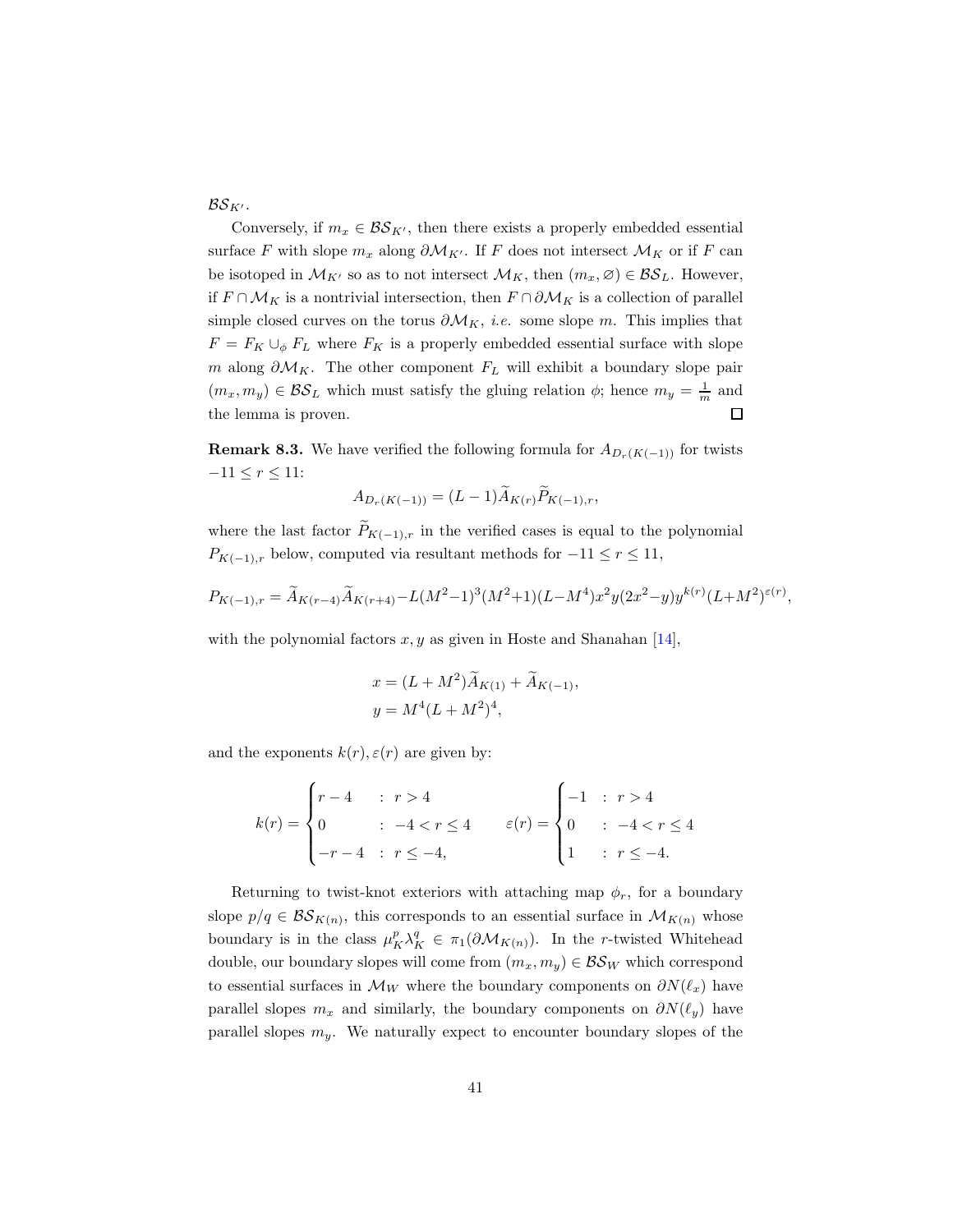$\mathcal{BS}_{K'}$.

Conversely, if $m_x \in \mathcal{BS}_{K'}$, then there exists a properly embedded essential surface $F$ with slope $m_x$ along $\partial\mathcal{M}_{K'}$. If $F$ does not intersect $\mathcal{M}_K$ or if $F$ can be isotoped in $\mathcal{M}_{K'}$ so as to not intersect $\mathcal{M}_K$, then $(m_x, \varnothing) \in \mathcal{BS}_L$. However, if $F \cap \mathcal{M}_K$ is a nontrivial intersection, then $F \cap \partial\mathcal{M}_K$ is a collection of parallel simple closed curves on the torus $\partial\mathcal{M}_K$, *i.e.* some slope $m$. This implies that $F = F_K \cup_\phi F_L$ where $F_K$ is a properly embedded essential surface with slope $m$ along $\partial\mathcal{M}_K$. The other component $F_L$ will exhibit a boundary slope pair $(m_x, m_y) \in \mathcal{BS}_L$ which must satisfy the gluing relation $\phi$; hence $m_y = \frac{1}{m}$ and the lemma is proven. ◻

**Remark 8.3.** We have verified the following formula for $A_{D_r(K(-1))}$ for twists $-11 \le r \le 11$:

$$A_{D_r(K(-1))} = (L-1)\widetilde{A}_{K(r)}\widetilde{P}_{K(-1),r},$$

where the last factor $\widetilde{P}_{K(-1),r}$ in the verified cases is equal to the polynomial $P_{K(-1),r}$ below, computed via resultant methods for $-11 \le r \le 11$,

$$P_{K(-1),r} = \widetilde{A}_{K(r-4)}\widetilde{A}_{K(r+4)} - L(M^2-1)^3(M^2+1)(L-M^4)x^2y(2x^2-y)y^{k(r)}(L+M^2)^{\varepsilon(r)},$$

with the polynomial factors $x, y$ as given in Hoste and Shanahan [14],

$$x = (L+M^2)\widetilde{A}_{K(1)} + \widetilde{A}_{K(-1)},$$
$$y = M^4(L+M^2)^4,$$

and the exponents $k(r), \varepsilon(r)$ are given by:

$$k(r) = \begin{cases} r-4 & : \ r > 4 \\ 0 & : \ -4 < r \le 4 \\ -r-4 & : \ r \le -4, \end{cases} \qquad \varepsilon(r) = \begin{cases} -1 & : \ r > 4 \\ 0 & : \ -4 < r \le 4 \\ 1 & : \ r \le -4. \end{cases}$$

Returning to twist-knot exteriors with attaching map $\phi_r$, for a boundary slope $p/q \in \mathcal{BS}_{K(n)}$, this corresponds to an essential surface in $\mathcal{M}_{K(n)}$ whose boundary is in the class $\mu_K^p\lambda_K^q \in \pi_1(\partial\mathcal{M}_{K(n)})$. In the $r$-twisted Whitehead double, our boundary slopes will come from $(m_x, m_y) \in \mathcal{BS}_W$ which correspond to essential surfaces in $\mathcal{M}_W$ where the boundary components on $\partial N(\ell_x)$ have parallel slopes $m_x$ and similarly, the boundary components on $\partial N(\ell_y)$ have parallel slopes $m_y$. We naturally expect to encounter boundary slopes of the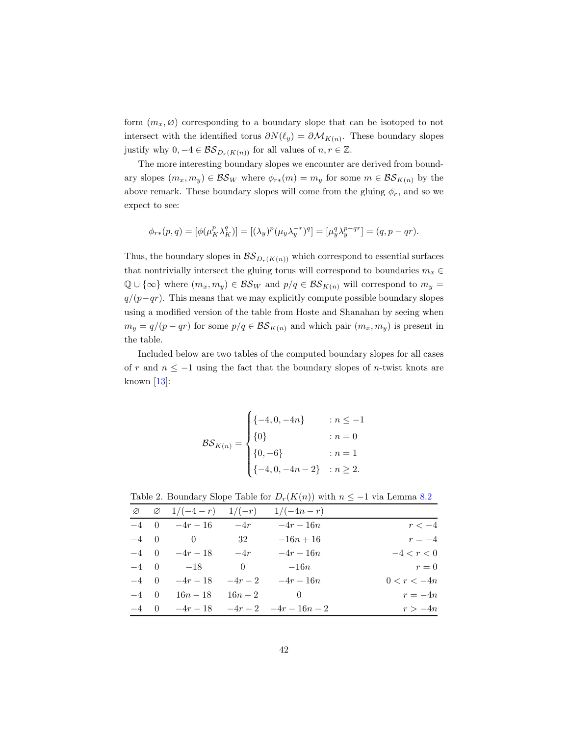form $(m_x, \varnothing)$ corresponding to a boundary slope that can be isotoped to not intersect with the identified torus $\partial N(\ell_y) = \partial \mathcal{M}_{K(n)}$. These boundary slopes justify why $0, -4 \in \mathcal{BS}_{D_r(K(n))}$ for all values of $n, r \in \mathbb{Z}$.

The more interesting boundary slopes we encounter are derived from boundary slopes $(m_x, m_y) \in \mathcal{BS}_W$ where $\phi_{r*}(m) = m_y$ for some $m \in \mathcal{BS}_{K(n)}$ by the above remark. These boundary slopes will come from the gluing $\phi_r$, and so we expect to see:

$$\phi_{r*}(p,q) = [\phi(\mu_K^p \lambda_K^q)] = [(\lambda_y)^p (\mu_y \lambda_y^{-r})^q] = [\mu_y^q \lambda_y^{p-qr}] = (q, p-qr).$$

Thus, the boundary slopes in $\mathcal{BS}_{D_r(K(n))}$ which correspond to essential surfaces that nontrivially intersect the gluing torus will correspond to boundaries $m_x \in \mathbb{Q} \cup \{\infty\}$ where $(m_x, m_y) \in \mathcal{BS}_W$ and $p/q \in \mathcal{BS}_{K(n)}$ will correspond to $m_y = q/(p-qr)$. This means that we may explicitly compute possible boundary slopes using a modified version of the table from Hoste and Shanahan by seeing when $m_y = q/(p-qr)$ for some $p/q \in \mathcal{BS}_{K(n)}$ and which pair $(m_x, m_y)$ is present in the table.

Included below are two tables of the computed boundary slopes for all cases of $r$ and $n \leq -1$ using the fact that the boundary slopes of $n$-twist knots are known [13]:

$$\mathcal{BS}_{K(n)} = \begin{cases} \{-4, 0, -4n\} & : n \leq -1 \\ \{0\} & : n = 0 \\ \{0, -6\} & : n = 1 \\ \{-4, 0, -4n-2\} & : n \geq 2. \end{cases}$$

Table 2. Boundary Slope Table for $D_r(K(n))$ with $n \leq -1$ via Lemma 8.2

| $\varnothing$ | $\varnothing$ | $1/(-4-r)$ | $1/(-r)$ | $1/(-4n-r)$ | |
|---|---|---|---|---|---|
| $-4$ | $0$ | $-4r-16$ | $-4r$ | $-4r-16n$ | $r < -4$ |
| $-4$ | $0$ | $0$ | $32$ | $-16n+16$ | $r = -4$ |
| $-4$ | $0$ | $-4r-18$ | $-4r$ | $-4r-16n$ | $-4 < r < 0$ |
| $-4$ | $0$ | $-18$ | $0$ | $-16n$ | $r = 0$ |
| $-4$ | $0$ | $-4r-18$ | $-4r-2$ | $-4r-16n$ | $0 < r < -4n$ |
| $-4$ | $0$ | $16n-18$ | $16n-2$ | $0$ | $r = -4n$ |
| $-4$ | $0$ | $-4r-18$ | $-4r-2$ | $-4r-16n-2$ | $r > -4n$ |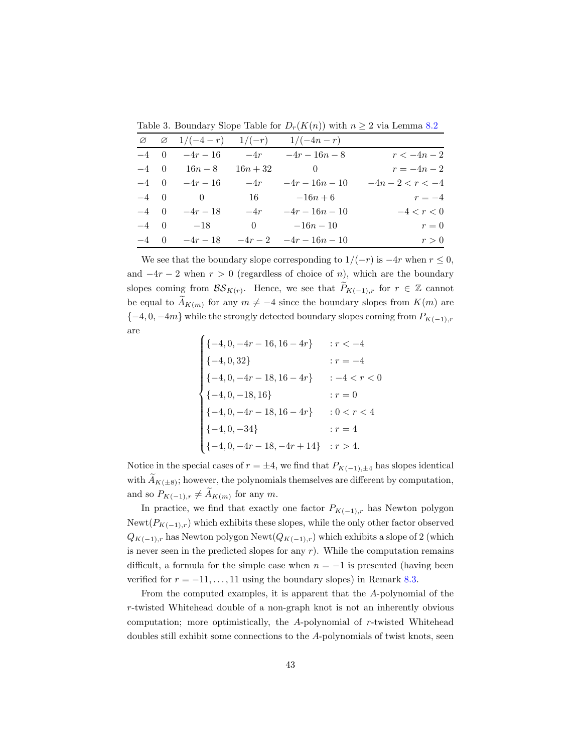Table 3. Boundary Slope Table for $D_r(K(n))$ with $n \geq 2$ via Lemma 8.2

| $\varnothing$ | $\varnothing$ | $1/(-4-r)$ | $1/(-r)$ | $1/(-4n-r)$ | |
|---|---|---|---|---|---|
| $-4$ | $0$ | $-4r-16$ | $-4r$ | $-4r-16n-8$ | $r < -4n-2$ |
| $-4$ | $0$ | $16n-8$ | $16n+32$ | $0$ | $r = -4n-2$ |
| $-4$ | $0$ | $-4r-16$ | $-4r$ | $-4r-16n-10$ | $-4n-2 < r < -4$ |
| $-4$ | $0$ | $0$ | $16$ | $-16n+6$ | $r = -4$ |
| $-4$ | $0$ | $-4r-18$ | $-4r$ | $-4r-16n-10$ | $-4 < r < 0$ |
| $-4$ | $0$ | $-18$ | $0$ | $-16n-10$ | $r = 0$ |
| $-4$ | $0$ | $-4r-18$ | $-4r-2$ | $-4r-16n-10$ | $r > 0$ |

We see that the boundary slope corresponding to $1/(-r)$ is $-4r$ when $r \leq 0$, and $-4r-2$ when $r > 0$ (regardless of choice of $n$), which are the boundary slopes coming from $\mathcal{BS}_{K(r)}$. Hence, we see that $\widetilde{P}_{K(-1),r}$ for $r \in \mathbb{Z}$ cannot be equal to $\widetilde{A}_{K(m)}$ for any $m \neq -4$ since the boundary slopes from $K(m)$ are $\{-4, 0, -4m\}$ while the strongly detected boundary slopes coming from $P_{K(-1),r}$ are

$$
\begin{cases}
\{-4, 0, -4r-16, 16-4r\} & : r < -4 \\
\{-4, 0, 32\} & : r = -4 \\
\{-4, 0, -4r-18, 16-4r\} & : -4 < r < 0 \\
\{-4, 0, -18, 16\} & : r = 0 \\
\{-4, 0, -4r-18, 16-4r\} & : 0 < r < 4 \\
\{-4, 0, -34\} & : r = 4 \\
\{-4, 0, -4r-18, -4r+14\} & : r > 4.
\end{cases}
$$

Notice in the special cases of $r = \pm 4$, we find that $P_{K(-1),\pm 4}$ has slopes identical with $\widetilde{A}_{K(\pm 8)}$; however, the polynomials themselves are different by computation, and so $P_{K(-1),r} \neq \widetilde{A}_{K(m)}$ for any $m$.

In practice, we find that exactly one factor $P_{K(-1),r}$ has Newton polygon $\mathrm{Newt}(P_{K(-1),r})$ which exhibits these slopes, while the only other factor observed $Q_{K(-1),r}$ has Newton polygon $\mathrm{Newt}(Q_{K(-1),r})$ which exhibits a slope of 2 (which is never seen in the predicted slopes for any $r$). While the computation remains difficult, a formula for the simple case when $n = -1$ is presented (having been verified for $r = -11, \ldots, 11$ using the boundary slopes) in Remark 8.3.

From the computed examples, it is apparent that the $A$-polynomial of the $r$-twisted Whitehead double of a non-graph knot is not an inherently obvious computation; more optimistically, the $A$-polynomial of $r$-twisted Whitehead doubles still exhibit some connections to the $A$-polynomials of twist knots, seen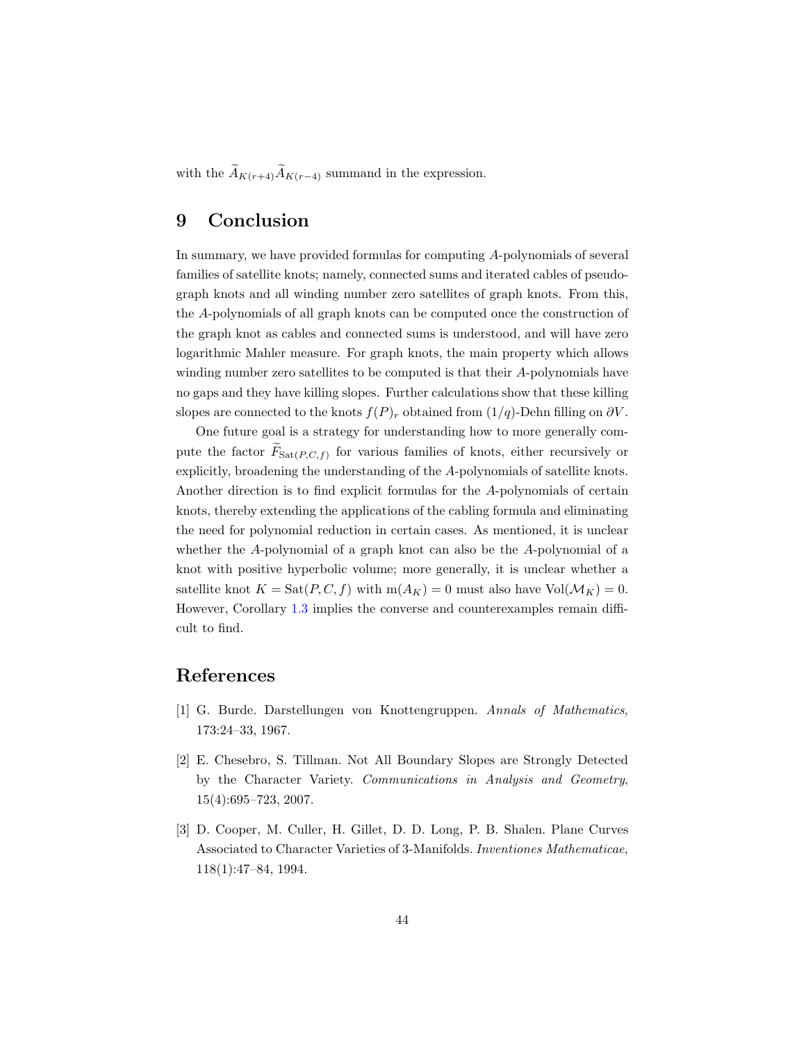with the $\widetilde{A}_{K(r+4)}\widetilde{A}_{K(r-4)}$ summand in the expression.

# 9 Conclusion

In summary, we have provided formulas for computing $A$-polynomials of several families of satellite knots; namely, connected sums and iterated cables of pseudo-graph knots and all winding number zero satellites of graph knots. From this, the $A$-polynomials of all graph knots can be computed once the construction of the graph knot as cables and connected sums is understood, and will have zero logarithmic Mahler measure. For graph knots, the main property which allows winding number zero satellites to be computed is that their $A$-polynomials have no gaps and they have killing slopes. Further calculations show that these killing slopes are connected to the knots $f(P)_r$ obtained from $(1/q)$-Dehn filling on $\partial V$.

One future goal is a strategy for understanding how to more generally compute the factor $\widetilde{F}_{\mathrm{Sat}(P,C,f)}$ for various families of knots, either recursively or explicitly, broadening the understanding of the $A$-polynomials of satellite knots. Another direction is to find explicit formulas for the $A$-polynomials of certain knots, thereby extending the applications of the cabling formula and eliminating the need for polynomial reduction in certain cases. As mentioned, it is unclear whether the $A$-polynomial of a graph knot can also be the $A$-polynomial of a knot with positive hyperbolic volume; more generally, it is unclear whether a satellite knot $K = \mathrm{Sat}(P, C, f)$ with $\mathrm{m}(A_K) = 0$ must also have $\mathrm{Vol}(\mathcal{M}_K) = 0$. However, Corollary 1.3 implies the converse and counterexamples remain difficult to find.

# References

[1] G. Burde. Darstellungen von Knottengruppen. *Annals of Mathematics*, 173:24–33, 1967.

[2] E. Chesebro, S. Tillman. Not All Boundary Slopes are Strongly Detected by the Character Variety. *Communications in Analysis and Geometry*, 15(4):695–723, 2007.

[3] D. Cooper, M. Culler, H. Gillet, D. D. Long, P. B. Shalen. Plane Curves Associated to Character Varieties of 3-Manifolds. *Inventiones Mathematicae*, 118(1):47–84, 1994.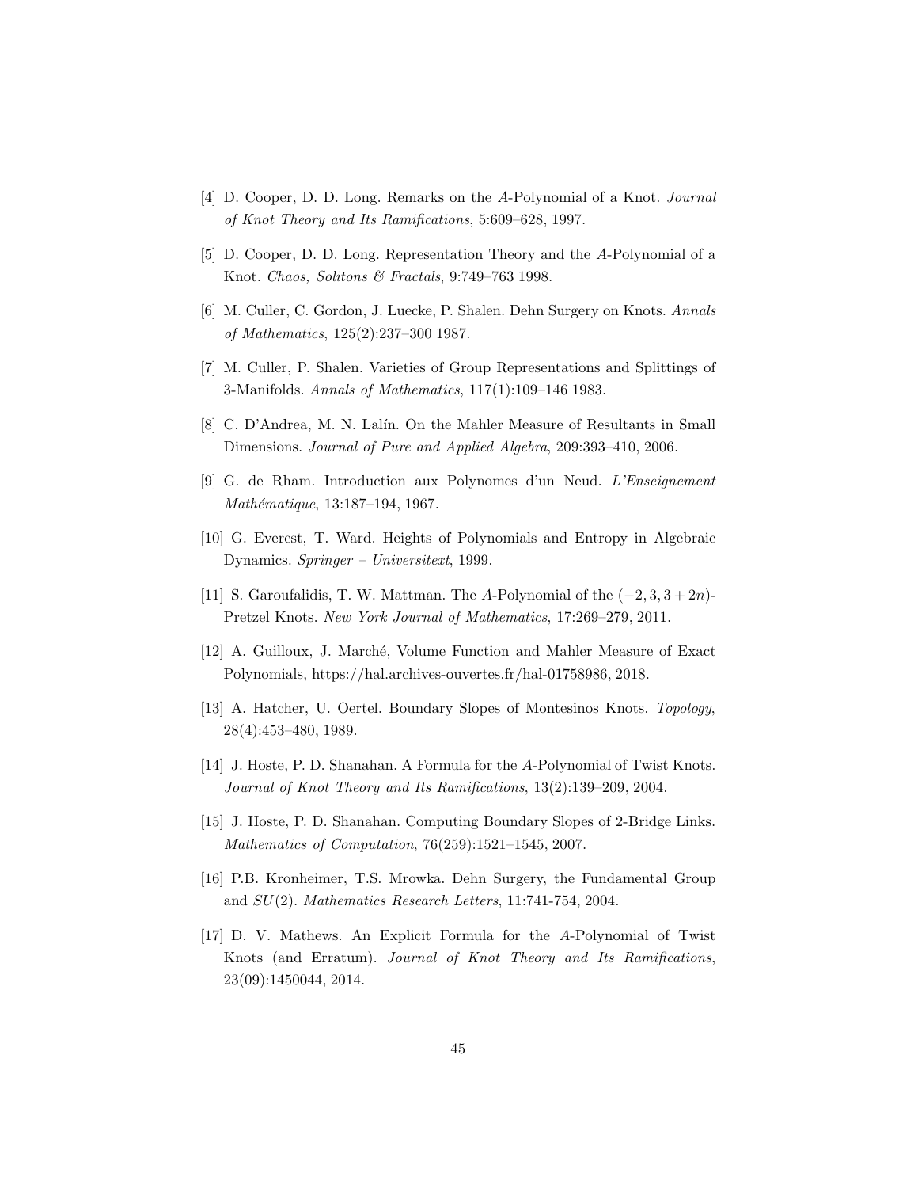[4] D. Cooper, D. D. Long. Remarks on the $A$-Polynomial of a Knot. *Journal of Knot Theory and Its Ramifications*, 5:609–628, 1997.

[5] D. Cooper, D. D. Long. Representation Theory and the $A$-Polynomial of a Knot. *Chaos, Solitons & Fractals*, 9:749–763 1998.

[6] M. Culler, C. Gordon, J. Luecke, P. Shalen. Dehn Surgery on Knots. *Annals of Mathematics*, 125(2):237–300 1987.

[7] M. Culler, P. Shalen. Varieties of Group Representations and Splittings of 3-Manifolds. *Annals of Mathematics*, 117(1):109–146 1983.

[8] C. D'Andrea, M. N. Lalín. On the Mahler Measure of Resultants in Small Dimensions. *Journal of Pure and Applied Algebra*, 209:393–410, 2006.

[9] G. de Rham. Introduction aux Polynomes d'un Neud. *L'Enseignement Mathématique*, 13:187–194, 1967.

[10] G. Everest, T. Ward. Heights of Polynomials and Entropy in Algebraic Dynamics. *Springer – Universitext*, 1999.

[11] S. Garoufalidis, T. W. Mattman. The $A$-Polynomial of the $(-2, 3, 3+2n)$-Pretzel Knots. *New York Journal of Mathematics*, 17:269–279, 2011.

[12] A. Guilloux, J. Marché, Volume Function and Mahler Measure of Exact Polynomials, https://hal.archives-ouvertes.fr/hal-01758986, 2018.

[13] A. Hatcher, U. Oertel. Boundary Slopes of Montesinos Knots. *Topology*, 28(4):453–480, 1989.

[14] J. Hoste, P. D. Shanahan. A Formula for the $A$-Polynomial of Twist Knots. *Journal of Knot Theory and Its Ramifications*, 13(2):139–209, 2004.

[15] J. Hoste, P. D. Shanahan. Computing Boundary Slopes of 2-Bridge Links. *Mathematics of Computation*, 76(259):1521–1545, 2007.

[16] P.B. Kronheimer, T.S. Mrowka. Dehn Surgery, the Fundamental Group and $SU(2)$. *Mathematics Research Letters*, 11:741-754, 2004.

[17] D. V. Mathews. An Explicit Formula for the $A$-Polynomial of Twist Knots (and Erratum). *Journal of Knot Theory and Its Ramifications*, 23(09):1450044, 2014.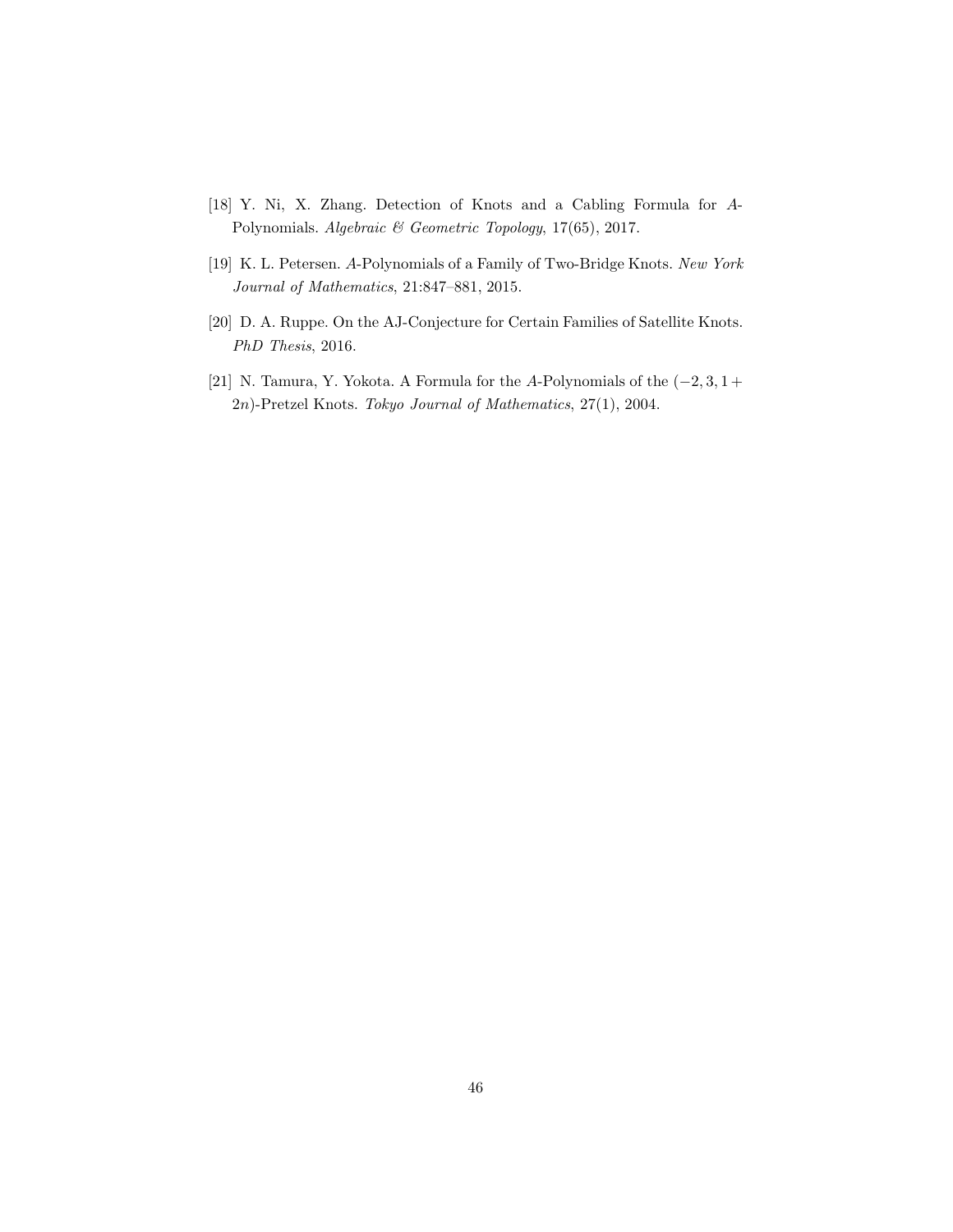[18] Y. Ni, X. Zhang. Detection of Knots and a Cabling Formula for $A$-Polynomials. *Algebraic & Geometric Topology*, 17(65), 2017.

[19] K. L. Petersen. $A$-Polynomials of a Family of Two-Bridge Knots. *New York Journal of Mathematics*, 21:847–881, 2015.

[20] D. A. Ruppe. On the AJ-Conjecture for Certain Families of Satellite Knots. *PhD Thesis*, 2016.

[21] N. Tamura, Y. Yokota. A Formula for the $A$-Polynomials of the $(-2, 3, 1 + 2n)$-Pretzel Knots. *Tokyo Journal of Mathematics*, 27(1), 2004.